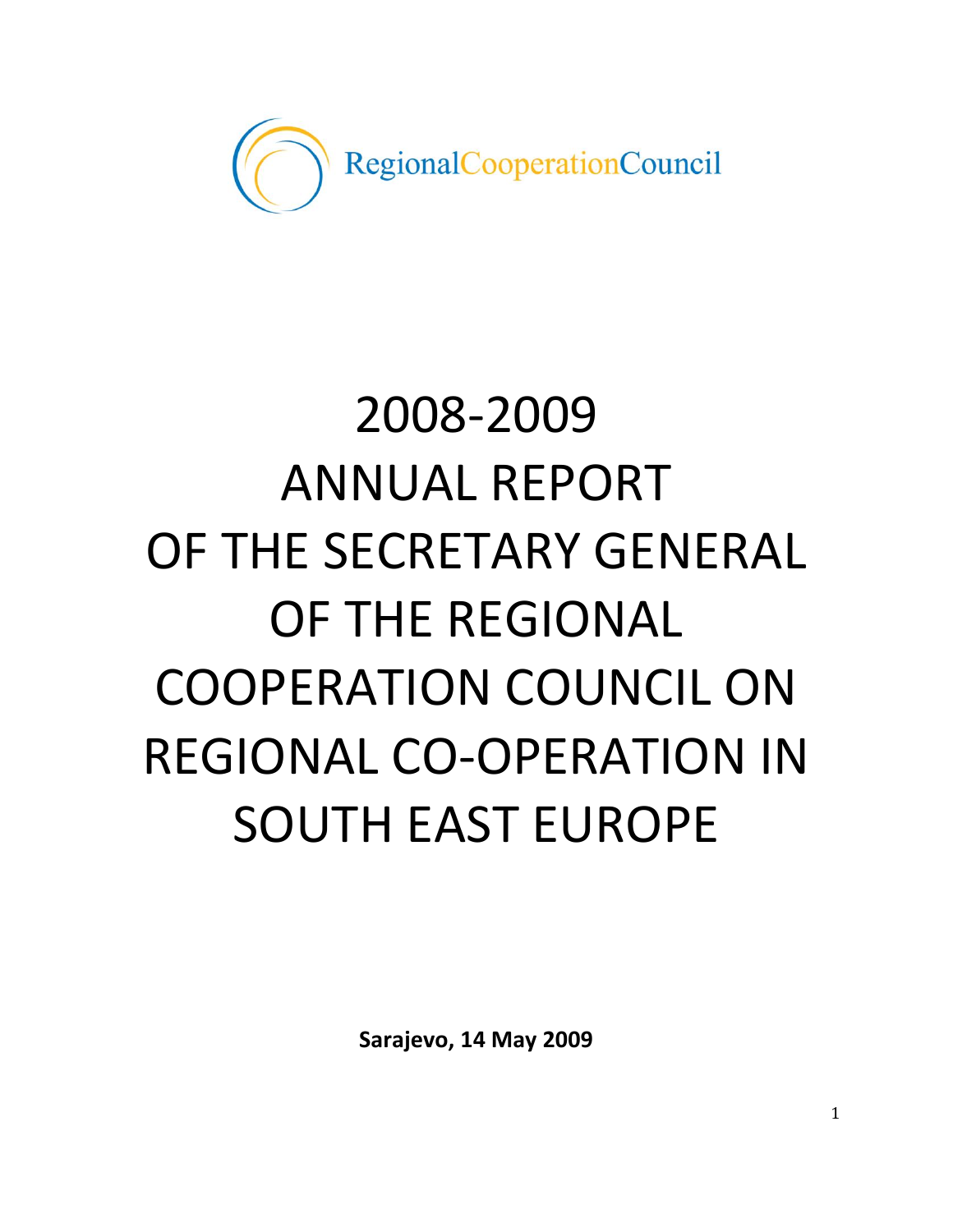RegionalCooperationCouncil

# 2008-2009 ANNUAL REPORT OF THE SECRETARY GENERAL OF THE REGIONAL COOPERATION COUNCIL ON REGIONAL CO-OPERATION IN SOUTH EAST EUROPE

**Sarajevo, 14 May 2009**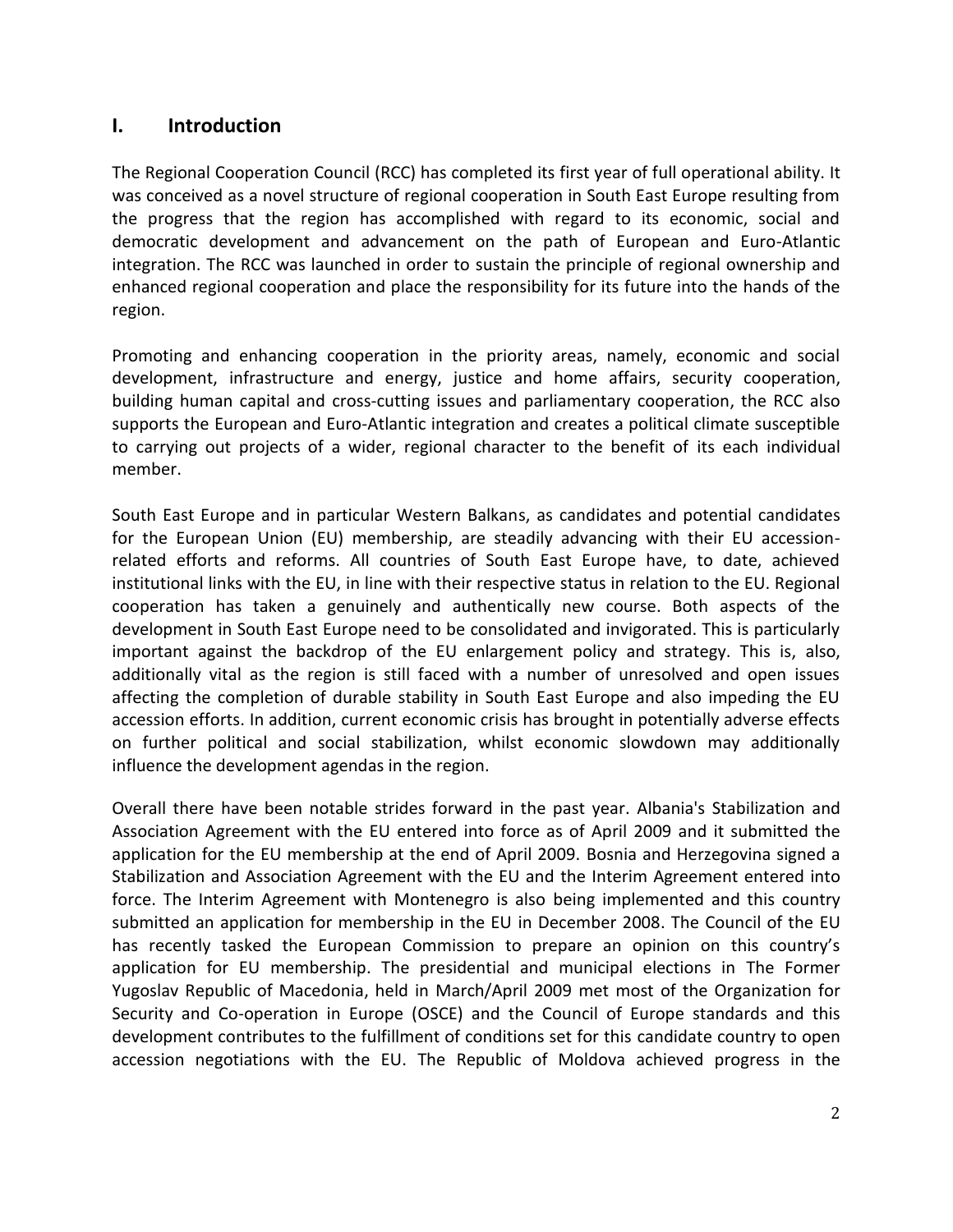## I. Introduction

The Regional Cooperation Council (RCC) has completed its first year of full operational ability. It was conceived as a novel structure of regional cooperation in South East Europe resulting from the progress that the region has accomplished with regard to its economic, social and democratic development and advancement on the path of European and Euro-Atlantic integration. The RCC was launched in order to sustain the principle of regional ownership and enhanced regional cooperation and place the responsibility for its future into the hands of the region.

Promoting and enhancing cooperation in the priority areas, namely, economic and social development, infrastructure and energy, justice and home affairs, security cooperation, building human capital and cross-cutting issues and parliamentary cooperation, the RCC also supports the European and Euro-Atlantic integration and creates a political climate susceptible to carrying out projects of a wider, regional character to the benefit of its each individual member.

South East Europe and in particular Western Balkans, as candidates and potential candidates for the European Union (EU) membership, are steadily advancing with their EU accession-related efforts and reforms. All countries of South East Europe have, to date, achieved institutional links with the EU, in line with their respective status in relation to the EU. Regional cooperation has taken a genuinely and authentically new course. Both aspects of the development in South East Europe need to be consolidated and invigorated. This is particularly important against the backdrop of the EU enlargement policy and strategy. This is, also, additionally vital as the region is still faced with a number of unresolved and open issues affecting the completion of durable stability in South East Europe and also impeding the EU accession efforts. In addition, current economic crisis has brought in potentially adverse effects on further political and social stabilization, whilst economic slowdown may additionally influence the development agendas in the region.

Overall there have been notable strides forward in the past year. Albania's Stabilization and Association Agreement with the EU entered into force as of April 2009 and it submitted the application for the EU membership at the end of April 2009. Bosnia and Herzegovina signed a Stabilization and Association Agreement with the EU and the Interim Agreement entered into force. The Interim Agreement with Montenegro is also being implemented and this country submitted an application for membership in the EU in December 2008. The Council of the EU has recently tasked the European Commission to prepare an opinion on this country's application for EU membership. The presidential and municipal elections in The Former Yugoslav Republic of Macedonia, held in March/April 2009 met most of the Organization for Security and Co-operation in Europe (OSCE) and the Council of Europe standards and this development contributes to the fulfillment of conditions set for this candidate country to open accession negotiations with the EU. The Republic of Moldova achieved progress in the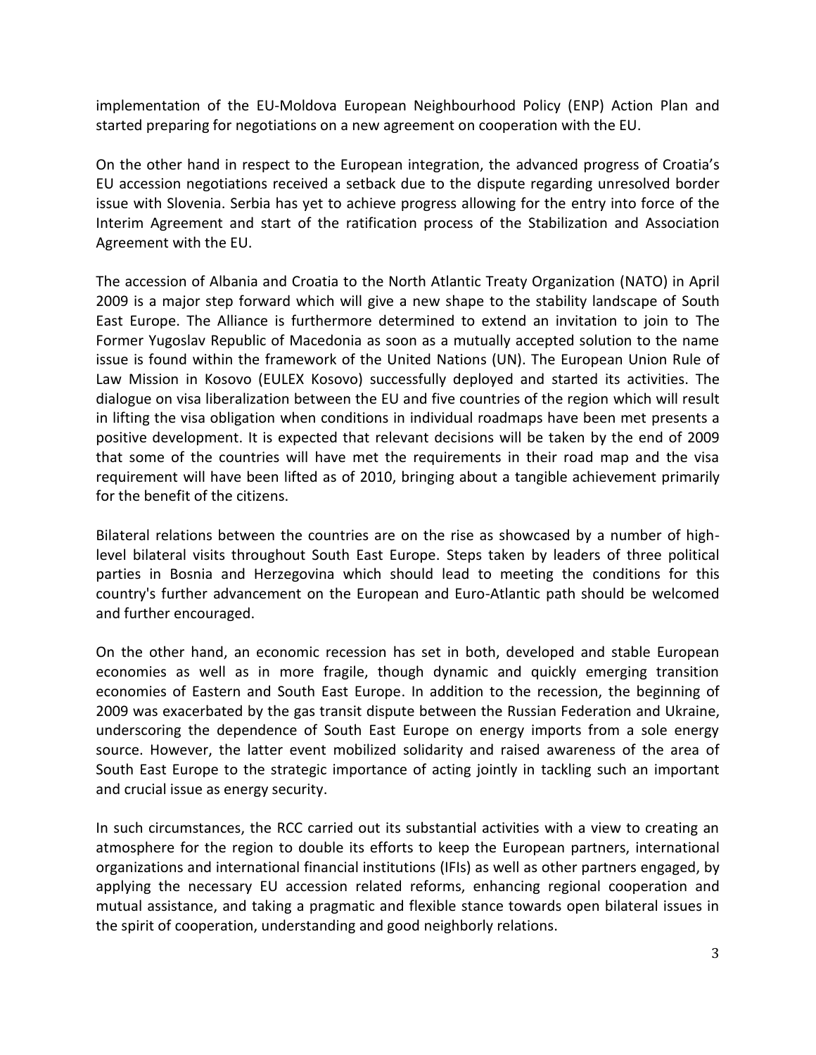implementation of the EU-Moldova European Neighbourhood Policy (ENP) Action Plan and started preparing for negotiations on a new agreement on cooperation with the EU.

On the other hand in respect to the European integration, the advanced progress of Croatia's EU accession negotiations received a setback due to the dispute regarding unresolved border issue with Slovenia. Serbia has yet to achieve progress allowing for the entry into force of the Interim Agreement and start of the ratification process of the Stabilization and Association Agreement with the EU.

The accession of Albania and Croatia to the North Atlantic Treaty Organization (NATO) in April 2009 is a major step forward which will give a new shape to the stability landscape of South East Europe. The Alliance is furthermore determined to extend an invitation to join to The Former Yugoslav Republic of Macedonia as soon as a mutually accepted solution to the name issue is found within the framework of the United Nations (UN). The European Union Rule of Law Mission in Kosovo (EULEX Kosovo) successfully deployed and started its activities. The dialogue on visa liberalization between the EU and five countries of the region which will result in lifting the visa obligation when conditions in individual roadmaps have been met presents a positive development. It is expected that relevant decisions will be taken by the end of 2009 that some of the countries will have met the requirements in their road map and the visa requirement will have been lifted as of 2010, bringing about a tangible achievement primarily for the benefit of the citizens.

Bilateral relations between the countries are on the rise as showcased by a number of high-level bilateral visits throughout South East Europe. Steps taken by leaders of three political parties in Bosnia and Herzegovina which should lead to meeting the conditions for this country's further advancement on the European and Euro-Atlantic path should be welcomed and further encouraged.

On the other hand, an economic recession has set in both, developed and stable European economies as well as in more fragile, though dynamic and quickly emerging transition economies of Eastern and South East Europe. In addition to the recession, the beginning of 2009 was exacerbated by the gas transit dispute between the Russian Federation and Ukraine, underscoring the dependence of South East Europe on energy imports from a sole energy source. However, the latter event mobilized solidarity and raised awareness of the area of South East Europe to the strategic importance of acting jointly in tackling such an important and crucial issue as energy security.

In such circumstances, the RCC carried out its substantial activities with a view to creating an atmosphere for the region to double its efforts to keep the European partners, international organizations and international financial institutions (IFIs) as well as other partners engaged, by applying the necessary EU accession related reforms, enhancing regional cooperation and mutual assistance, and taking a pragmatic and flexible stance towards open bilateral issues in the spirit of cooperation, understanding and good neighborly relations.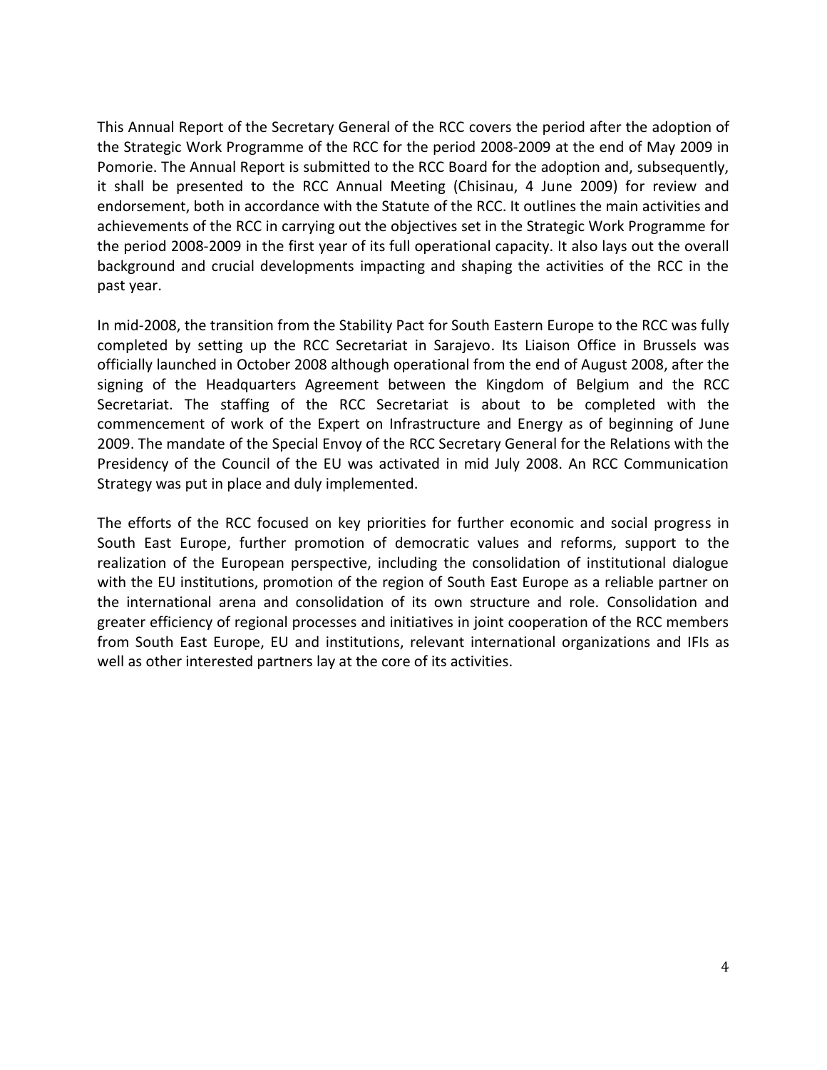This Annual Report of the Secretary General of the RCC covers the period after the adoption of the Strategic Work Programme of the RCC for the period 2008-2009 at the end of May 2009 in Pomorie. The Annual Report is submitted to the RCC Board for the adoption and, subsequently, it shall be presented to the RCC Annual Meeting (Chisinau, 4 June 2009) for review and endorsement, both in accordance with the Statute of the RCC. It outlines the main activities and achievements of the RCC in carrying out the objectives set in the Strategic Work Programme for the period 2008-2009 in the first year of its full operational capacity. It also lays out the overall background and crucial developments impacting and shaping the activities of the RCC in the past year.

In mid-2008, the transition from the Stability Pact for South Eastern Europe to the RCC was fully completed by setting up the RCC Secretariat in Sarajevo. Its Liaison Office in Brussels was officially launched in October 2008 although operational from the end of August 2008, after the signing of the Headquarters Agreement between the Kingdom of Belgium and the RCC Secretariat. The staffing of the RCC Secretariat is about to be completed with the commencement of work of the Expert on Infrastructure and Energy as of beginning of June 2009. The mandate of the Special Envoy of the RCC Secretary General for the Relations with the Presidency of the Council of the EU was activated in mid July 2008. An RCC Communication Strategy was put in place and duly implemented.

The efforts of the RCC focused on key priorities for further economic and social progress in South East Europe, further promotion of democratic values and reforms, support to the realization of the European perspective, including the consolidation of institutional dialogue with the EU institutions, promotion of the region of South East Europe as a reliable partner on the international arena and consolidation of its own structure and role. Consolidation and greater efficiency of regional processes and initiatives in joint cooperation of the RCC members from South East Europe, EU and institutions, relevant international organizations and IFIs as well as other interested partners lay at the core of its activities.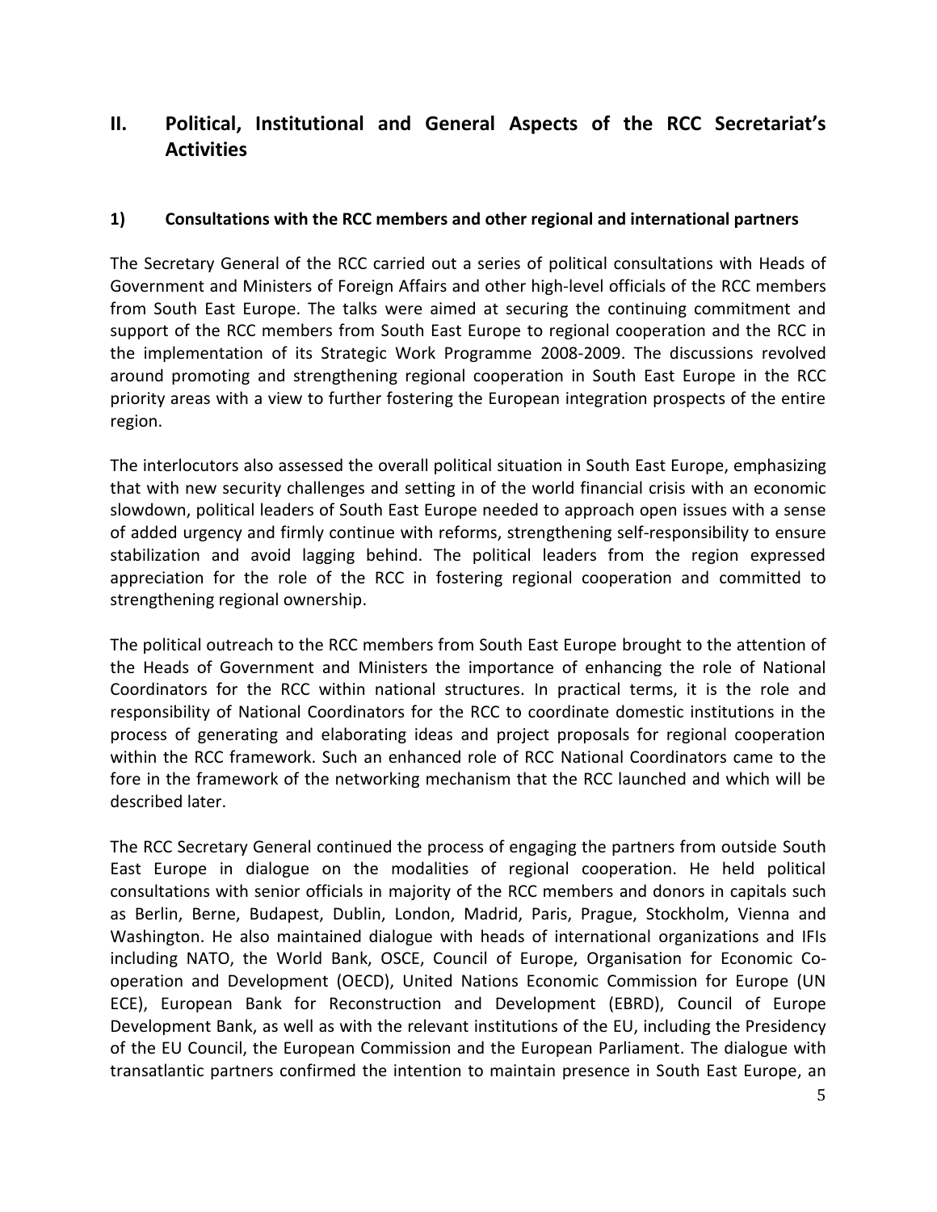## II. Political, Institutional and General Aspects of the RCC Secretariat's Activities

### 1) Consultations with the RCC members and other regional and international partners

The Secretary General of the RCC carried out a series of political consultations with Heads of Government and Ministers of Foreign Affairs and other high-level officials of the RCC members from South East Europe. The talks were aimed at securing the continuing commitment and support of the RCC members from South East Europe to regional cooperation and the RCC in the implementation of its Strategic Work Programme 2008-2009. The discussions revolved around promoting and strengthening regional cooperation in South East Europe in the RCC priority areas with a view to further fostering the European integration prospects of the entire region.

The interlocutors also assessed the overall political situation in South East Europe, emphasizing that with new security challenges and setting in of the world financial crisis with an economic slowdown, political leaders of South East Europe needed to approach open issues with a sense of added urgency and firmly continue with reforms, strengthening self-responsibility to ensure stabilization and avoid lagging behind. The political leaders from the region expressed appreciation for the role of the RCC in fostering regional cooperation and committed to strengthening regional ownership.

The political outreach to the RCC members from South East Europe brought to the attention of the Heads of Government and Ministers the importance of enhancing the role of National Coordinators for the RCC within national structures. In practical terms, it is the role and responsibility of National Coordinators for the RCC to coordinate domestic institutions in the process of generating and elaborating ideas and project proposals for regional cooperation within the RCC framework. Such an enhanced role of RCC National Coordinators came to the fore in the framework of the networking mechanism that the RCC launched and which will be described later.

The RCC Secretary General continued the process of engaging the partners from outside South East Europe in dialogue on the modalities of regional cooperation. He held political consultations with senior officials in majority of the RCC members and donors in capitals such as Berlin, Berne, Budapest, Dublin, London, Madrid, Paris, Prague, Stockholm, Vienna and Washington. He also maintained dialogue with heads of international organizations and IFIs including NATO, the World Bank, OSCE, Council of Europe, Organisation for Economic Co-operation and Development (OECD), United Nations Economic Commission for Europe (UN ECE), European Bank for Reconstruction and Development (EBRD), Council of Europe Development Bank, as well as with the relevant institutions of the EU, including the Presidency of the EU Council, the European Commission and the European Parliament. The dialogue with transatlantic partners confirmed the intention to maintain presence in South East Europe, an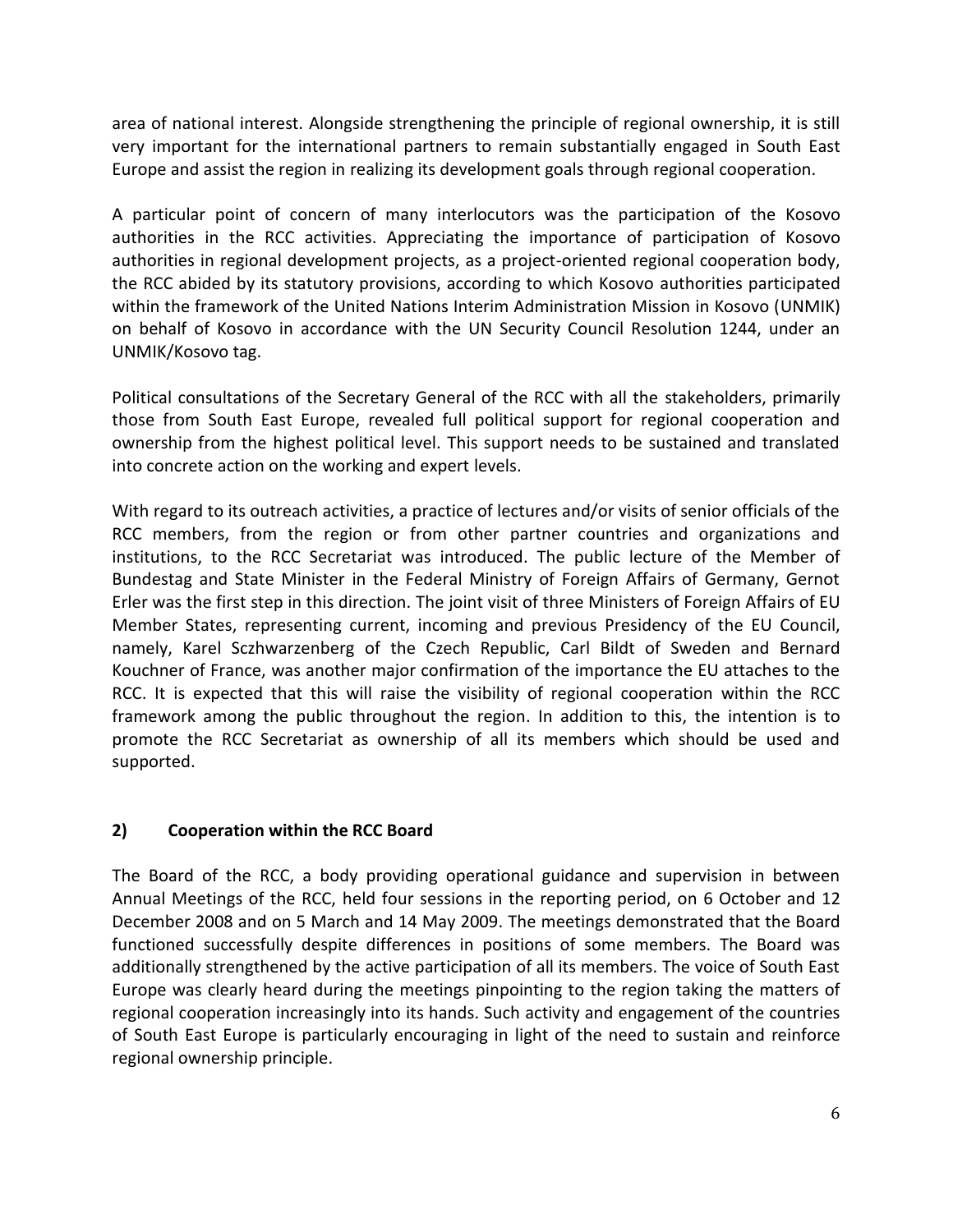area of national interest. Alongside strengthening the principle of regional ownership, it is still very important for the international partners to remain substantially engaged in South East Europe and assist the region in realizing its development goals through regional cooperation.

A particular point of concern of many interlocutors was the participation of the Kosovo authorities in the RCC activities. Appreciating the importance of participation of Kosovo authorities in regional development projects, as a project-oriented regional cooperation body, the RCC abided by its statutory provisions, according to which Kosovo authorities participated within the framework of the United Nations Interim Administration Mission in Kosovo (UNMIK) on behalf of Kosovo in accordance with the UN Security Council Resolution 1244, under an UNMIK/Kosovo tag.

Political consultations of the Secretary General of the RCC with all the stakeholders, primarily those from South East Europe, revealed full political support for regional cooperation and ownership from the highest political level. This support needs to be sustained and translated into concrete action on the working and expert levels.

With regard to its outreach activities, a practice of lectures and/or visits of senior officials of the RCC members, from the region or from other partner countries and organizations and institutions, to the RCC Secretariat was introduced. The public lecture of the Member of Bundestag and State Minister in the Federal Ministry of Foreign Affairs of Germany, Gernot Erler was the first step in this direction. The joint visit of three Ministers of Foreign Affairs of EU Member States, representing current, incoming and previous Presidency of the EU Council, namely, Karel Sczhwarzenberg of the Czech Republic, Carl Bildt of Sweden and Bernard Kouchner of France, was another major confirmation of the importance the EU attaches to the RCC. It is expected that this will raise the visibility of regional cooperation within the RCC framework among the public throughout the region. In addition to this, the intention is to promote the RCC Secretariat as ownership of all its members which should be used and supported.

## 2) Cooperation within the RCC Board

The Board of the RCC, a body providing operational guidance and supervision in between Annual Meetings of the RCC, held four sessions in the reporting period, on 6 October and 12 December 2008 and on 5 March and 14 May 2009. The meetings demonstrated that the Board functioned successfully despite differences in positions of some members. The Board was additionally strengthened by the active participation of all its members. The voice of South East Europe was clearly heard during the meetings pinpointing to the region taking the matters of regional cooperation increasingly into its hands. Such activity and engagement of the countries of South East Europe is particularly encouraging in light of the need to sustain and reinforce regional ownership principle.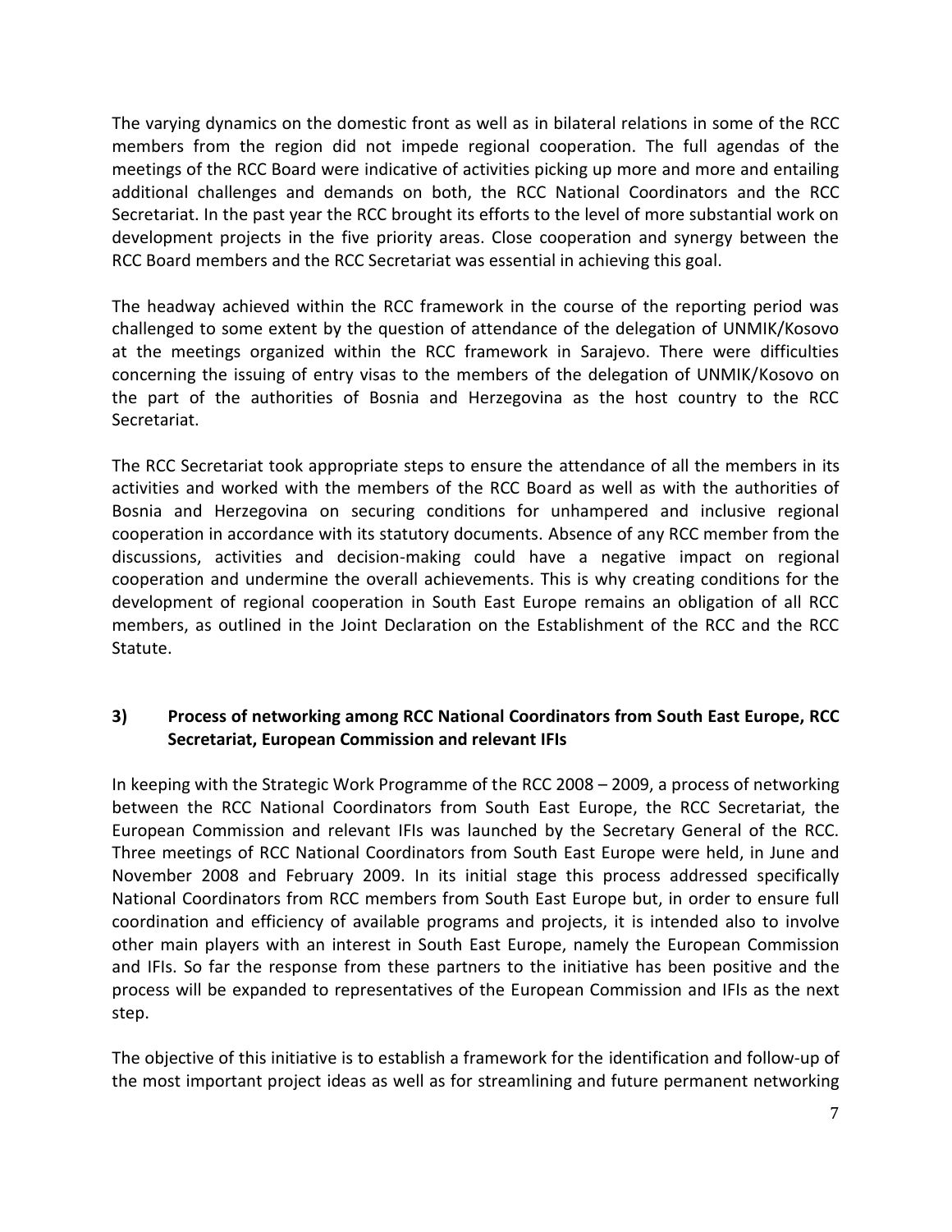The varying dynamics on the domestic front as well as in bilateral relations in some of the RCC members from the region did not impede regional cooperation. The full agendas of the meetings of the RCC Board were indicative of activities picking up more and more and entailing additional challenges and demands on both, the RCC National Coordinators and the RCC Secretariat. In the past year the RCC brought its efforts to the level of more substantial work on development projects in the five priority areas. Close cooperation and synergy between the RCC Board members and the RCC Secretariat was essential in achieving this goal.

The headway achieved within the RCC framework in the course of the reporting period was challenged to some extent by the question of attendance of the delegation of UNMIK/Kosovo at the meetings organized within the RCC framework in Sarajevo. There were difficulties concerning the issuing of entry visas to the members of the delegation of UNMIK/Kosovo on the part of the authorities of Bosnia and Herzegovina as the host country to the RCC Secretariat.

The RCC Secretariat took appropriate steps to ensure the attendance of all the members in its activities and worked with the members of the RCC Board as well as with the authorities of Bosnia and Herzegovina on securing conditions for unhampered and inclusive regional cooperation in accordance with its statutory documents. Absence of any RCC member from the discussions, activities and decision-making could have a negative impact on regional cooperation and undermine the overall achievements. This is why creating conditions for the development of regional cooperation in South East Europe remains an obligation of all RCC members, as outlined in the Joint Declaration on the Establishment of the RCC and the RCC Statute.

### 3) Process of networking among RCC National Coordinators from South East Europe, RCC Secretariat, European Commission and relevant IFIs

In keeping with the Strategic Work Programme of the RCC 2008 – 2009, a process of networking between the RCC National Coordinators from South East Europe, the RCC Secretariat, the European Commission and relevant IFIs was launched by the Secretary General of the RCC. Three meetings of RCC National Coordinators from South East Europe were held, in June and November 2008 and February 2009. In its initial stage this process addressed specifically National Coordinators from RCC members from South East Europe but, in order to ensure full coordination and efficiency of available programs and projects, it is intended also to involve other main players with an interest in South East Europe, namely the European Commission and IFIs. So far the response from these partners to the initiative has been positive and the process will be expanded to representatives of the European Commission and IFIs as the next step.

The objective of this initiative is to establish a framework for the identification and follow-up of the most important project ideas as well as for streamlining and future permanent networking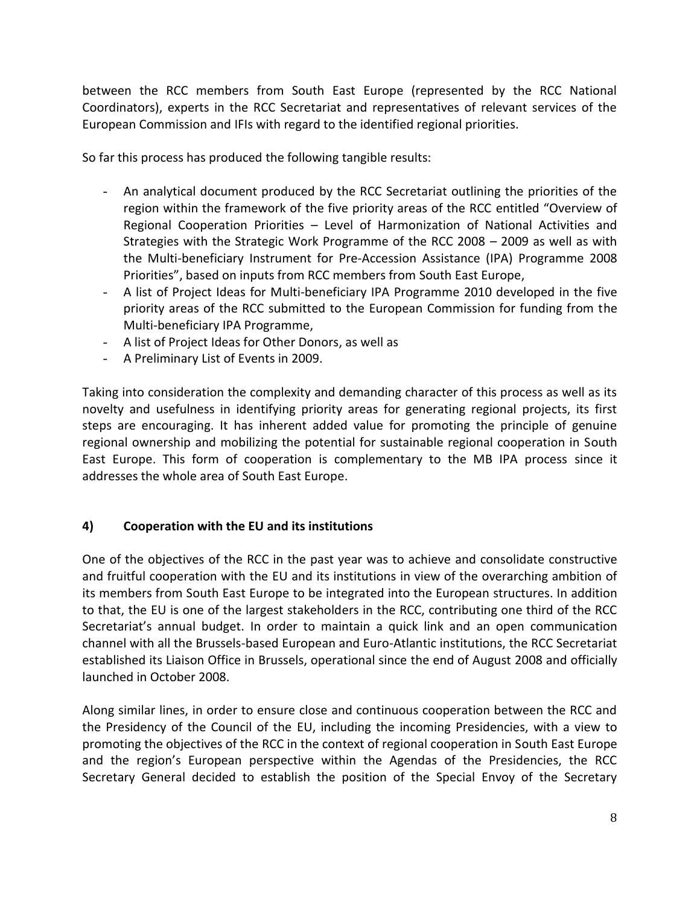between the RCC members from South East Europe (represented by the RCC National Coordinators), experts in the RCC Secretariat and representatives of relevant services of the European Commission and IFIs with regard to the identified regional priorities.

So far this process has produced the following tangible results:

- An analytical document produced by the RCC Secretariat outlining the priorities of the region within the framework of the five priority areas of the RCC entitled "Overview of Regional Cooperation Priorities – Level of Harmonization of National Activities and Strategies with the Strategic Work Programme of the RCC 2008 – 2009 as well as with the Multi-beneficiary Instrument for Pre-Accession Assistance (IPA) Programme 2008 Priorities", based on inputs from RCC members from South East Europe,
- A list of Project Ideas for Multi-beneficiary IPA Programme 2010 developed in the five priority areas of the RCC submitted to the European Commission for funding from the Multi-beneficiary IPA Programme,
- A list of Project Ideas for Other Donors, as well as
- A Preliminary List of Events in 2009.

Taking into consideration the complexity and demanding character of this process as well as its novelty and usefulness in identifying priority areas for generating regional projects, its first steps are encouraging. It has inherent added value for promoting the principle of genuine regional ownership and mobilizing the potential for sustainable regional cooperation in South East Europe. This form of cooperation is complementary to the MB IPA process since it addresses the whole area of South East Europe.

## 4) Cooperation with the EU and its institutions

One of the objectives of the RCC in the past year was to achieve and consolidate constructive and fruitful cooperation with the EU and its institutions in view of the overarching ambition of its members from South East Europe to be integrated into the European structures. In addition to that, the EU is one of the largest stakeholders in the RCC, contributing one third of the RCC Secretariat's annual budget. In order to maintain a quick link and an open communication channel with all the Brussels-based European and Euro-Atlantic institutions, the RCC Secretariat established its Liaison Office in Brussels, operational since the end of August 2008 and officially launched in October 2008.

Along similar lines, in order to ensure close and continuous cooperation between the RCC and the Presidency of the Council of the EU, including the incoming Presidencies, with a view to promoting the objectives of the RCC in the context of regional cooperation in South East Europe and the region's European perspective within the Agendas of the Presidencies, the RCC Secretary General decided to establish the position of the Special Envoy of the Secretary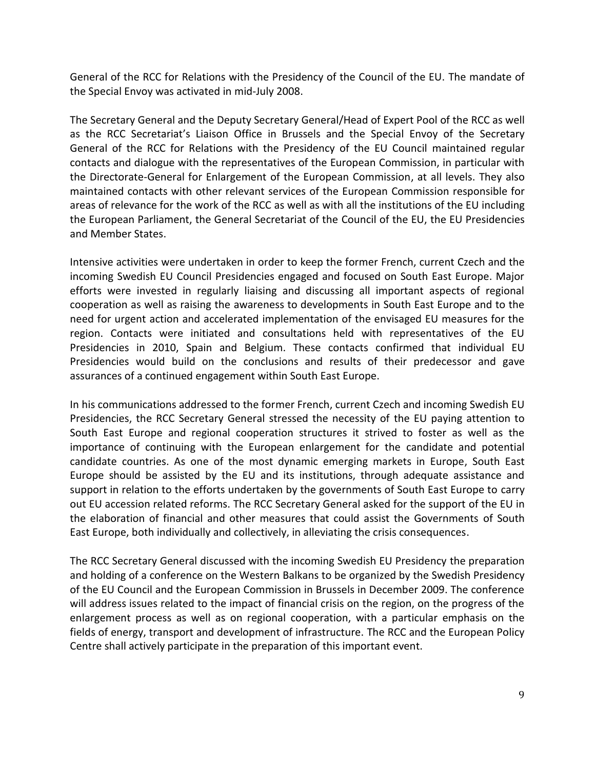General of the RCC for Relations with the Presidency of the Council of the EU. The mandate of the Special Envoy was activated in mid-July 2008.

The Secretary General and the Deputy Secretary General/Head of Expert Pool of the RCC as well as the RCC Secretariat's Liaison Office in Brussels and the Special Envoy of the Secretary General of the RCC for Relations with the Presidency of the EU Council maintained regular contacts and dialogue with the representatives of the European Commission, in particular with the Directorate-General for Enlargement of the European Commission, at all levels. They also maintained contacts with other relevant services of the European Commission responsible for areas of relevance for the work of the RCC as well as with all the institutions of the EU including the European Parliament, the General Secretariat of the Council of the EU, the EU Presidencies and Member States.

Intensive activities were undertaken in order to keep the former French, current Czech and the incoming Swedish EU Council Presidencies engaged and focused on South East Europe. Major efforts were invested in regularly liaising and discussing all important aspects of regional cooperation as well as raising the awareness to developments in South East Europe and to the need for urgent action and accelerated implementation of the envisaged EU measures for the region. Contacts were initiated and consultations held with representatives of the EU Presidencies in 2010, Spain and Belgium. These contacts confirmed that individual EU Presidencies would build on the conclusions and results of their predecessor and gave assurances of a continued engagement within South East Europe.

In his communications addressed to the former French, current Czech and incoming Swedish EU Presidencies, the RCC Secretary General stressed the necessity of the EU paying attention to South East Europe and regional cooperation structures it strived to foster as well as the importance of continuing with the European enlargement for the candidate and potential candidate countries. As one of the most dynamic emerging markets in Europe, South East Europe should be assisted by the EU and its institutions, through adequate assistance and support in relation to the efforts undertaken by the governments of South East Europe to carry out EU accession related reforms. The RCC Secretary General asked for the support of the EU in the elaboration of financial and other measures that could assist the Governments of South East Europe, both individually and collectively, in alleviating the crisis consequences.

The RCC Secretary General discussed with the incoming Swedish EU Presidency the preparation and holding of a conference on the Western Balkans to be organized by the Swedish Presidency of the EU Council and the European Commission in Brussels in December 2009. The conference will address issues related to the impact of financial crisis on the region, on the progress of the enlargement process as well as on regional cooperation, with a particular emphasis on the fields of energy, transport and development of infrastructure. The RCC and the European Policy Centre shall actively participate in the preparation of this important event.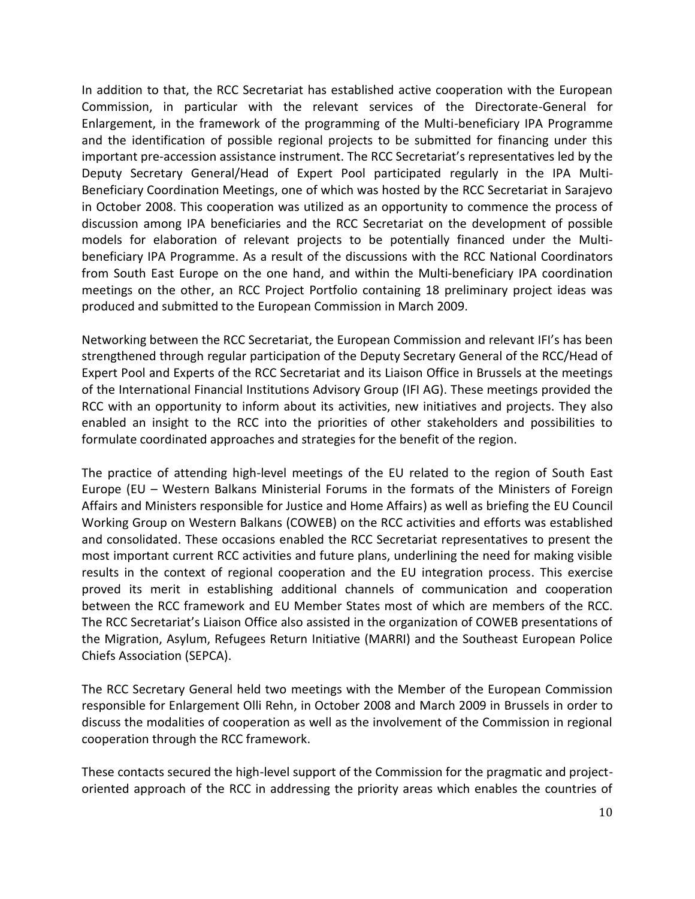In addition to that, the RCC Secretariat has established active cooperation with the European Commission, in particular with the relevant services of the Directorate-General for Enlargement, in the framework of the programming of the Multi-beneficiary IPA Programme and the identification of possible regional projects to be submitted for financing under this important pre-accession assistance instrument. The RCC Secretariat's representatives led by the Deputy Secretary General/Head of Expert Pool participated regularly in the IPA Multi-Beneficiary Coordination Meetings, one of which was hosted by the RCC Secretariat in Sarajevo in October 2008. This cooperation was utilized as an opportunity to commence the process of discussion among IPA beneficiaries and the RCC Secretariat on the development of possible models for elaboration of relevant projects to be potentially financed under the Multi-beneficiary IPA Programme. As a result of the discussions with the RCC National Coordinators from South East Europe on the one hand, and within the Multi-beneficiary IPA coordination meetings on the other, an RCC Project Portfolio containing 18 preliminary project ideas was produced and submitted to the European Commission in March 2009.

Networking between the RCC Secretariat, the European Commission and relevant IFI's has been strengthened through regular participation of the Deputy Secretary General of the RCC/Head of Expert Pool and Experts of the RCC Secretariat and its Liaison Office in Brussels at the meetings of the International Financial Institutions Advisory Group (IFI AG). These meetings provided the RCC with an opportunity to inform about its activities, new initiatives and projects. They also enabled an insight to the RCC into the priorities of other stakeholders and possibilities to formulate coordinated approaches and strategies for the benefit of the region.

The practice of attending high-level meetings of the EU related to the region of South East Europe (EU – Western Balkans Ministerial Forums in the formats of the Ministers of Foreign Affairs and Ministers responsible for Justice and Home Affairs) as well as briefing the EU Council Working Group on Western Balkans (COWEB) on the RCC activities and efforts was established and consolidated. These occasions enabled the RCC Secretariat representatives to present the most important current RCC activities and future plans, underlining the need for making visible results in the context of regional cooperation and the EU integration process. This exercise proved its merit in establishing additional channels of communication and cooperation between the RCC framework and EU Member States most of which are members of the RCC. The RCC Secretariat's Liaison Office also assisted in the organization of COWEB presentations of the Migration, Asylum, Refugees Return Initiative (MARRI) and the Southeast European Police Chiefs Association (SEPCA).

The RCC Secretary General held two meetings with the Member of the European Commission responsible for Enlargement Olli Rehn, in October 2008 and March 2009 in Brussels in order to discuss the modalities of cooperation as well as the involvement of the Commission in regional cooperation through the RCC framework.

These contacts secured the high-level support of the Commission for the pragmatic and project-oriented approach of the RCC in addressing the priority areas which enables the countries of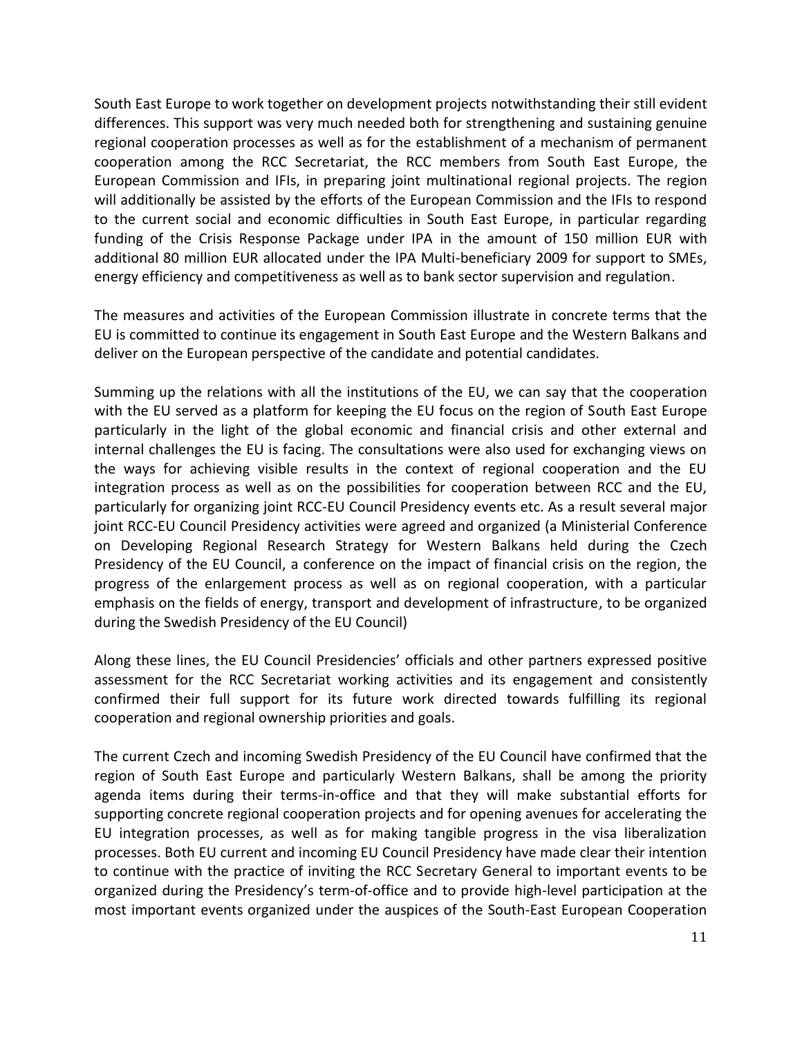South East Europe to work together on development projects notwithstanding their still evident differences. This support was very much needed both for strengthening and sustaining genuine regional cooperation processes as well as for the establishment of a mechanism of permanent cooperation among the RCC Secretariat, the RCC members from South East Europe, the European Commission and IFIs, in preparing joint multinational regional projects. The region will additionally be assisted by the efforts of the European Commission and the IFIs to respond to the current social and economic difficulties in South East Europe, in particular regarding funding of the Crisis Response Package under IPA in the amount of 150 million EUR with additional 80 million EUR allocated under the IPA Multi-beneficiary 2009 for support to SMEs, energy efficiency and competitiveness as well as to bank sector supervision and regulation.

The measures and activities of the European Commission illustrate in concrete terms that the EU is committed to continue its engagement in South East Europe and the Western Balkans and deliver on the European perspective of the candidate and potential candidates.

Summing up the relations with all the institutions of the EU, we can say that the cooperation with the EU served as a platform for keeping the EU focus on the region of South East Europe particularly in the light of the global economic and financial crisis and other external and internal challenges the EU is facing. The consultations were also used for exchanging views on the ways for achieving visible results in the context of regional cooperation and the EU integration process as well as on the possibilities for cooperation between RCC and the EU, particularly for organizing joint RCC-EU Council Presidency events etc. As a result several major joint RCC-EU Council Presidency activities were agreed and organized (a Ministerial Conference on Developing Regional Research Strategy for Western Balkans held during the Czech Presidency of the EU Council, a conference on the impact of financial crisis on the region, the progress of the enlargement process as well as on regional cooperation, with a particular emphasis on the fields of energy, transport and development of infrastructure, to be organized during the Swedish Presidency of the EU Council)

Along these lines, the EU Council Presidencies' officials and other partners expressed positive assessment for the RCC Secretariat working activities and its engagement and consistently confirmed their full support for its future work directed towards fulfilling its regional cooperation and regional ownership priorities and goals.

The current Czech and incoming Swedish Presidency of the EU Council have confirmed that the region of South East Europe and particularly Western Balkans, shall be among the priority agenda items during their terms-in-office and that they will make substantial efforts for supporting concrete regional cooperation projects and for opening avenues for accelerating the EU integration processes, as well as for making tangible progress in the visa liberalization processes. Both EU current and incoming EU Council Presidency have made clear their intention to continue with the practice of inviting the RCC Secretary General to important events to be organized during the Presidency's term-of-office and to provide high-level participation at the most important events organized under the auspices of the South-East European Cooperation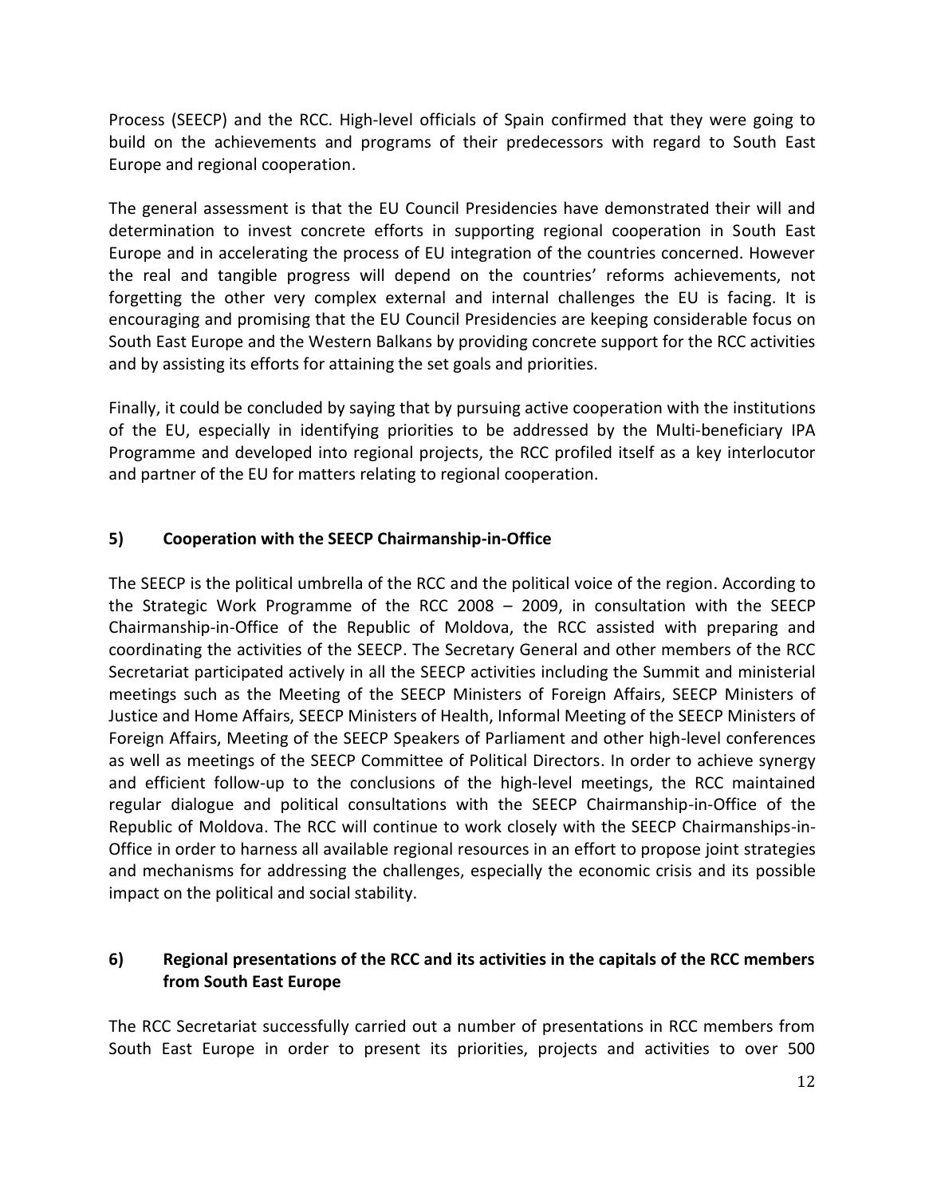Process (SEECP) and the RCC. High-level officials of Spain confirmed that they were going to build on the achievements and programs of their predecessors with regard to South East Europe and regional cooperation.

The general assessment is that the EU Council Presidencies have demonstrated their will and determination to invest concrete efforts in supporting regional cooperation in South East Europe and in accelerating the process of EU integration of the countries concerned. However the real and tangible progress will depend on the countries' reforms achievements, not forgetting the other very complex external and internal challenges the EU is facing. It is encouraging and promising that the EU Council Presidencies are keeping considerable focus on South East Europe and the Western Balkans by providing concrete support for the RCC activities and by assisting its efforts for attaining the set goals and priorities.

Finally, it could be concluded by saying that by pursuing active cooperation with the institutions of the EU, especially in identifying priorities to be addressed by the Multi-beneficiary IPA Programme and developed into regional projects, the RCC profiled itself as a key interlocutor and partner of the EU for matters relating to regional cooperation.

### 5) Cooperation with the SEECP Chairmanship-in-Office

The SEECP is the political umbrella of the RCC and the political voice of the region. According to the Strategic Work Programme of the RCC 2008 – 2009, in consultation with the SEECP Chairmanship-in-Office of the Republic of Moldova, the RCC assisted with preparing and coordinating the activities of the SEECP. The Secretary General and other members of the RCC Secretariat participated actively in all the SEECP activities including the Summit and ministerial meetings such as the Meeting of the SEECP Ministers of Foreign Affairs, SEECP Ministers of Justice and Home Affairs, SEECP Ministers of Health, Informal Meeting of the SEECP Ministers of Foreign Affairs, Meeting of the SEECP Speakers of Parliament and other high-level conferences as well as meetings of the SEECP Committee of Political Directors. In order to achieve synergy and efficient follow-up to the conclusions of the high-level meetings, the RCC maintained regular dialogue and political consultations with the SEECP Chairmanship-in-Office of the Republic of Moldova. The RCC will continue to work closely with the SEECP Chairmanships-in-Office in order to harness all available regional resources in an effort to propose joint strategies and mechanisms for addressing the challenges, especially the economic crisis and its possible impact on the political and social stability.

### 6) Regional presentations of the RCC and its activities in the capitals of the RCC members from South East Europe

The RCC Secretariat successfully carried out a number of presentations in RCC members from South East Europe in order to present its priorities, projects and activities to over 500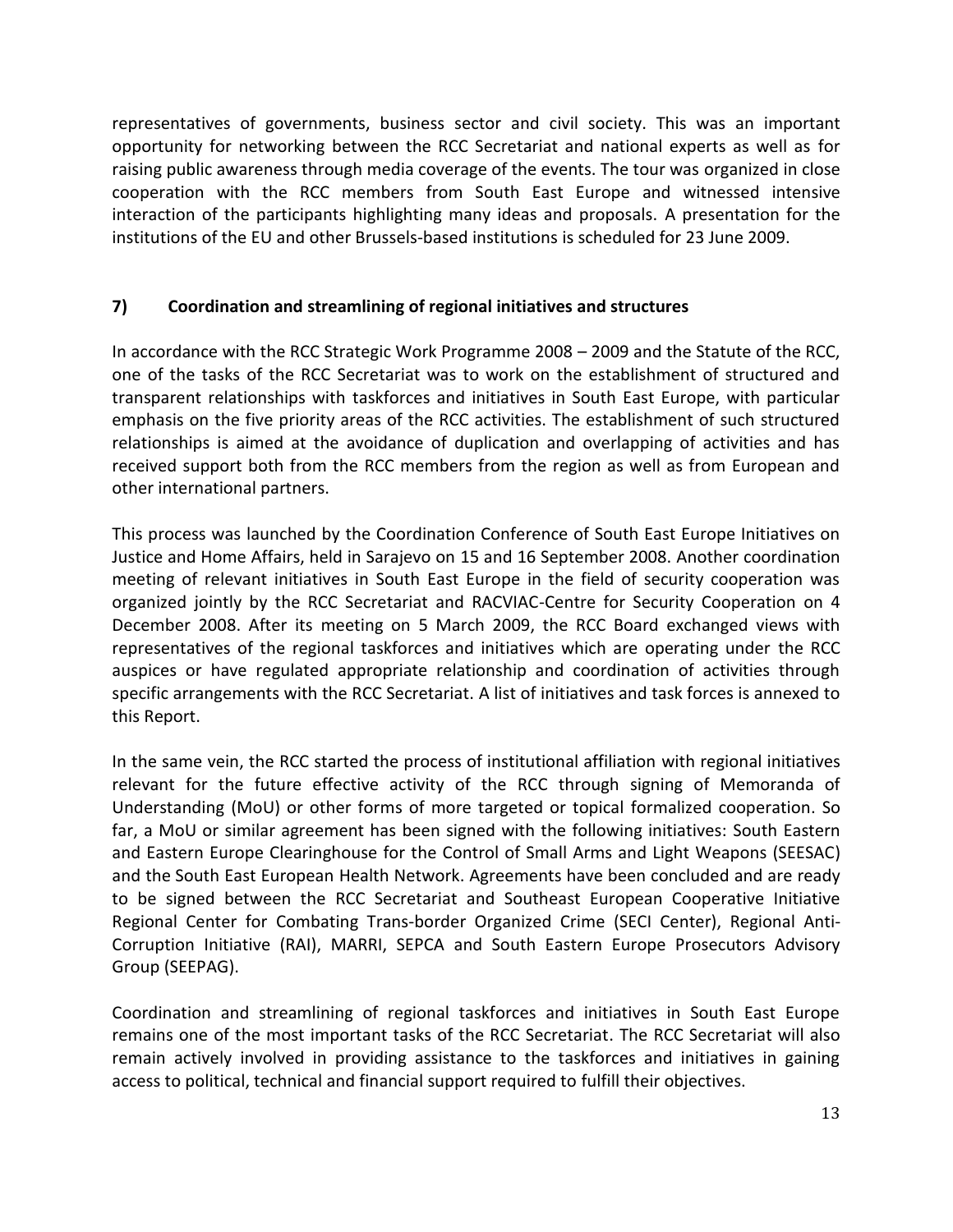representatives of governments, business sector and civil society. This was an important opportunity for networking between the RCC Secretariat and national experts as well as for raising public awareness through media coverage of the events. The tour was organized in close cooperation with the RCC members from South East Europe and witnessed intensive interaction of the participants highlighting many ideas and proposals. A presentation for the institutions of the EU and other Brussels-based institutions is scheduled for 23 June 2009.

## 7) Coordination and streamlining of regional initiatives and structures

In accordance with the RCC Strategic Work Programme 2008 – 2009 and the Statute of the RCC, one of the tasks of the RCC Secretariat was to work on the establishment of structured and transparent relationships with taskforces and initiatives in South East Europe, with particular emphasis on the five priority areas of the RCC activities. The establishment of such structured relationships is aimed at the avoidance of duplication and overlapping of activities and has received support both from the RCC members from the region as well as from European and other international partners.

This process was launched by the Coordination Conference of South East Europe Initiatives on Justice and Home Affairs, held in Sarajevo on 15 and 16 September 2008. Another coordination meeting of relevant initiatives in South East Europe in the field of security cooperation was organized jointly by the RCC Secretariat and RACVIAC-Centre for Security Cooperation on 4 December 2008. After its meeting on 5 March 2009, the RCC Board exchanged views with representatives of the regional taskforces and initiatives which are operating under the RCC auspices or have regulated appropriate relationship and coordination of activities through specific arrangements with the RCC Secretariat. A list of initiatives and task forces is annexed to this Report.

In the same vein, the RCC started the process of institutional affiliation with regional initiatives relevant for the future effective activity of the RCC through signing of Memoranda of Understanding (MoU) or other forms of more targeted or topical formalized cooperation. So far, a MoU or similar agreement has been signed with the following initiatives: South Eastern and Eastern Europe Clearinghouse for the Control of Small Arms and Light Weapons (SEESAC) and the South East European Health Network. Agreements have been concluded and are ready to be signed between the RCC Secretariat and Southeast European Cooperative Initiative Regional Center for Combating Trans-border Organized Crime (SECI Center), Regional Anti-Corruption Initiative (RAI), MARRI, SEPCA and South Eastern Europe Prosecutors Advisory Group (SEEPAG).

Coordination and streamlining of regional taskforces and initiatives in South East Europe remains one of the most important tasks of the RCC Secretariat. The RCC Secretariat will also remain actively involved in providing assistance to the taskforces and initiatives in gaining access to political, technical and financial support required to fulfill their objectives.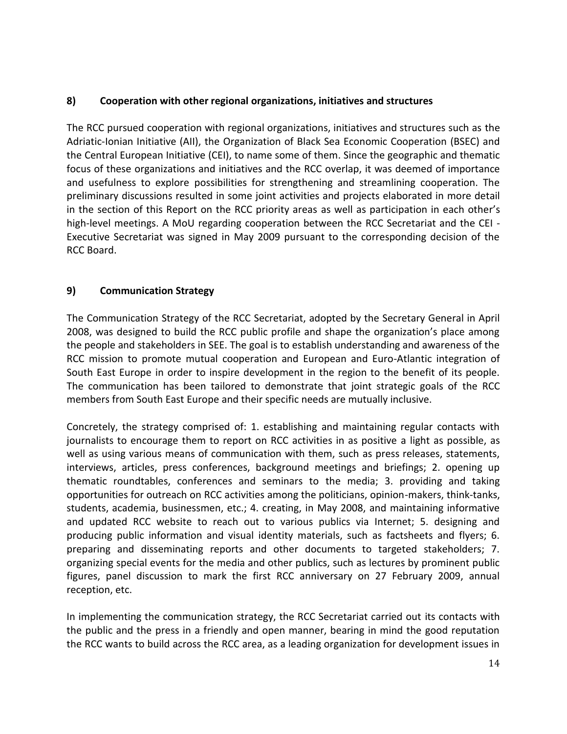## 8) Cooperation with other regional organizations, initiatives and structures

The RCC pursued cooperation with regional organizations, initiatives and structures such as the Adriatic-Ionian Initiative (AII), the Organization of Black Sea Economic Cooperation (BSEC) and the Central European Initiative (CEI), to name some of them. Since the geographic and thematic focus of these organizations and initiatives and the RCC overlap, it was deemed of importance and usefulness to explore possibilities for strengthening and streamlining cooperation. The preliminary discussions resulted in some joint activities and projects elaborated in more detail in the section of this Report on the RCC priority areas as well as participation in each other's high-level meetings. A MoU regarding cooperation between the RCC Secretariat and the CEI - Executive Secretariat was signed in May 2009 pursuant to the corresponding decision of the RCC Board.

## 9) Communication Strategy

The Communication Strategy of the RCC Secretariat, adopted by the Secretary General in April 2008, was designed to build the RCC public profile and shape the organization's place among the people and stakeholders in SEE. The goal is to establish understanding and awareness of the RCC mission to promote mutual cooperation and European and Euro-Atlantic integration of South East Europe in order to inspire development in the region to the benefit of its people. The communication has been tailored to demonstrate that joint strategic goals of the RCC members from South East Europe and their specific needs are mutually inclusive.

Concretely, the strategy comprised of: 1. establishing and maintaining regular contacts with journalists to encourage them to report on RCC activities in as positive a light as possible, as well as using various means of communication with them, such as press releases, statements, interviews, articles, press conferences, background meetings and briefings; 2. opening up thematic roundtables, conferences and seminars to the media; 3. providing and taking opportunities for outreach on RCC activities among the politicians, opinion-makers, think-tanks, students, academia, businessmen, etc.; 4. creating, in May 2008, and maintaining informative and updated RCC website to reach out to various publics via Internet; 5. designing and producing public information and visual identity materials, such as factsheets and flyers; 6. preparing and disseminating reports and other documents to targeted stakeholders; 7. organizing special events for the media and other publics, such as lectures by prominent public figures, panel discussion to mark the first RCC anniversary on 27 February 2009, annual reception, etc.

In implementing the communication strategy, the RCC Secretariat carried out its contacts with the public and the press in a friendly and open manner, bearing in mind the good reputation the RCC wants to build across the RCC area, as a leading organization for development issues in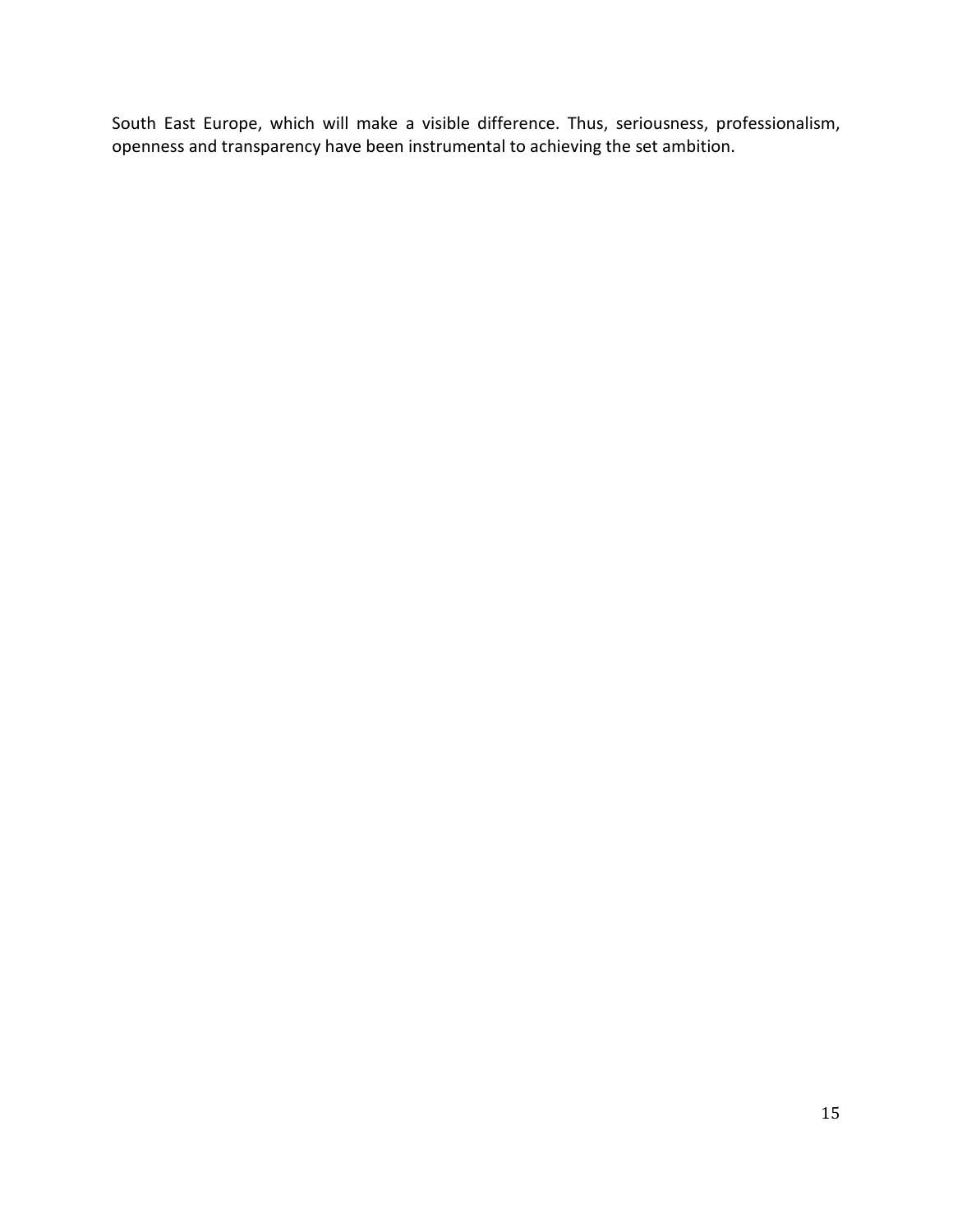South East Europe, which will make a visible difference. Thus, seriousness, professionalism, openness and transparency have been instrumental to achieving the set ambition.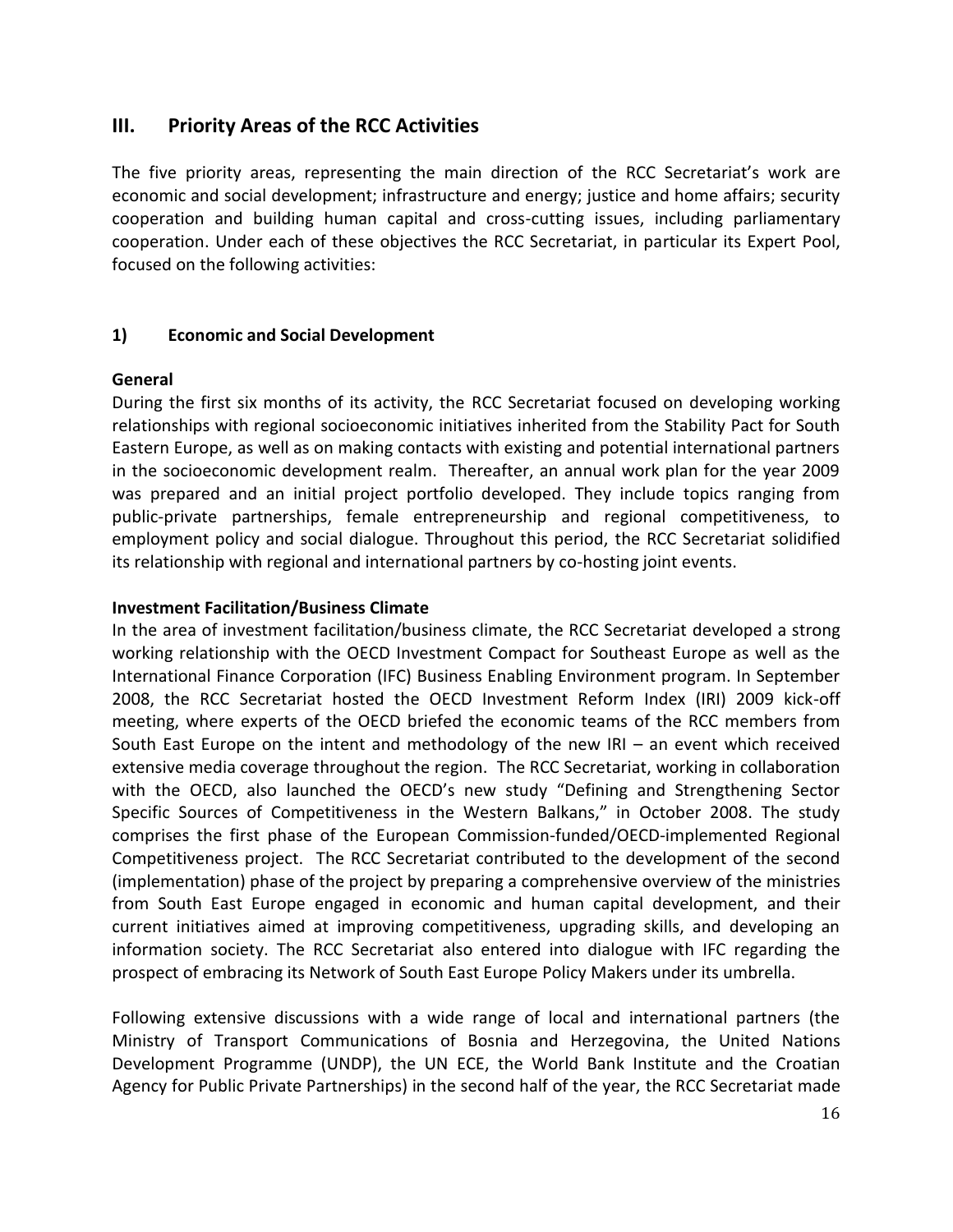## III. Priority Areas of the RCC Activities

The five priority areas, representing the main direction of the RCC Secretariat's work are economic and social development; infrastructure and energy; justice and home affairs; security cooperation and building human capital and cross-cutting issues, including parliamentary cooperation. Under each of these objectives the RCC Secretariat, in particular its Expert Pool, focused on the following activities:

### 1) Economic and Social Development

**General**

During the first six months of its activity, the RCC Secretariat focused on developing working relationships with regional socioeconomic initiatives inherited from the Stability Pact for South Eastern Europe, as well as on making contacts with existing and potential international partners in the socioeconomic development realm. Thereafter, an annual work plan for the year 2009 was prepared and an initial project portfolio developed. They include topics ranging from public-private partnerships, female entrepreneurship and regional competitiveness, to employment policy and social dialogue. Throughout this period, the RCC Secretariat solidified its relationship with regional and international partners by co-hosting joint events.

**Investment Facilitation/Business Climate**

In the area of investment facilitation/business climate, the RCC Secretariat developed a strong working relationship with the OECD Investment Compact for Southeast Europe as well as the International Finance Corporation (IFC) Business Enabling Environment program. In September 2008, the RCC Secretariat hosted the OECD Investment Reform Index (IRI) 2009 kick-off meeting, where experts of the OECD briefed the economic teams of the RCC members from South East Europe on the intent and methodology of the new IRI – an event which received extensive media coverage throughout the region. The RCC Secretariat, working in collaboration with the OECD, also launched the OECD's new study "Defining and Strengthening Sector Specific Sources of Competitiveness in the Western Balkans," in October 2008. The study comprises the first phase of the European Commission-funded/OECD-implemented Regional Competitiveness project. The RCC Secretariat contributed to the development of the second (implementation) phase of the project by preparing a comprehensive overview of the ministries from South East Europe engaged in economic and human capital development, and their current initiatives aimed at improving competitiveness, upgrading skills, and developing an information society. The RCC Secretariat also entered into dialogue with IFC regarding the prospect of embracing its Network of South East Europe Policy Makers under its umbrella.

Following extensive discussions with a wide range of local and international partners (the Ministry of Transport Communications of Bosnia and Herzegovina, the United Nations Development Programme (UNDP), the UN ECE, the World Bank Institute and the Croatian Agency for Public Private Partnerships) in the second half of the year, the RCC Secretariat made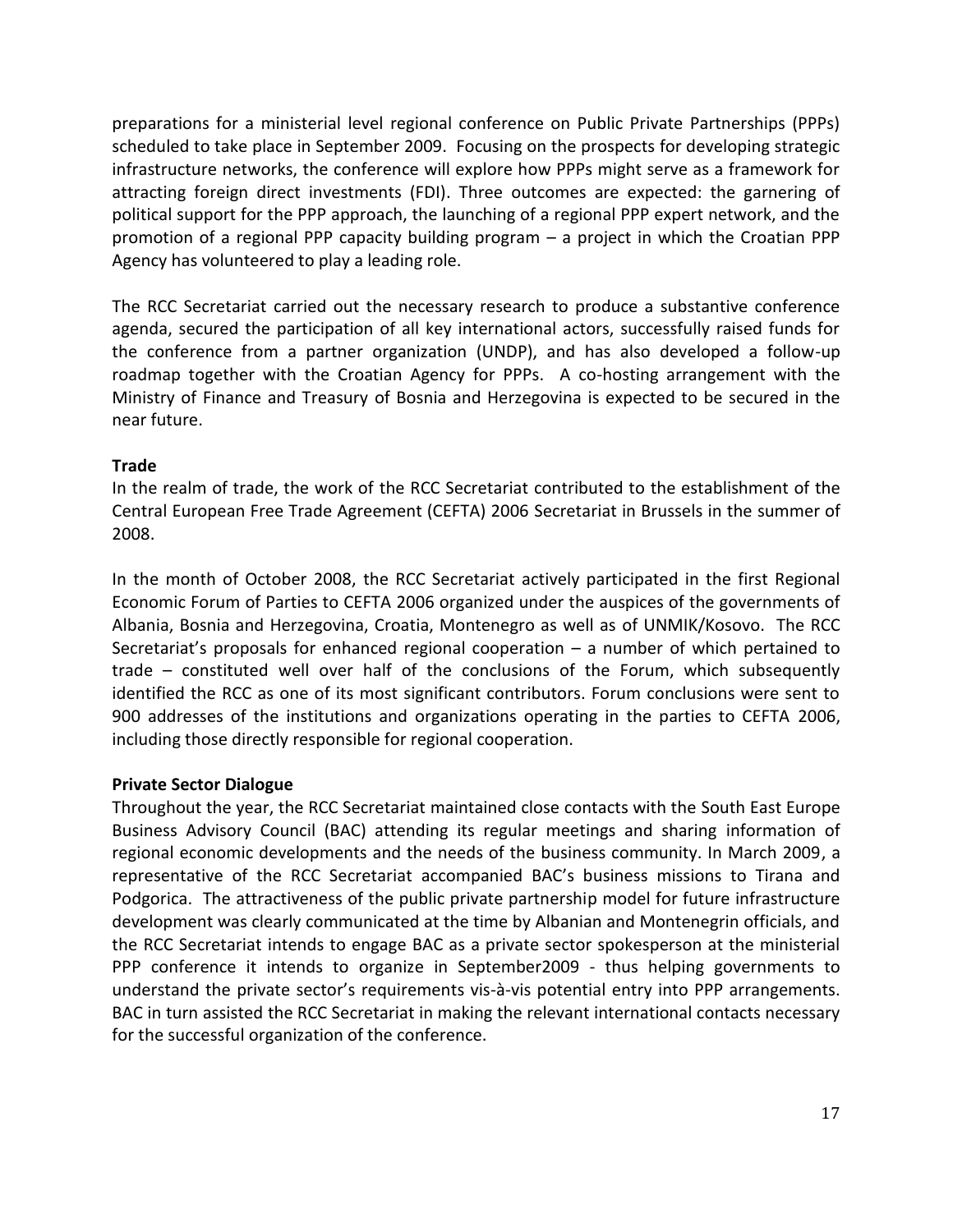preparations for a ministerial level regional conference on Public Private Partnerships (PPPs) scheduled to take place in September 2009. Focusing on the prospects for developing strategic infrastructure networks, the conference will explore how PPPs might serve as a framework for attracting foreign direct investments (FDI). Three outcomes are expected: the garnering of political support for the PPP approach, the launching of a regional PPP expert network, and the promotion of a regional PPP capacity building program – a project in which the Croatian PPP Agency has volunteered to play a leading role.

The RCC Secretariat carried out the necessary research to produce a substantive conference agenda, secured the participation of all key international actors, successfully raised funds for the conference from a partner organization (UNDP), and has also developed a follow-up roadmap together with the Croatian Agency for PPPs. A co-hosting arrangement with the Ministry of Finance and Treasury of Bosnia and Herzegovina is expected to be secured in the near future.

**Trade**

In the realm of trade, the work of the RCC Secretariat contributed to the establishment of the Central European Free Trade Agreement (CEFTA) 2006 Secretariat in Brussels in the summer of 2008.

In the month of October 2008, the RCC Secretariat actively participated in the first Regional Economic Forum of Parties to CEFTA 2006 organized under the auspices of the governments of Albania, Bosnia and Herzegovina, Croatia, Montenegro as well as of UNMIK/Kosovo. The RCC Secretariat's proposals for enhanced regional cooperation – a number of which pertained to trade – constituted well over half of the conclusions of the Forum, which subsequently identified the RCC as one of its most significant contributors. Forum conclusions were sent to 900 addresses of the institutions and organizations operating in the parties to CEFTA 2006, including those directly responsible for regional cooperation.

**Private Sector Dialogue**

Throughout the year, the RCC Secretariat maintained close contacts with the South East Europe Business Advisory Council (BAC) attending its regular meetings and sharing information of regional economic developments and the needs of the business community. In March 2009, a representative of the RCC Secretariat accompanied BAC's business missions to Tirana and Podgorica. The attractiveness of the public private partnership model for future infrastructure development was clearly communicated at the time by Albanian and Montenegrin officials, and the RCC Secretariat intends to engage BAC as a private sector spokesperson at the ministerial PPP conference it intends to organize in September2009 - thus helping governments to understand the private sector's requirements vis-à-vis potential entry into PPP arrangements. BAC in turn assisted the RCC Secretariat in making the relevant international contacts necessary for the successful organization of the conference.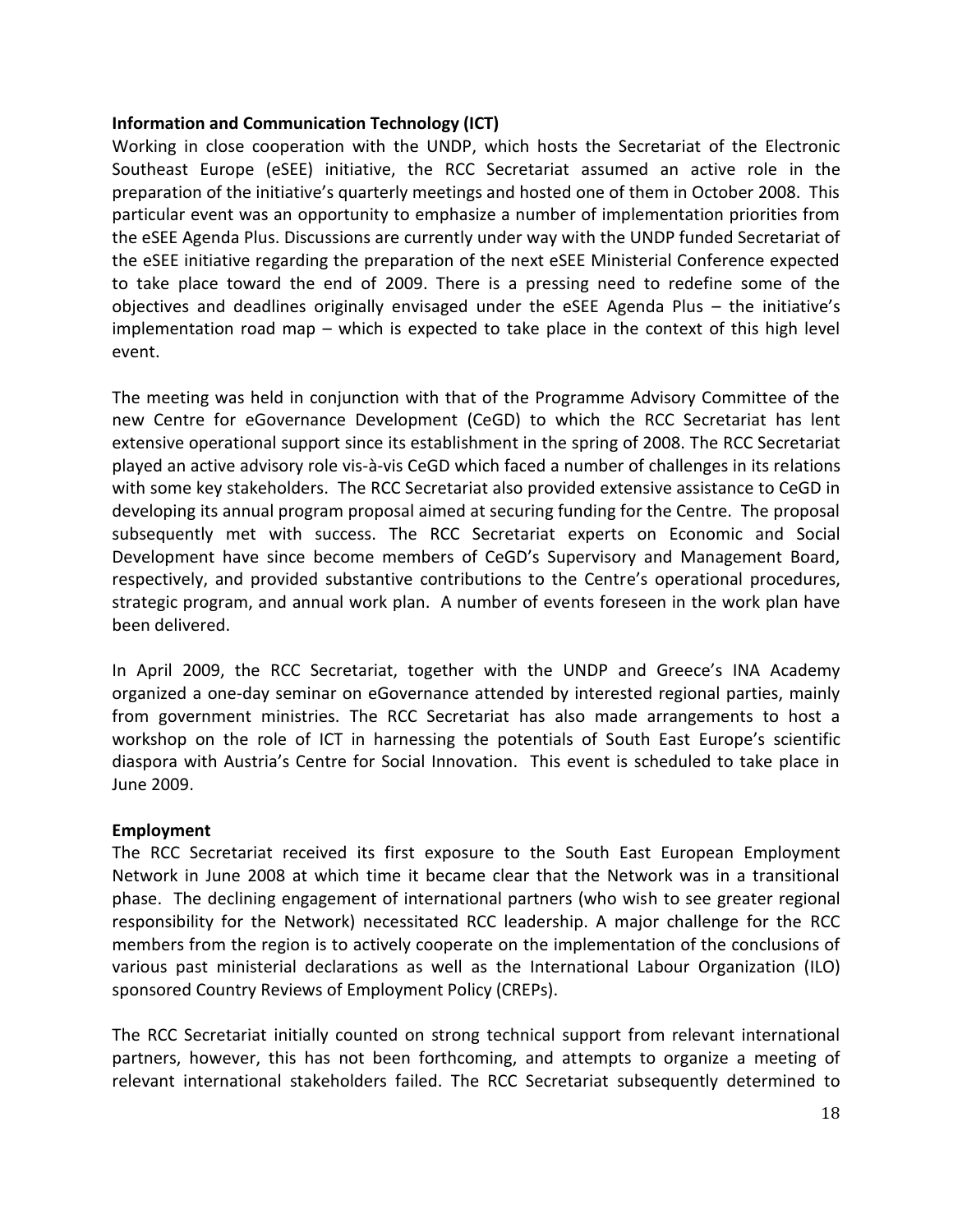**Information and Communication Technology (ICT)**

Working in close cooperation with the UNDP, which hosts the Secretariat of the Electronic Southeast Europe (eSEE) initiative, the RCC Secretariat assumed an active role in the preparation of the initiative's quarterly meetings and hosted one of them in October 2008. This particular event was an opportunity to emphasize a number of implementation priorities from the eSEE Agenda Plus. Discussions are currently under way with the UNDP funded Secretariat of the eSEE initiative regarding the preparation of the next eSEE Ministerial Conference expected to take place toward the end of 2009. There is a pressing need to redefine some of the objectives and deadlines originally envisaged under the eSEE Agenda Plus – the initiative's implementation road map – which is expected to take place in the context of this high level event.

The meeting was held in conjunction with that of the Programme Advisory Committee of the new Centre for eGovernance Development (CeGD) to which the RCC Secretariat has lent extensive operational support since its establishment in the spring of 2008. The RCC Secretariat played an active advisory role vis-à-vis CeGD which faced a number of challenges in its relations with some key stakeholders. The RCC Secretariat also provided extensive assistance to CeGD in developing its annual program proposal aimed at securing funding for the Centre. The proposal subsequently met with success. The RCC Secretariat experts on Economic and Social Development have since become members of CeGD's Supervisory and Management Board, respectively, and provided substantive contributions to the Centre's operational procedures, strategic program, and annual work plan. A number of events foreseen in the work plan have been delivered.

In April 2009, the RCC Secretariat, together with the UNDP and Greece's INA Academy organized a one-day seminar on eGovernance attended by interested regional parties, mainly from government ministries. The RCC Secretariat has also made arrangements to host a workshop on the role of ICT in harnessing the potentials of South East Europe's scientific diaspora with Austria's Centre for Social Innovation. This event is scheduled to take place in June 2009.

**Employment**

The RCC Secretariat received its first exposure to the South East European Employment Network in June 2008 at which time it became clear that the Network was in a transitional phase. The declining engagement of international partners (who wish to see greater regional responsibility for the Network) necessitated RCC leadership. A major challenge for the RCC members from the region is to actively cooperate on the implementation of the conclusions of various past ministerial declarations as well as the International Labour Organization (ILO) sponsored Country Reviews of Employment Policy (CREPs).

The RCC Secretariat initially counted on strong technical support from relevant international partners, however, this has not been forthcoming, and attempts to organize a meeting of relevant international stakeholders failed. The RCC Secretariat subsequently determined to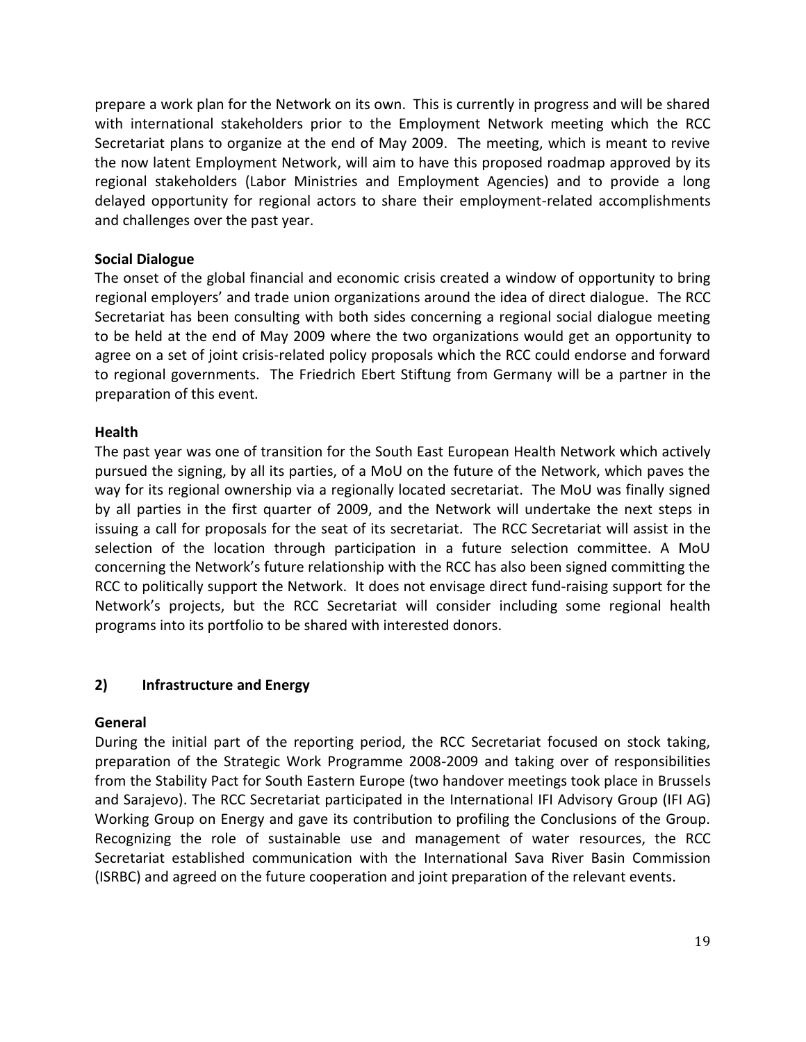prepare a work plan for the Network on its own. This is currently in progress and will be shared with international stakeholders prior to the Employment Network meeting which the RCC Secretariat plans to organize at the end of May 2009. The meeting, which is meant to revive the now latent Employment Network, will aim to have this proposed roadmap approved by its regional stakeholders (Labor Ministries and Employment Agencies) and to provide a long delayed opportunity for regional actors to share their employment-related accomplishments and challenges over the past year.

**Social Dialogue**

The onset of the global financial and economic crisis created a window of opportunity to bring regional employers' and trade union organizations around the idea of direct dialogue. The RCC Secretariat has been consulting with both sides concerning a regional social dialogue meeting to be held at the end of May 2009 where the two organizations would get an opportunity to agree on a set of joint crisis-related policy proposals which the RCC could endorse and forward to regional governments. The Friedrich Ebert Stiftung from Germany will be a partner in the preparation of this event.

**Health**

The past year was one of transition for the South East European Health Network which actively pursued the signing, by all its parties, of a MoU on the future of the Network, which paves the way for its regional ownership via a regionally located secretariat. The MoU was finally signed by all parties in the first quarter of 2009, and the Network will undertake the next steps in issuing a call for proposals for the seat of its secretariat. The RCC Secretariat will assist in the selection of the location through participation in a future selection committee. A MoU concerning the Network's future relationship with the RCC has also been signed committing the RCC to politically support the Network. It does not envisage direct fund-raising support for the Network's projects, but the RCC Secretariat will consider including some regional health programs into its portfolio to be shared with interested donors.

## 2) Infrastructure and Energy

**General**

During the initial part of the reporting period, the RCC Secretariat focused on stock taking, preparation of the Strategic Work Programme 2008-2009 and taking over of responsibilities from the Stability Pact for South Eastern Europe (two handover meetings took place in Brussels and Sarajevo). The RCC Secretariat participated in the International IFI Advisory Group (IFI AG) Working Group on Energy and gave its contribution to profiling the Conclusions of the Group. Recognizing the role of sustainable use and management of water resources, the RCC Secretariat established communication with the International Sava River Basin Commission (ISRBC) and agreed on the future cooperation and joint preparation of the relevant events.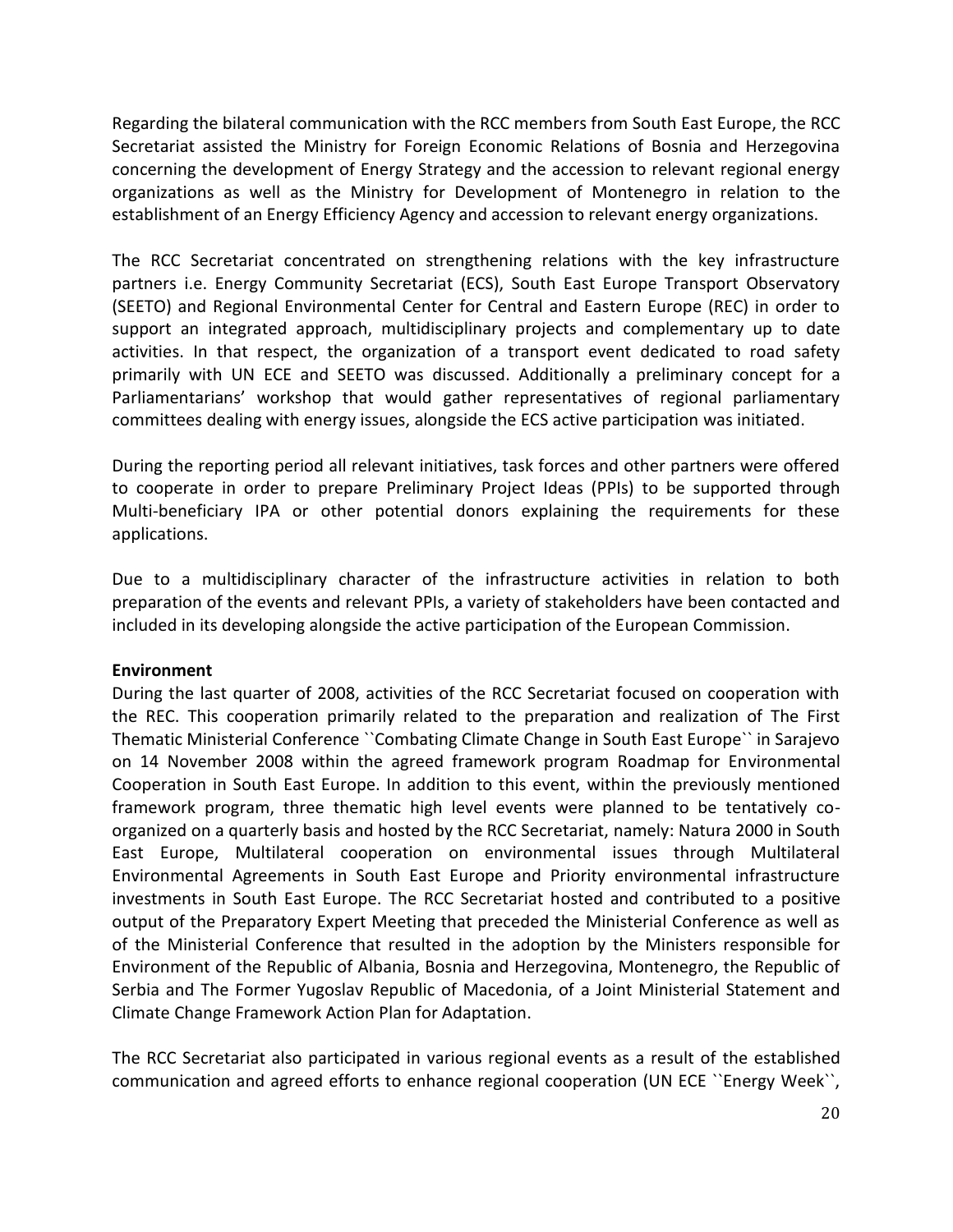Regarding the bilateral communication with the RCC members from South East Europe, the RCC Secretariat assisted the Ministry for Foreign Economic Relations of Bosnia and Herzegovina concerning the development of Energy Strategy and the accession to relevant regional energy organizations as well as the Ministry for Development of Montenegro in relation to the establishment of an Energy Efficiency Agency and accession to relevant energy organizations.

The RCC Secretariat concentrated on strengthening relations with the key infrastructure partners i.e. Energy Community Secretariat (ECS), South East Europe Transport Observatory (SEETO) and Regional Environmental Center for Central and Eastern Europe (REC) in order to support an integrated approach, multidisciplinary projects and complementary up to date activities. In that respect, the organization of a transport event dedicated to road safety primarily with UN ECE and SEETO was discussed. Additionally a preliminary concept for a Parliamentarians' workshop that would gather representatives of regional parliamentary committees dealing with energy issues, alongside the ECS active participation was initiated.

During the reporting period all relevant initiatives, task forces and other partners were offered to cooperate in order to prepare Preliminary Project Ideas (PPIs) to be supported through Multi-beneficiary IPA or other potential donors explaining the requirements for these applications.

Due to a multidisciplinary character of the infrastructure activities in relation to both preparation of the events and relevant PPIs, a variety of stakeholders have been contacted and included in its developing alongside the active participation of the European Commission.

**Environment**

During the last quarter of 2008, activities of the RCC Secretariat focused on cooperation with the REC. This cooperation primarily related to the preparation and realization of The First Thematic Ministerial Conference ``Combating Climate Change in South East Europe`` in Sarajevo on 14 November 2008 within the agreed framework program Roadmap for Environmental Cooperation in South East Europe. In addition to this event, within the previously mentioned framework program, three thematic high level events were planned to be tentatively co-organized on a quarterly basis and hosted by the RCC Secretariat, namely: Natura 2000 in South East Europe, Multilateral cooperation on environmental issues through Multilateral Environmental Agreements in South East Europe and Priority environmental infrastructure investments in South East Europe. The RCC Secretariat hosted and contributed to a positive output of the Preparatory Expert Meeting that preceded the Ministerial Conference as well as of the Ministerial Conference that resulted in the adoption by the Ministers responsible for Environment of the Republic of Albania, Bosnia and Herzegovina, Montenegro, the Republic of Serbia and The Former Yugoslav Republic of Macedonia, of a Joint Ministerial Statement and Climate Change Framework Action Plan for Adaptation.

The RCC Secretariat also participated in various regional events as a result of the established communication and agreed efforts to enhance regional cooperation (UN ECE ``Energy Week``,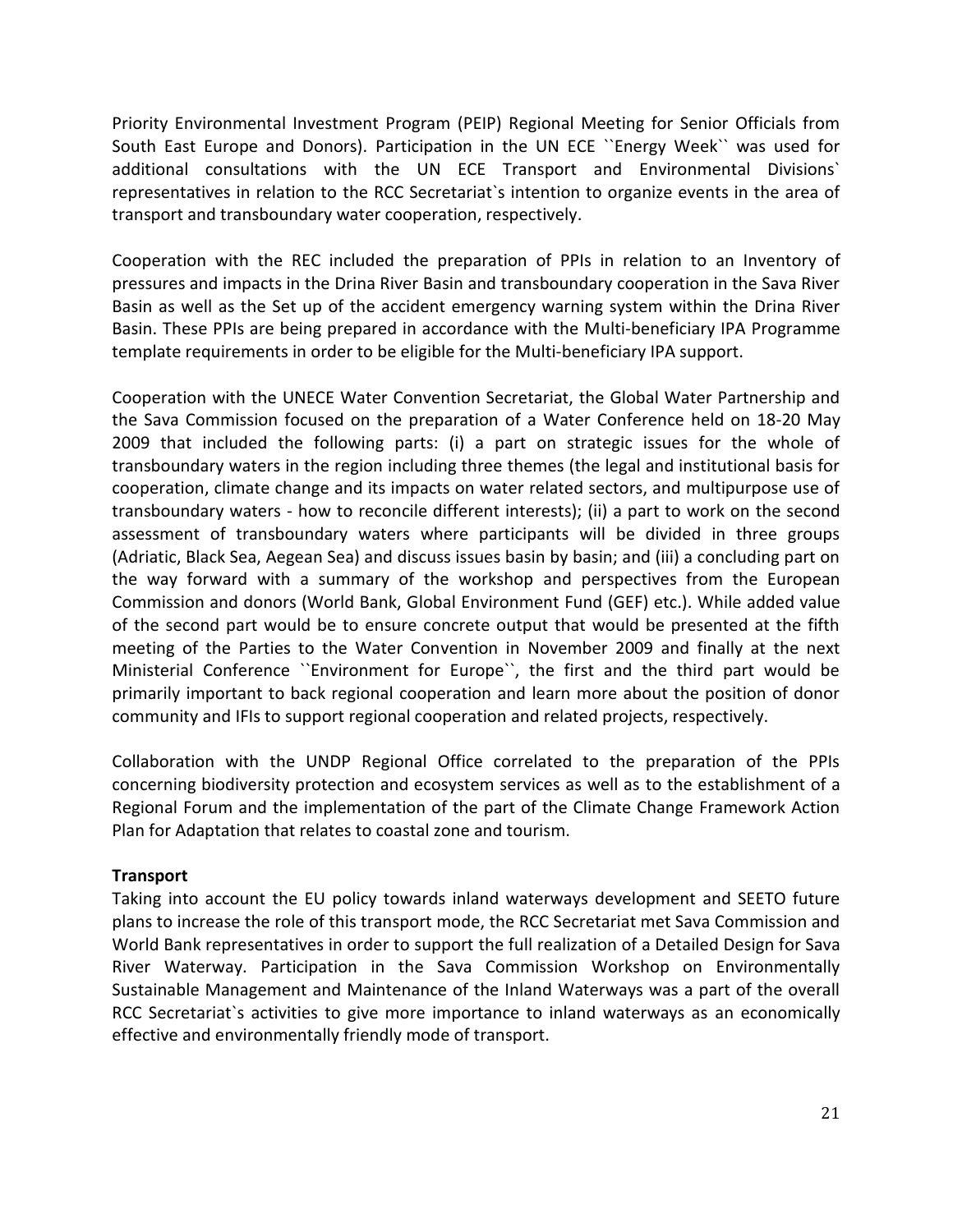Priority Environmental Investment Program (PEIP) Regional Meeting for Senior Officials from South East Europe and Donors). Participation in the UN ECE ``Energy Week`` was used for additional consultations with the UN ECE Transport and Environmental Divisions` representatives in relation to the RCC Secretariat`s intention to organize events in the area of transport and transboundary water cooperation, respectively.

Cooperation with the REC included the preparation of PPIs in relation to an Inventory of pressures and impacts in the Drina River Basin and transboundary cooperation in the Sava River Basin as well as the Set up of the accident emergency warning system within the Drina River Basin. These PPIs are being prepared in accordance with the Multi-beneficiary IPA Programme template requirements in order to be eligible for the Multi-beneficiary IPA support.

Cooperation with the UNECE Water Convention Secretariat, the Global Water Partnership and the Sava Commission focused on the preparation of a Water Conference held on 18-20 May 2009 that included the following parts: (i) a part on strategic issues for the whole of transboundary waters in the region including three themes (the legal and institutional basis for cooperation, climate change and its impacts on water related sectors, and multipurpose use of transboundary waters - how to reconcile different interests); (ii) a part to work on the second assessment of transboundary waters where participants will be divided in three groups (Adriatic, Black Sea, Aegean Sea) and discuss issues basin by basin; and (iii) a concluding part on the way forward with a summary of the workshop and perspectives from the European Commission and donors (World Bank, Global Environment Fund (GEF) etc.). While added value of the second part would be to ensure concrete output that would be presented at the fifth meeting of the Parties to the Water Convention in November 2009 and finally at the next Ministerial Conference ``Environment for Europe``, the first and the third part would be primarily important to back regional cooperation and learn more about the position of donor community and IFIs to support regional cooperation and related projects, respectively.

Collaboration with the UNDP Regional Office correlated to the preparation of the PPIs concerning biodiversity protection and ecosystem services as well as to the establishment of a Regional Forum and the implementation of the part of the Climate Change Framework Action Plan for Adaptation that relates to coastal zone and tourism.

**Transport**

Taking into account the EU policy towards inland waterways development and SEETO future plans to increase the role of this transport mode, the RCC Secretariat met Sava Commission and World Bank representatives in order to support the full realization of a Detailed Design for Sava River Waterway. Participation in the Sava Commission Workshop on Environmentally Sustainable Management and Maintenance of the Inland Waterways was a part of the overall RCC Secretariat`s activities to give more importance to inland waterways as an economically effective and environmentally friendly mode of transport.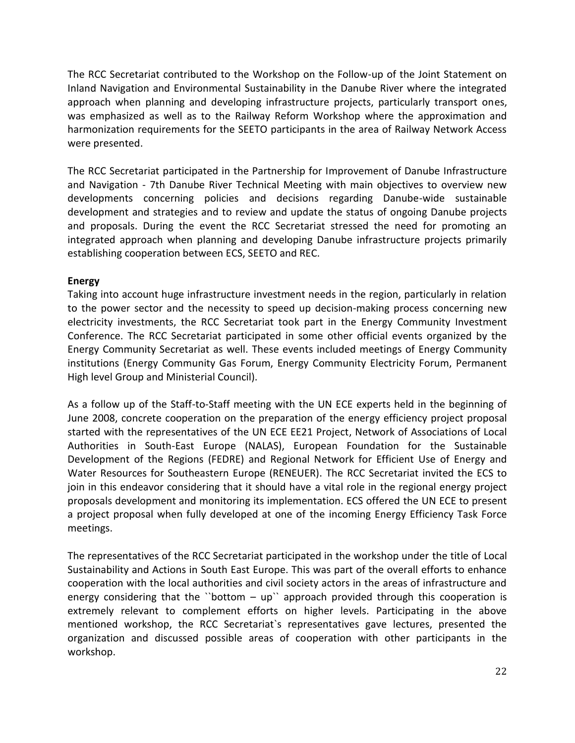The RCC Secretariat contributed to the Workshop on the Follow-up of the Joint Statement on Inland Navigation and Environmental Sustainability in the Danube River where the integrated approach when planning and developing infrastructure projects, particularly transport ones, was emphasized as well as to the Railway Reform Workshop where the approximation and harmonization requirements for the SEETO participants in the area of Railway Network Access were presented.

The RCC Secretariat participated in the Partnership for Improvement of Danube Infrastructure and Navigation - 7th Danube River Technical Meeting with main objectives to overview new developments concerning policies and decisions regarding Danube-wide sustainable development and strategies and to review and update the status of ongoing Danube projects and proposals. During the event the RCC Secretariat stressed the need for promoting an integrated approach when planning and developing Danube infrastructure projects primarily establishing cooperation between ECS, SEETO and REC.

**Energy**

Taking into account huge infrastructure investment needs in the region, particularly in relation to the power sector and the necessity to speed up decision-making process concerning new electricity investments, the RCC Secretariat took part in the Energy Community Investment Conference. The RCC Secretariat participated in some other official events organized by the Energy Community Secretariat as well. These events included meetings of Energy Community institutions (Energy Community Gas Forum, Energy Community Electricity Forum, Permanent High level Group and Ministerial Council).

As a follow up of the Staff-to-Staff meeting with the UN ECE experts held in the beginning of June 2008, concrete cooperation on the preparation of the energy efficiency project proposal started with the representatives of the UN ECE EE21 Project, Network of Associations of Local Authorities in South-East Europe (NALAS), European Foundation for the Sustainable Development of the Regions (FEDRE) and Regional Network for Efficient Use of Energy and Water Resources for Southeastern Europe (RENEUER). The RCC Secretariat invited the ECS to join in this endeavor considering that it should have a vital role in the regional energy project proposals development and monitoring its implementation. ECS offered the UN ECE to present a project proposal when fully developed at one of the incoming Energy Efficiency Task Force meetings.

The representatives of the RCC Secretariat participated in the workshop under the title of Local Sustainability and Actions in South East Europe. This was part of the overall efforts to enhance cooperation with the local authorities and civil society actors in the areas of infrastructure and energy considering that the ``bottom – up`` approach provided through this cooperation is extremely relevant to complement efforts on higher levels. Participating in the above mentioned workshop, the RCC Secretariat`s representatives gave lectures, presented the organization and discussed possible areas of cooperation with other participants in the workshop.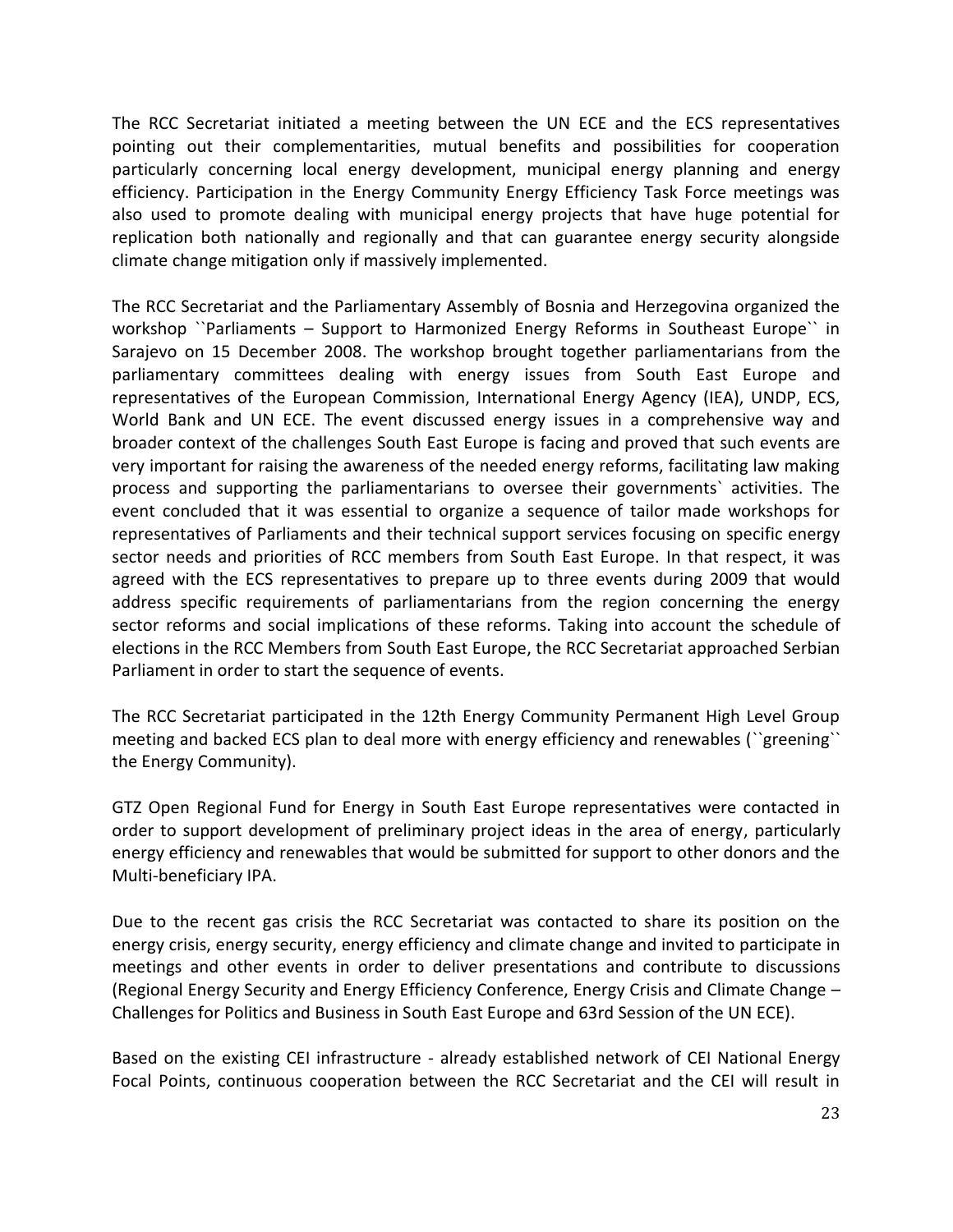The RCC Secretariat initiated a meeting between the UN ECE and the ECS representatives pointing out their complementarities, mutual benefits and possibilities for cooperation particularly concerning local energy development, municipal energy planning and energy efficiency. Participation in the Energy Community Energy Efficiency Task Force meetings was also used to promote dealing with municipal energy projects that have huge potential for replication both nationally and regionally and that can guarantee energy security alongside climate change mitigation only if massively implemented.

The RCC Secretariat and the Parliamentary Assembly of Bosnia and Herzegovina organized the workshop ``Parliaments – Support to Harmonized Energy Reforms in Southeast Europe`` in Sarajevo on 15 December 2008. The workshop brought together parliamentarians from the parliamentary committees dealing with energy issues from South East Europe and representatives of the European Commission, International Energy Agency (IEA), UNDP, ECS, World Bank and UN ECE. The event discussed energy issues in a comprehensive way and broader context of the challenges South East Europe is facing and proved that such events are very important for raising the awareness of the needed energy reforms, facilitating law making process and supporting the parliamentarians to oversee their governments` activities. The event concluded that it was essential to organize a sequence of tailor made workshops for representatives of Parliaments and their technical support services focusing on specific energy sector needs and priorities of RCC members from South East Europe. In that respect, it was agreed with the ECS representatives to prepare up to three events during 2009 that would address specific requirements of parliamentarians from the region concerning the energy sector reforms and social implications of these reforms. Taking into account the schedule of elections in the RCC Members from South East Europe, the RCC Secretariat approached Serbian Parliament in order to start the sequence of events.

The RCC Secretariat participated in the 12th Energy Community Permanent High Level Group meeting and backed ECS plan to deal more with energy efficiency and renewables (``greening`` the Energy Community).

GTZ Open Regional Fund for Energy in South East Europe representatives were contacted in order to support development of preliminary project ideas in the area of energy, particularly energy efficiency and renewables that would be submitted for support to other donors and the Multi-beneficiary IPA.

Due to the recent gas crisis the RCC Secretariat was contacted to share its position on the energy crisis, energy security, energy efficiency and climate change and invited to participate in meetings and other events in order to deliver presentations and contribute to discussions (Regional Energy Security and Energy Efficiency Conference, Energy Crisis and Climate Change – Challenges for Politics and Business in South East Europe and 63rd Session of the UN ECE).

Based on the existing CEI infrastructure - already established network of CEI National Energy Focal Points, continuous cooperation between the RCC Secretariat and the CEI will result in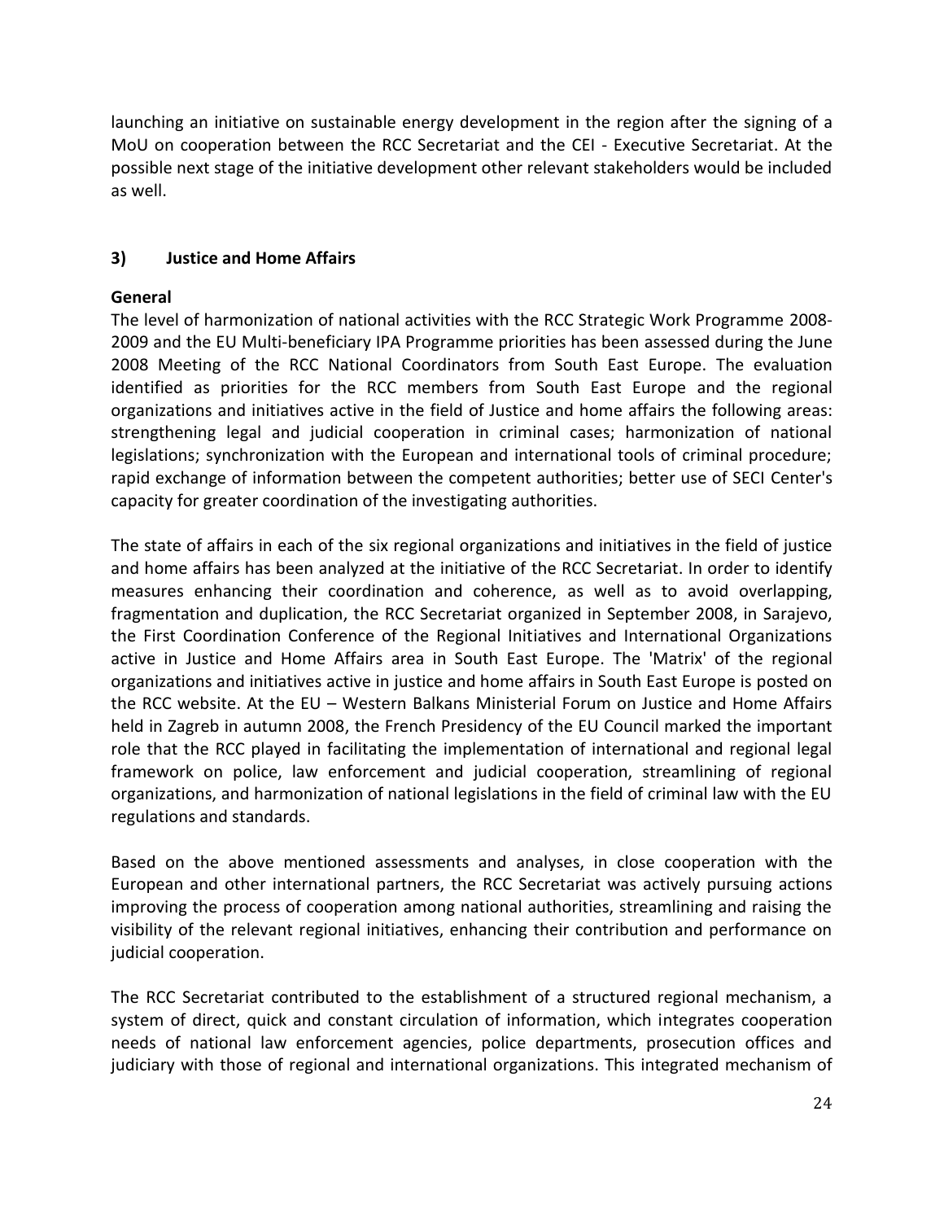launching an initiative on sustainable energy development in the region after the signing of a MoU on cooperation between the RCC Secretariat and the CEI - Executive Secretariat. At the possible next stage of the initiative development other relevant stakeholders would be included as well.

### 3) Justice and Home Affairs

**General**

The level of harmonization of national activities with the RCC Strategic Work Programme 2008-2009 and the EU Multi-beneficiary IPA Programme priorities has been assessed during the June 2008 Meeting of the RCC National Coordinators from South East Europe. The evaluation identified as priorities for the RCC members from South East Europe and the regional organizations and initiatives active in the field of Justice and home affairs the following areas: strengthening legal and judicial cooperation in criminal cases; harmonization of national legislations; synchronization with the European and international tools of criminal procedure; rapid exchange of information between the competent authorities; better use of SECI Center's capacity for greater coordination of the investigating authorities.

The state of affairs in each of the six regional organizations and initiatives in the field of justice and home affairs has been analyzed at the initiative of the RCC Secretariat. In order to identify measures enhancing their coordination and coherence, as well as to avoid overlapping, fragmentation and duplication, the RCC Secretariat organized in September 2008, in Sarajevo, the First Coordination Conference of the Regional Initiatives and International Organizations active in Justice and Home Affairs area in South East Europe. The 'Matrix' of the regional organizations and initiatives active in justice and home affairs in South East Europe is posted on the RCC website. At the EU – Western Balkans Ministerial Forum on Justice and Home Affairs held in Zagreb in autumn 2008, the French Presidency of the EU Council marked the important role that the RCC played in facilitating the implementation of international and regional legal framework on police, law enforcement and judicial cooperation, streamlining of regional organizations, and harmonization of national legislations in the field of criminal law with the EU regulations and standards.

Based on the above mentioned assessments and analyses, in close cooperation with the European and other international partners, the RCC Secretariat was actively pursuing actions improving the process of cooperation among national authorities, streamlining and raising the visibility of the relevant regional initiatives, enhancing their contribution and performance on judicial cooperation.

The RCC Secretariat contributed to the establishment of a structured regional mechanism, a system of direct, quick and constant circulation of information, which integrates cooperation needs of national law enforcement agencies, police departments, prosecution offices and judiciary with those of regional and international organizations. This integrated mechanism of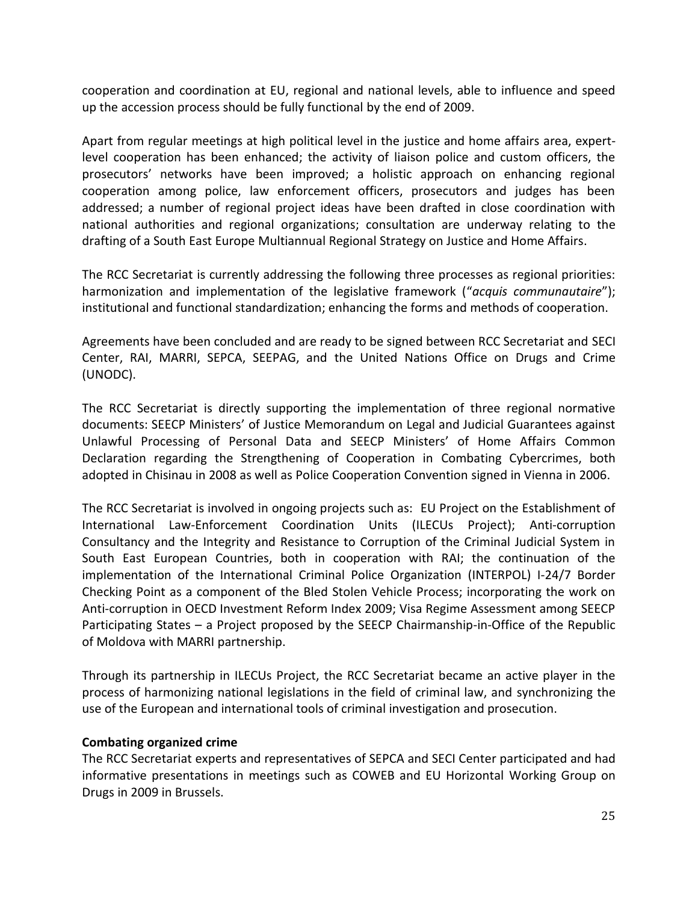cooperation and coordination at EU, regional and national levels, able to influence and speed up the accession process should be fully functional by the end of 2009.

Apart from regular meetings at high political level in the justice and home affairs area, expert-level cooperation has been enhanced; the activity of liaison police and custom officers, the prosecutors' networks have been improved; a holistic approach on enhancing regional cooperation among police, law enforcement officers, prosecutors and judges has been addressed; a number of regional project ideas have been drafted in close coordination with national authorities and regional organizations; consultation are underway relating to the drafting of a South East Europe Multiannual Regional Strategy on Justice and Home Affairs.

The RCC Secretariat is currently addressing the following three processes as regional priorities: harmonization and implementation of the legislative framework ("*acquis communautaire*"); institutional and functional standardization; enhancing the forms and methods of cooperation.

Agreements have been concluded and are ready to be signed between RCC Secretariat and SECI Center, RAI, MARRI, SEPCA, SEEPAG, and the United Nations Office on Drugs and Crime (UNODC).

The RCC Secretariat is directly supporting the implementation of three regional normative documents: SEECP Ministers' of Justice Memorandum on Legal and Judicial Guarantees against Unlawful Processing of Personal Data and SEECP Ministers' of Home Affairs Common Declaration regarding the Strengthening of Cooperation in Combating Cybercrimes, both adopted in Chisinau in 2008 as well as Police Cooperation Convention signed in Vienna in 2006.

The RCC Secretariat is involved in ongoing projects such as: EU Project on the Establishment of International Law-Enforcement Coordination Units (ILECUs Project); Anti-corruption Consultancy and the Integrity and Resistance to Corruption of the Criminal Judicial System in South East European Countries, both in cooperation with RAI; the continuation of the implementation of the International Criminal Police Organization (INTERPOL) I-24/7 Border Checking Point as a component of the Bled Stolen Vehicle Process; incorporating the work on Anti-corruption in OECD Investment Reform Index 2009; Visa Regime Assessment among SEECP Participating States – a Project proposed by the SEECP Chairmanship-in-Office of the Republic of Moldova with MARRI partnership.

Through its partnership in ILECUs Project, the RCC Secretariat became an active player in the process of harmonizing national legislations in the field of criminal law, and synchronizing the use of the European and international tools of criminal investigation and prosecution.

**Combating organized crime**

The RCC Secretariat experts and representatives of SEPCA and SECI Center participated and had informative presentations in meetings such as COWEB and EU Horizontal Working Group on Drugs in 2009 in Brussels.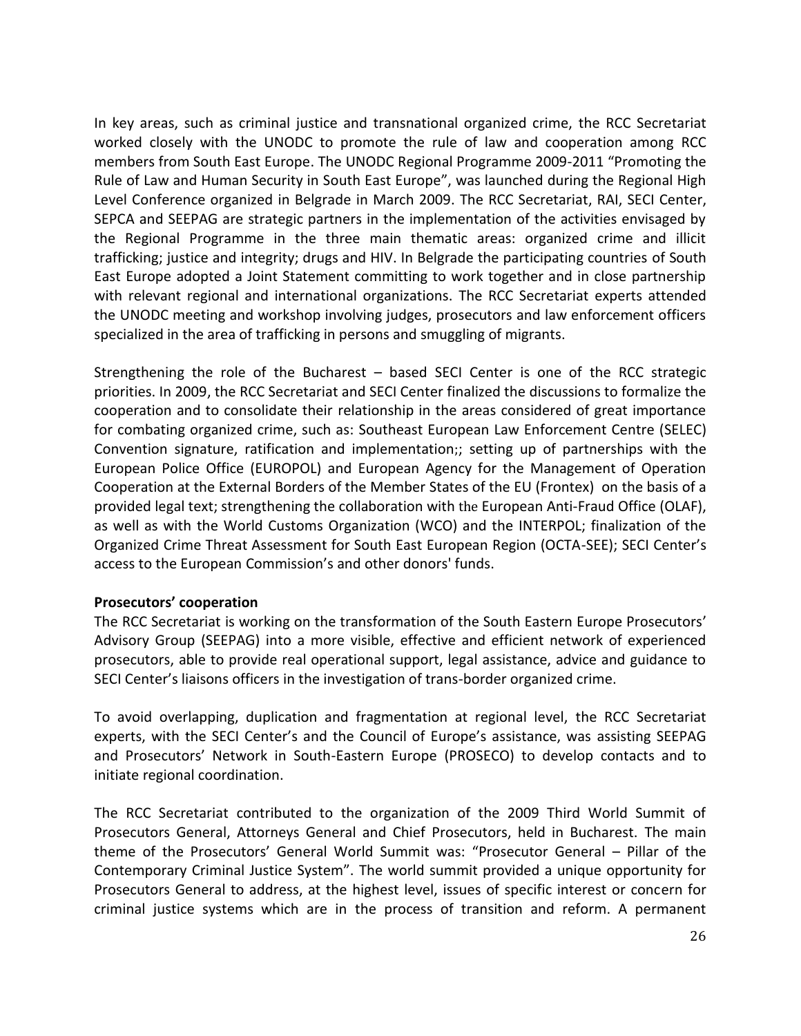In key areas, such as criminal justice and transnational organized crime, the RCC Secretariat worked closely with the UNODC to promote the rule of law and cooperation among RCC members from South East Europe. The UNODC Regional Programme 2009-2011 "Promoting the Rule of Law and Human Security in South East Europe", was launched during the Regional High Level Conference organized in Belgrade in March 2009. The RCC Secretariat, RAI, SECI Center, SEPCA and SEEPAG are strategic partners in the implementation of the activities envisaged by the Regional Programme in the three main thematic areas: organized crime and illicit trafficking; justice and integrity; drugs and HIV. In Belgrade the participating countries of South East Europe adopted a Joint Statement committing to work together and in close partnership with relevant regional and international organizations. The RCC Secretariat experts attended the UNODC meeting and workshop involving judges, prosecutors and law enforcement officers specialized in the area of trafficking in persons and smuggling of migrants.

Strengthening the role of the Bucharest – based SECI Center is one of the RCC strategic priorities. In 2009, the RCC Secretariat and SECI Center finalized the discussions to formalize the cooperation and to consolidate their relationship in the areas considered of great importance for combating organized crime, such as: Southeast European Law Enforcement Centre (SELEC) Convention signature, ratification and implementation;; setting up of partnerships with the European Police Office (EUROPOL) and European Agency for the Management of Operation Cooperation at the External Borders of the Member States of the EU (Frontex) on the basis of a provided legal text; strengthening the collaboration with the European Anti-Fraud Office (OLAF), as well as with the World Customs Organization (WCO) and the INTERPOL; finalization of the Organized Crime Threat Assessment for South East European Region (OCTA-SEE); SECI Center's access to the European Commission's and other donors' funds.

**Prosecutors' cooperation**

The RCC Secretariat is working on the transformation of the South Eastern Europe Prosecutors' Advisory Group (SEEPAG) into a more visible, effective and efficient network of experienced prosecutors, able to provide real operational support, legal assistance, advice and guidance to SECI Center's liaisons officers in the investigation of trans-border organized crime.

To avoid overlapping, duplication and fragmentation at regional level, the RCC Secretariat experts, with the SECI Center's and the Council of Europe's assistance, was assisting SEEPAG and Prosecutors' Network in South-Eastern Europe (PROSECO) to develop contacts and to initiate regional coordination.

The RCC Secretariat contributed to the organization of the 2009 Third World Summit of Prosecutors General, Attorneys General and Chief Prosecutors, held in Bucharest. The main theme of the Prosecutors' General World Summit was: "Prosecutor General – Pillar of the Contemporary Criminal Justice System". The world summit provided a unique opportunity for Prosecutors General to address, at the highest level, issues of specific interest or concern for criminal justice systems which are in the process of transition and reform. A permanent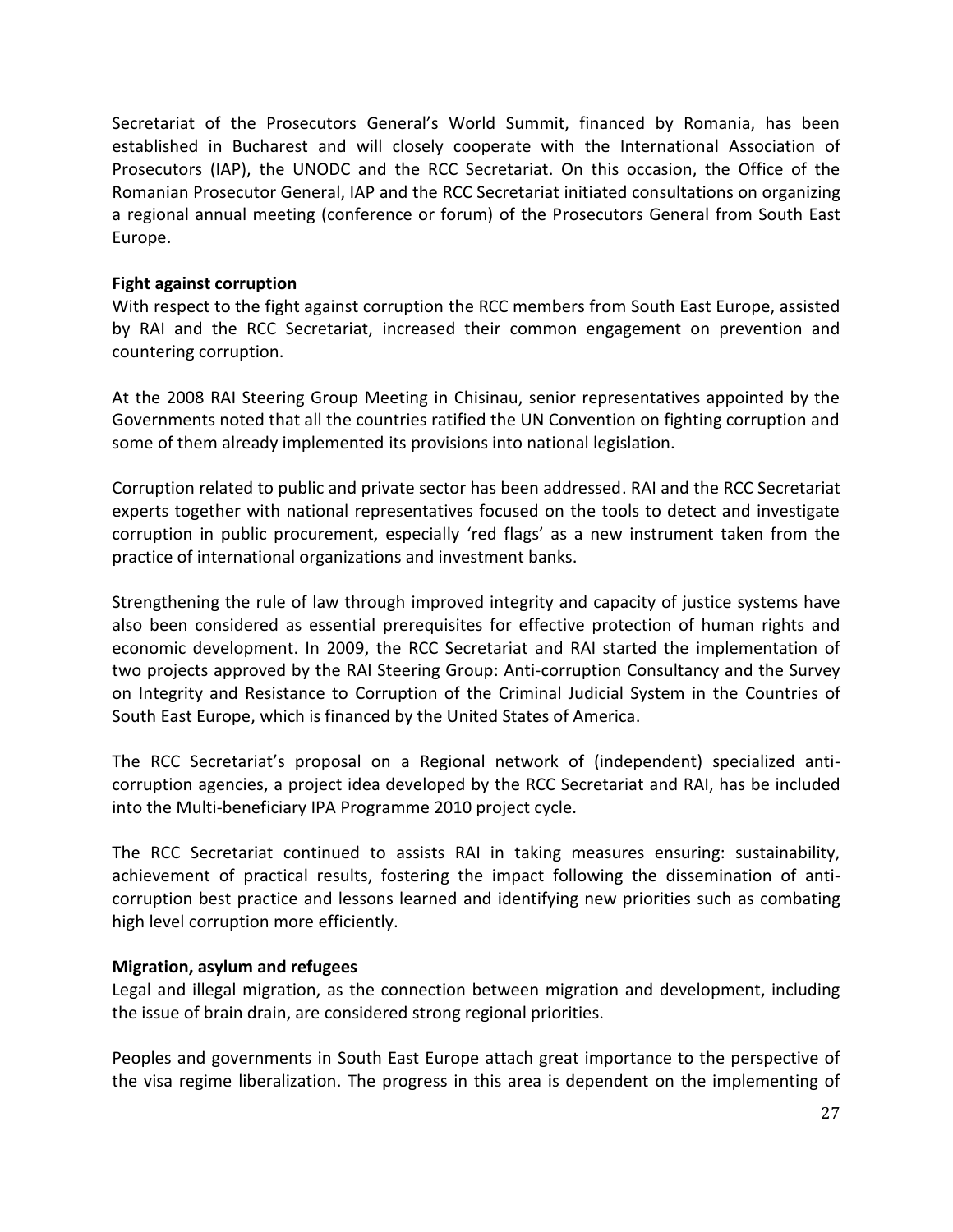Secretariat of the Prosecutors General's World Summit, financed by Romania, has been established in Bucharest and will closely cooperate with the International Association of Prosecutors (IAP), the UNODC and the RCC Secretariat. On this occasion, the Office of the Romanian Prosecutor General, IAP and the RCC Secretariat initiated consultations on organizing a regional annual meeting (conference or forum) of the Prosecutors General from South East Europe.

**Fight against corruption**

With respect to the fight against corruption the RCC members from South East Europe, assisted by RAI and the RCC Secretariat, increased their common engagement on prevention and countering corruption.

At the 2008 RAI Steering Group Meeting in Chisinau, senior representatives appointed by the Governments noted that all the countries ratified the UN Convention on fighting corruption and some of them already implemented its provisions into national legislation.

Corruption related to public and private sector has been addressed. RAI and the RCC Secretariat experts together with national representatives focused on the tools to detect and investigate corruption in public procurement, especially 'red flags' as a new instrument taken from the practice of international organizations and investment banks.

Strengthening the rule of law through improved integrity and capacity of justice systems have also been considered as essential prerequisites for effective protection of human rights and economic development. In 2009, the RCC Secretariat and RAI started the implementation of two projects approved by the RAI Steering Group: Anti-corruption Consultancy and the Survey on Integrity and Resistance to Corruption of the Criminal Judicial System in the Countries of South East Europe, which is financed by the United States of America.

The RCC Secretariat's proposal on a Regional network of (independent) specialized anti-corruption agencies, a project idea developed by the RCC Secretariat and RAI, has be included into the Multi-beneficiary IPA Programme 2010 project cycle.

The RCC Secretariat continued to assists RAI in taking measures ensuring: sustainability, achievement of practical results, fostering the impact following the dissemination of anti-corruption best practice and lessons learned and identifying new priorities such as combating high level corruption more efficiently.

**Migration, asylum and refugees**

Legal and illegal migration, as the connection between migration and development, including the issue of brain drain, are considered strong regional priorities.

Peoples and governments in South East Europe attach great importance to the perspective of the visa regime liberalization. The progress in this area is dependent on the implementing of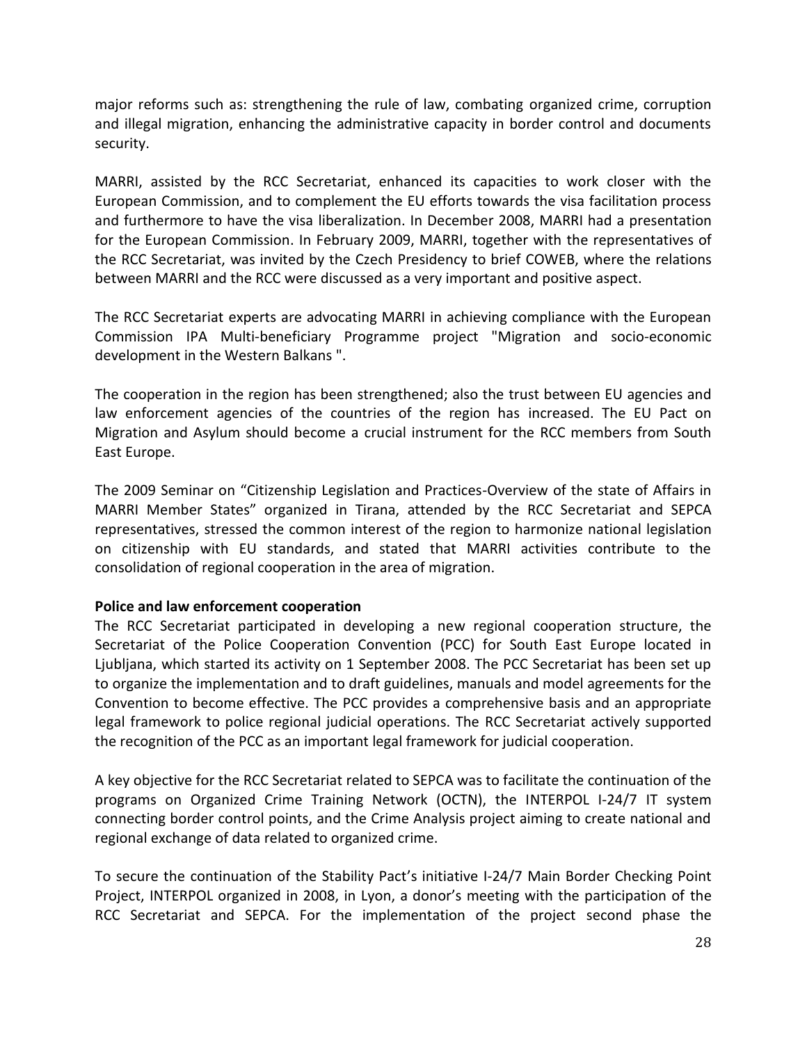major reforms such as: strengthening the rule of law, combating organized crime, corruption and illegal migration, enhancing the administrative capacity in border control and documents security.

MARRI, assisted by the RCC Secretariat, enhanced its capacities to work closer with the European Commission, and to complement the EU efforts towards the visa facilitation process and furthermore to have the visa liberalization. In December 2008, MARRI had a presentation for the European Commission. In February 2009, MARRI, together with the representatives of the RCC Secretariat, was invited by the Czech Presidency to brief COWEB, where the relations between MARRI and the RCC were discussed as a very important and positive aspect.

The RCC Secretariat experts are advocating MARRI in achieving compliance with the European Commission IPA Multi-beneficiary Programme project "Migration and socio-economic development in the Western Balkans ".

The cooperation in the region has been strengthened; also the trust between EU agencies and law enforcement agencies of the countries of the region has increased. The EU Pact on Migration and Asylum should become a crucial instrument for the RCC members from South East Europe.

The 2009 Seminar on "Citizenship Legislation and Practices-Overview of the state of Affairs in MARRI Member States" organized in Tirana, attended by the RCC Secretariat and SEPCA representatives, stressed the common interest of the region to harmonize national legislation on citizenship with EU standards, and stated that MARRI activities contribute to the consolidation of regional cooperation in the area of migration.

**Police and law enforcement cooperation**

The RCC Secretariat participated in developing a new regional cooperation structure, the Secretariat of the Police Cooperation Convention (PCC) for South East Europe located in Ljubljana, which started its activity on 1 September 2008. The PCC Secretariat has been set up to organize the implementation and to draft guidelines, manuals and model agreements for the Convention to become effective. The PCC provides a comprehensive basis and an appropriate legal framework to police regional judicial operations. The RCC Secretariat actively supported the recognition of the PCC as an important legal framework for judicial cooperation.

A key objective for the RCC Secretariat related to SEPCA was to facilitate the continuation of the programs on Organized Crime Training Network (OCTN), the INTERPOL I-24/7 IT system connecting border control points, and the Crime Analysis project aiming to create national and regional exchange of data related to organized crime.

To secure the continuation of the Stability Pact's initiative I-24/7 Main Border Checking Point Project, INTERPOL organized in 2008, in Lyon, a donor's meeting with the participation of the RCC Secretariat and SEPCA. For the implementation of the project second phase the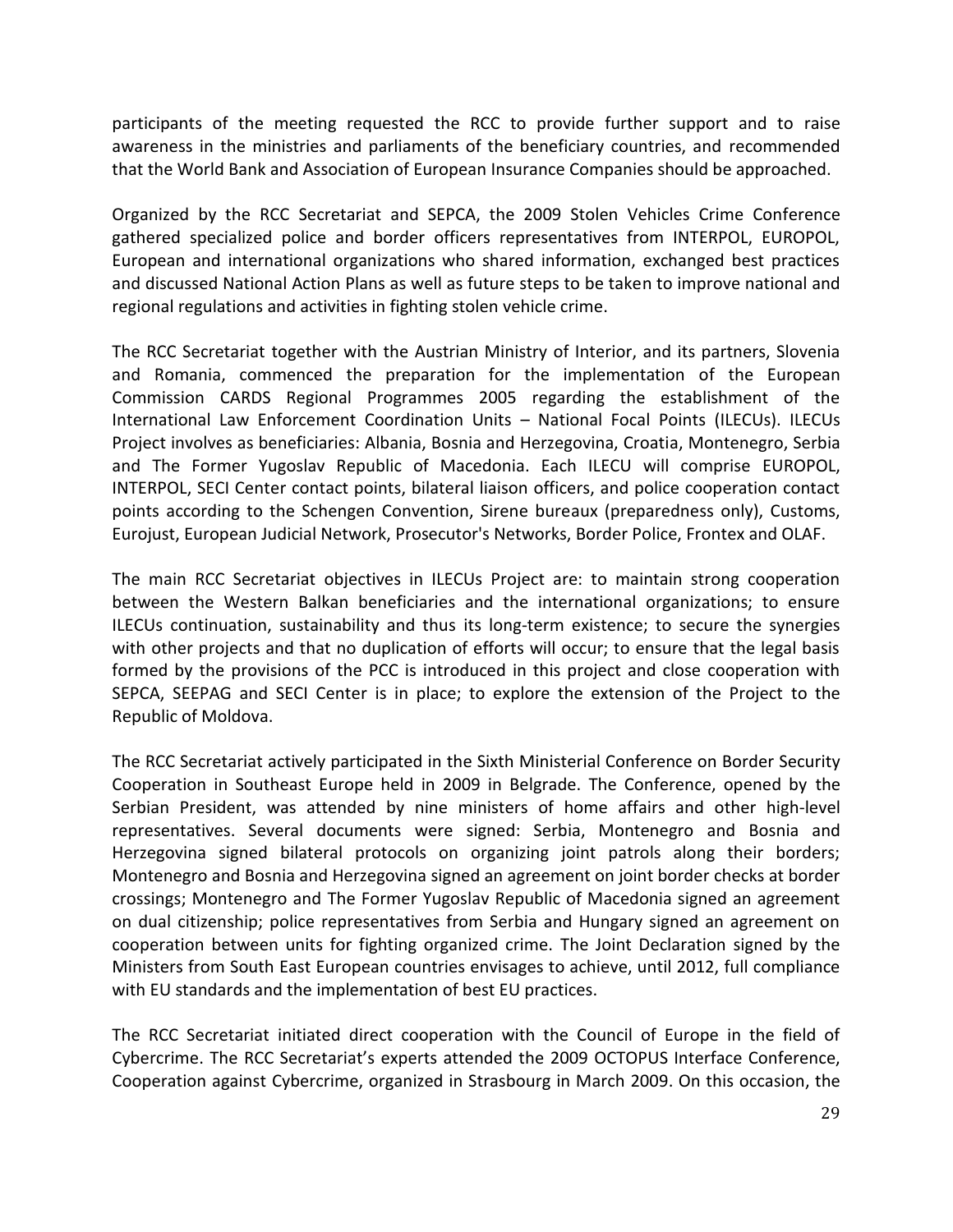participants of the meeting requested the RCC to provide further support and to raise awareness in the ministries and parliaments of the beneficiary countries, and recommended that the World Bank and Association of European Insurance Companies should be approached.

Organized by the RCC Secretariat and SEPCA, the 2009 Stolen Vehicles Crime Conference gathered specialized police and border officers representatives from INTERPOL, EUROPOL, European and international organizations who shared information, exchanged best practices and discussed National Action Plans as well as future steps to be taken to improve national and regional regulations and activities in fighting stolen vehicle crime.

The RCC Secretariat together with the Austrian Ministry of Interior, and its partners, Slovenia and Romania, commenced the preparation for the implementation of the European Commission CARDS Regional Programmes 2005 regarding the establishment of the International Law Enforcement Coordination Units – National Focal Points (ILECUs). ILECUs Project involves as beneficiaries: Albania, Bosnia and Herzegovina, Croatia, Montenegro, Serbia and The Former Yugoslav Republic of Macedonia. Each ILECU will comprise EUROPOL, INTERPOL, SECI Center contact points, bilateral liaison officers, and police cooperation contact points according to the Schengen Convention, Sirene bureaux (preparedness only), Customs, Eurojust, European Judicial Network, Prosecutor's Networks, Border Police, Frontex and OLAF.

The main RCC Secretariat objectives in ILECUs Project are: to maintain strong cooperation between the Western Balkan beneficiaries and the international organizations; to ensure ILECUs continuation, sustainability and thus its long-term existence; to secure the synergies with other projects and that no duplication of efforts will occur; to ensure that the legal basis formed by the provisions of the PCC is introduced in this project and close cooperation with SEPCA, SEEPAG and SECI Center is in place; to explore the extension of the Project to the Republic of Moldova.

The RCC Secretariat actively participated in the Sixth Ministerial Conference on Border Security Cooperation in Southeast Europe held in 2009 in Belgrade. The Conference, opened by the Serbian President, was attended by nine ministers of home affairs and other high-level representatives. Several documents were signed: Serbia, Montenegro and Bosnia and Herzegovina signed bilateral protocols on organizing joint patrols along their borders; Montenegro and Bosnia and Herzegovina signed an agreement on joint border checks at border crossings; Montenegro and The Former Yugoslav Republic of Macedonia signed an agreement on dual citizenship; police representatives from Serbia and Hungary signed an agreement on cooperation between units for fighting organized crime. The Joint Declaration signed by the Ministers from South East European countries envisages to achieve, until 2012, full compliance with EU standards and the implementation of best EU practices.

The RCC Secretariat initiated direct cooperation with the Council of Europe in the field of Cybercrime. The RCC Secretariat's experts attended the 2009 OCTOPUS Interface Conference, Cooperation against Cybercrime, organized in Strasbourg in March 2009. On this occasion, the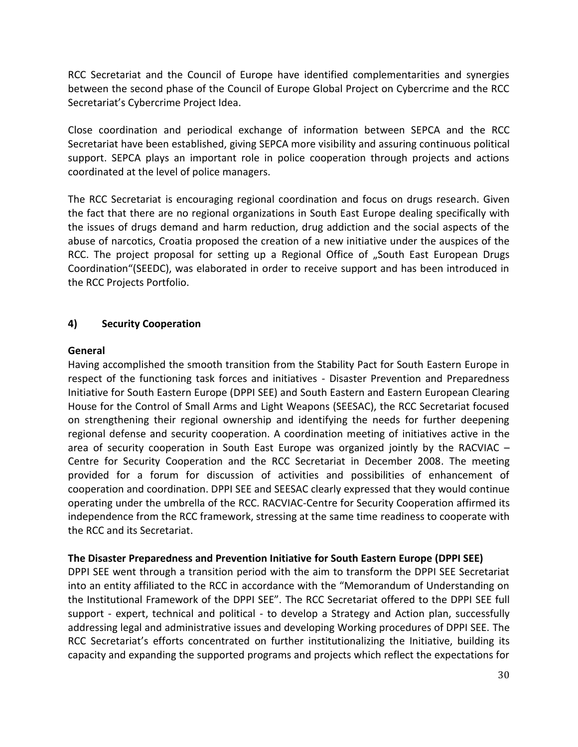RCC Secretariat and the Council of Europe have identified complementarities and synergies between the second phase of the Council of Europe Global Project on Cybercrime and the RCC Secretariat's Cybercrime Project Idea.

Close coordination and periodical exchange of information between SEPCA and the RCC Secretariat have been established, giving SEPCA more visibility and assuring continuous political support. SEPCA plays an important role in police cooperation through projects and actions coordinated at the level of police managers.

The RCC Secretariat is encouraging regional coordination and focus on drugs research. Given the fact that there are no regional organizations in South East Europe dealing specifically with the issues of drugs demand and harm reduction, drug addiction and the social aspects of the abuse of narcotics, Croatia proposed the creation of a new initiative under the auspices of the RCC. The project proposal for setting up a Regional Office of „South East European Drugs Coordination"(SEEDC), was elaborated in order to receive support and has been introduced in the RCC Projects Portfolio.

## 4) Security Cooperation

**General**

Having accomplished the smooth transition from the Stability Pact for South Eastern Europe in respect of the functioning task forces and initiatives - Disaster Prevention and Preparedness Initiative for South Eastern Europe (DPPI SEE) and South Eastern and Eastern European Clearing House for the Control of Small Arms and Light Weapons (SEESAC), the RCC Secretariat focused on strengthening their regional ownership and identifying the needs for further deepening regional defense and security cooperation. A coordination meeting of initiatives active in the area of security cooperation in South East Europe was organized jointly by the RACVIAC – Centre for Security Cooperation and the RCC Secretariat in December 2008. The meeting provided for a forum for discussion of activities and possibilities of enhancement of cooperation and coordination. DPPI SEE and SEESAC clearly expressed that they would continue operating under the umbrella of the RCC. RACVIAC-Centre for Security Cooperation affirmed its independence from the RCC framework, stressing at the same time readiness to cooperate with the RCC and its Secretariat.

**The Disaster Preparedness and Prevention Initiative for South Eastern Europe (DPPI SEE)**

DPPI SEE went through a transition period with the aim to transform the DPPI SEE Secretariat into an entity affiliated to the RCC in accordance with the "Memorandum of Understanding on the Institutional Framework of the DPPI SEE". The RCC Secretariat offered to the DPPI SEE full support - expert, technical and political - to develop a Strategy and Action plan, successfully addressing legal and administrative issues and developing Working procedures of DPPI SEE. The RCC Secretariat's efforts concentrated on further institutionalizing the Initiative, building its capacity and expanding the supported programs and projects which reflect the expectations for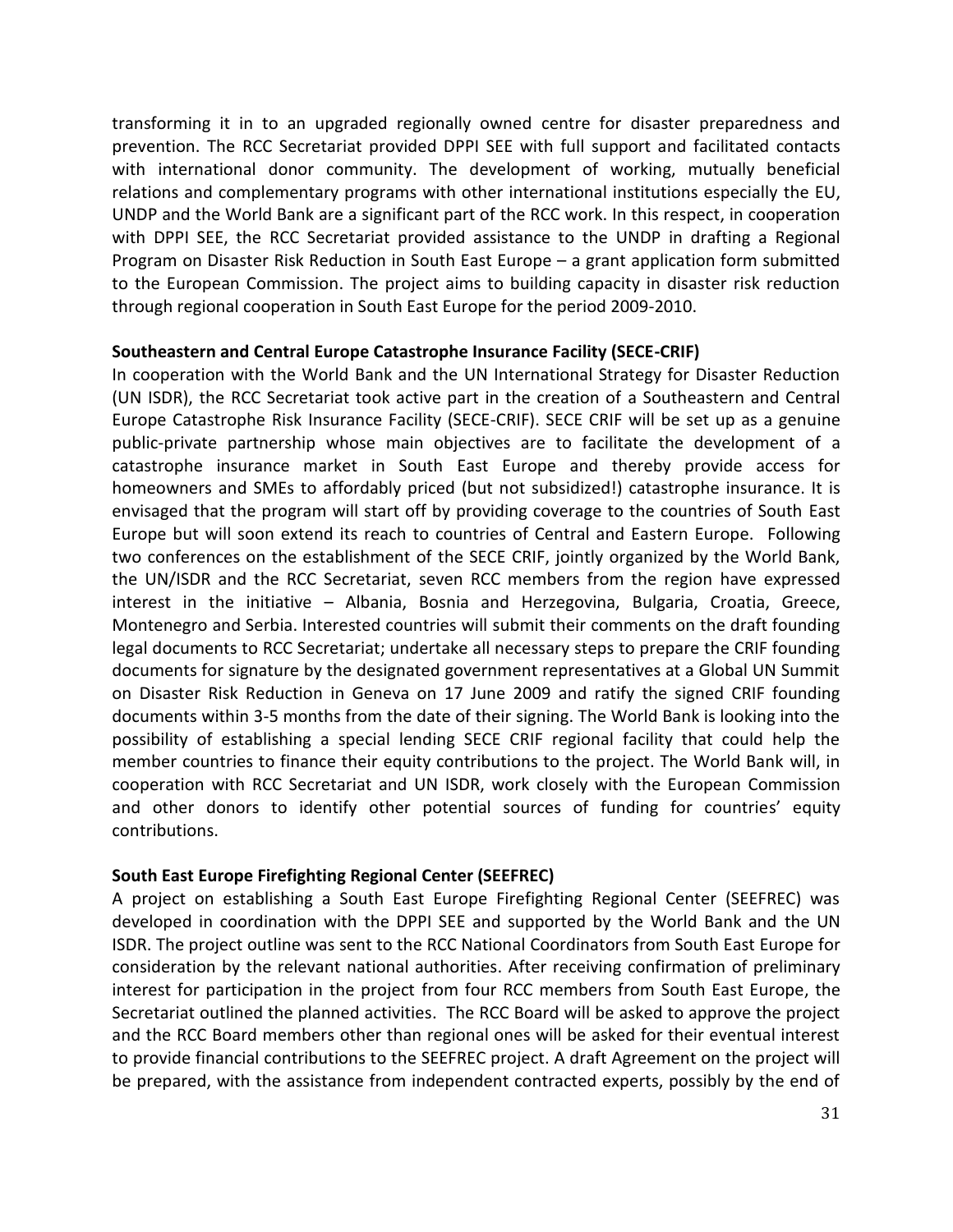transforming it in to an upgraded regionally owned centre for disaster preparedness and prevention. The RCC Secretariat provided DPPI SEE with full support and facilitated contacts with international donor community. The development of working, mutually beneficial relations and complementary programs with other international institutions especially the EU, UNDP and the World Bank are a significant part of the RCC work. In this respect, in cooperation with DPPI SEE, the RCC Secretariat provided assistance to the UNDP in drafting a Regional Program on Disaster Risk Reduction in South East Europe – a grant application form submitted to the European Commission. The project aims to building capacity in disaster risk reduction through regional cooperation in South East Europe for the period 2009-2010.

**Southeastern and Central Europe Catastrophe Insurance Facility (SECE-CRIF)**

In cooperation with the World Bank and the UN International Strategy for Disaster Reduction (UN ISDR), the RCC Secretariat took active part in the creation of a Southeastern and Central Europe Catastrophe Risk Insurance Facility (SECE-CRIF). SECE CRIF will be set up as a genuine public-private partnership whose main objectives are to facilitate the development of a catastrophe insurance market in South East Europe and thereby provide access for homeowners and SMEs to affordably priced (but not subsidized!) catastrophe insurance. It is envisaged that the program will start off by providing coverage to the countries of South East Europe but will soon extend its reach to countries of Central and Eastern Europe. Following two conferences on the establishment of the SECE CRIF, jointly organized by the World Bank, the UN/ISDR and the RCC Secretariat, seven RCC members from the region have expressed interest in the initiative – Albania, Bosnia and Herzegovina, Bulgaria, Croatia, Greece, Montenegro and Serbia. Interested countries will submit their comments on the draft founding legal documents to RCC Secretariat; undertake all necessary steps to prepare the CRIF founding documents for signature by the designated government representatives at a Global UN Summit on Disaster Risk Reduction in Geneva on 17 June 2009 and ratify the signed CRIF founding documents within 3-5 months from the date of their signing. The World Bank is looking into the possibility of establishing a special lending SECE CRIF regional facility that could help the member countries to finance their equity contributions to the project. The World Bank will, in cooperation with RCC Secretariat and UN ISDR, work closely with the European Commission and other donors to identify other potential sources of funding for countries' equity contributions.

**South East Europe Firefighting Regional Center (SEEFREC)**

A project on establishing a South East Europe Firefighting Regional Center (SEEFREC) was developed in coordination with the DPPI SEE and supported by the World Bank and the UN ISDR. The project outline was sent to the RCC National Coordinators from South East Europe for consideration by the relevant national authorities. After receiving confirmation of preliminary interest for participation in the project from four RCC members from South East Europe, the Secretariat outlined the planned activities. The RCC Board will be asked to approve the project and the RCC Board members other than regional ones will be asked for their eventual interest to provide financial contributions to the SEEFREC project. A draft Agreement on the project will be prepared, with the assistance from independent contracted experts, possibly by the end of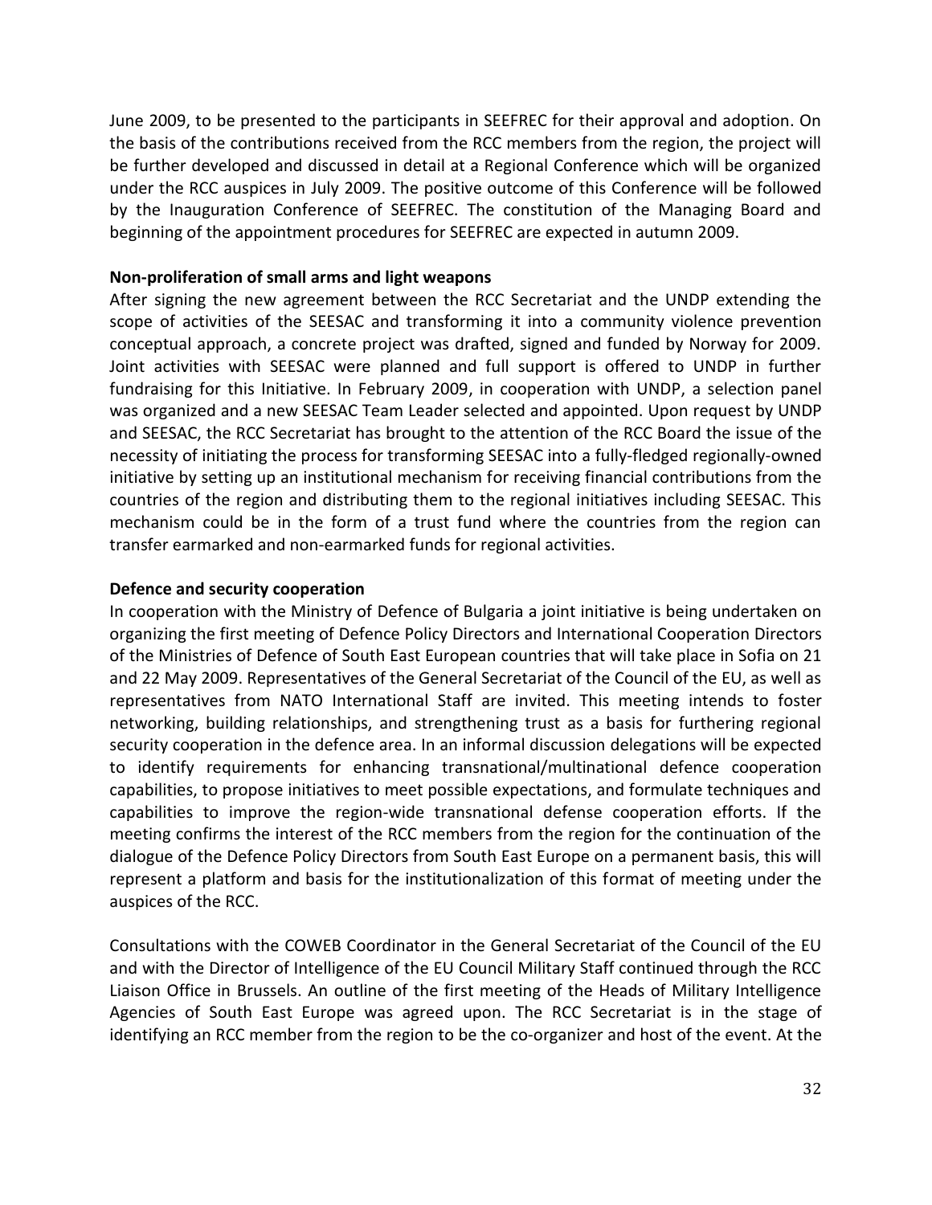June 2009, to be presented to the participants in SEEFREC for their approval and adoption. On the basis of the contributions received from the RCC members from the region, the project will be further developed and discussed in detail at a Regional Conference which will be organized under the RCC auspices in July 2009. The positive outcome of this Conference will be followed by the Inauguration Conference of SEEFREC. The constitution of the Managing Board and beginning of the appointment procedures for SEEFREC are expected in autumn 2009.

**Non-proliferation of small arms and light weapons**

After signing the new agreement between the RCC Secretariat and the UNDP extending the scope of activities of the SEESAC and transforming it into a community violence prevention conceptual approach, a concrete project was drafted, signed and funded by Norway for 2009. Joint activities with SEESAC were planned and full support is offered to UNDP in further fundraising for this Initiative. In February 2009, in cooperation with UNDP, a selection panel was organized and a new SEESAC Team Leader selected and appointed. Upon request by UNDP and SEESAC, the RCC Secretariat has brought to the attention of the RCC Board the issue of the necessity of initiating the process for transforming SEESAC into a fully-fledged regionally-owned initiative by setting up an institutional mechanism for receiving financial contributions from the countries of the region and distributing them to the regional initiatives including SEESAC. This mechanism could be in the form of a trust fund where the countries from the region can transfer earmarked and non-earmarked funds for regional activities.

**Defence and security cooperation**

In cooperation with the Ministry of Defence of Bulgaria a joint initiative is being undertaken on organizing the first meeting of Defence Policy Directors and International Cooperation Directors of the Ministries of Defence of South East European countries that will take place in Sofia on 21 and 22 May 2009. Representatives of the General Secretariat of the Council of the EU, as well as representatives from NATO International Staff are invited. This meeting intends to foster networking, building relationships, and strengthening trust as a basis for furthering regional security cooperation in the defence area. In an informal discussion delegations will be expected to identify requirements for enhancing transnational/multinational defence cooperation capabilities, to propose initiatives to meet possible expectations, and formulate techniques and capabilities to improve the region-wide transnational defense cooperation efforts. If the meeting confirms the interest of the RCC members from the region for the continuation of the dialogue of the Defence Policy Directors from South East Europe on a permanent basis, this will represent a platform and basis for the institutionalization of this format of meeting under the auspices of the RCC.

Consultations with the COWEB Coordinator in the General Secretariat of the Council of the EU and with the Director of Intelligence of the EU Council Military Staff continued through the RCC Liaison Office in Brussels. An outline of the first meeting of the Heads of Military Intelligence Agencies of South East Europe was agreed upon. The RCC Secretariat is in the stage of identifying an RCC member from the region to be the co-organizer and host of the event. At the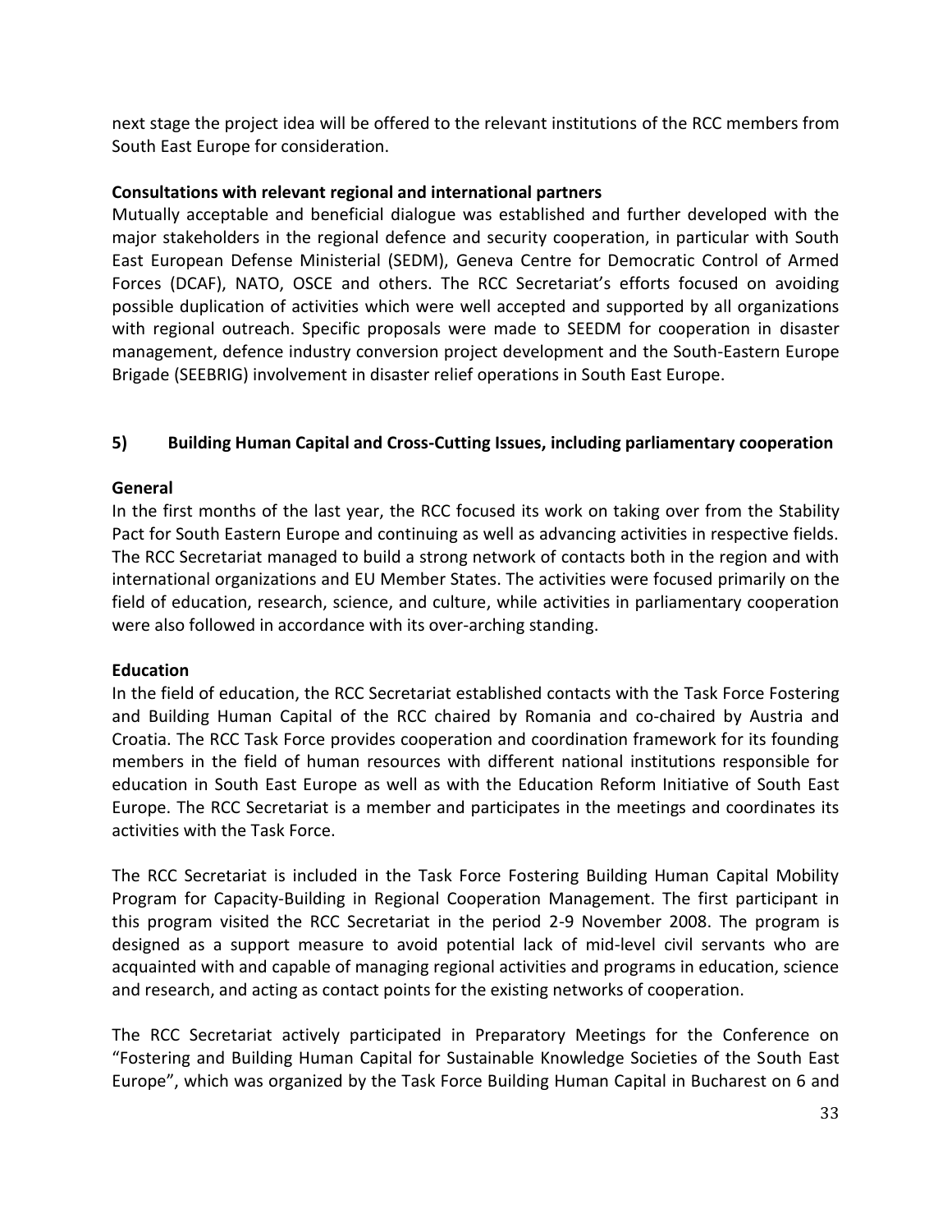next stage the project idea will be offered to the relevant institutions of the RCC members from South East Europe for consideration.

**Consultations with relevant regional and international partners**

Mutually acceptable and beneficial dialogue was established and further developed with the major stakeholders in the regional defence and security cooperation, in particular with South East European Defense Ministerial (SEDM), Geneva Centre for Democratic Control of Armed Forces (DCAF), NATO, OSCE and others. The RCC Secretariat's efforts focused on avoiding possible duplication of activities which were well accepted and supported by all organizations with regional outreach. Specific proposals were made to SEEDM for cooperation in disaster management, defence industry conversion project development and the South-Eastern Europe Brigade (SEEBRIG) involvement in disaster relief operations in South East Europe.

## 5) Building Human Capital and Cross-Cutting Issues, including parliamentary cooperation

**General**

In the first months of the last year, the RCC focused its work on taking over from the Stability Pact for South Eastern Europe and continuing as well as advancing activities in respective fields. The RCC Secretariat managed to build a strong network of contacts both in the region and with international organizations and EU Member States. The activities were focused primarily on the field of education, research, science, and culture, while activities in parliamentary cooperation were also followed in accordance with its over-arching standing.

**Education**

In the field of education, the RCC Secretariat established contacts with the Task Force Fostering and Building Human Capital of the RCC chaired by Romania and co-chaired by Austria and Croatia. The RCC Task Force provides cooperation and coordination framework for its founding members in the field of human resources with different national institutions responsible for education in South East Europe as well as with the Education Reform Initiative of South East Europe. The RCC Secretariat is a member and participates in the meetings and coordinates its activities with the Task Force.

The RCC Secretariat is included in the Task Force Fostering Building Human Capital Mobility Program for Capacity-Building in Regional Cooperation Management. The first participant in this program visited the RCC Secretariat in the period 2-9 November 2008. The program is designed as a support measure to avoid potential lack of mid-level civil servants who are acquainted with and capable of managing regional activities and programs in education, science and research, and acting as contact points for the existing networks of cooperation.

The RCC Secretariat actively participated in Preparatory Meetings for the Conference on "Fostering and Building Human Capital for Sustainable Knowledge Societies of the South East Europe", which was organized by the Task Force Building Human Capital in Bucharest on 6 and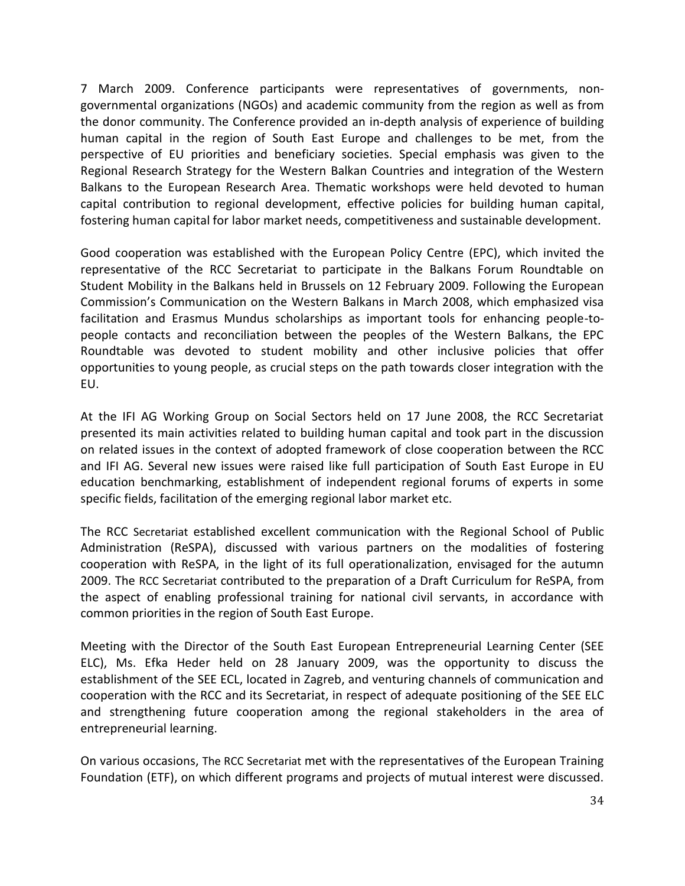7 March 2009. Conference participants were representatives of governments, non-governmental organizations (NGOs) and academic community from the region as well as from the donor community. The Conference provided an in-depth analysis of experience of building human capital in the region of South East Europe and challenges to be met, from the perspective of EU priorities and beneficiary societies. Special emphasis was given to the Regional Research Strategy for the Western Balkan Countries and integration of the Western Balkans to the European Research Area. Thematic workshops were held devoted to human capital contribution to regional development, effective policies for building human capital, fostering human capital for labor market needs, competitiveness and sustainable development.

Good cooperation was established with the European Policy Centre (EPC), which invited the representative of the RCC Secretariat to participate in the Balkans Forum Roundtable on Student Mobility in the Balkans held in Brussels on 12 February 2009. Following the European Commission's Communication on the Western Balkans in March 2008, which emphasized visa facilitation and Erasmus Mundus scholarships as important tools for enhancing people-to-people contacts and reconciliation between the peoples of the Western Balkans, the EPC Roundtable was devoted to student mobility and other inclusive policies that offer opportunities to young people, as crucial steps on the path towards closer integration with the EU.

At the IFI AG Working Group on Social Sectors held on 17 June 2008, the RCC Secretariat presented its main activities related to building human capital and took part in the discussion on related issues in the context of adopted framework of close cooperation between the RCC and IFI AG. Several new issues were raised like full participation of South East Europe in EU education benchmarking, establishment of independent regional forums of experts in some specific fields, facilitation of the emerging regional labor market etc.

The RCC Secretariat established excellent communication with the Regional School of Public Administration (ReSPA), discussed with various partners on the modalities of fostering cooperation with ReSPA, in the light of its full operationalization, envisaged for the autumn 2009. The RCC Secretariat contributed to the preparation of a Draft Curriculum for ReSPA, from the aspect of enabling professional training for national civil servants, in accordance with common priorities in the region of South East Europe.

Meeting with the Director of the South East European Entrepreneurial Learning Center (SEE ELC), Ms. Efka Heder held on 28 January 2009, was the opportunity to discuss the establishment of the SEE ECL, located in Zagreb, and venturing channels of communication and cooperation with the RCC and its Secretariat, in respect of adequate positioning of the SEE ELC and strengthening future cooperation among the regional stakeholders in the area of entrepreneurial learning.

On various occasions, The RCC Secretariat met with the representatives of the European Training Foundation (ETF), on which different programs and projects of mutual interest were discussed.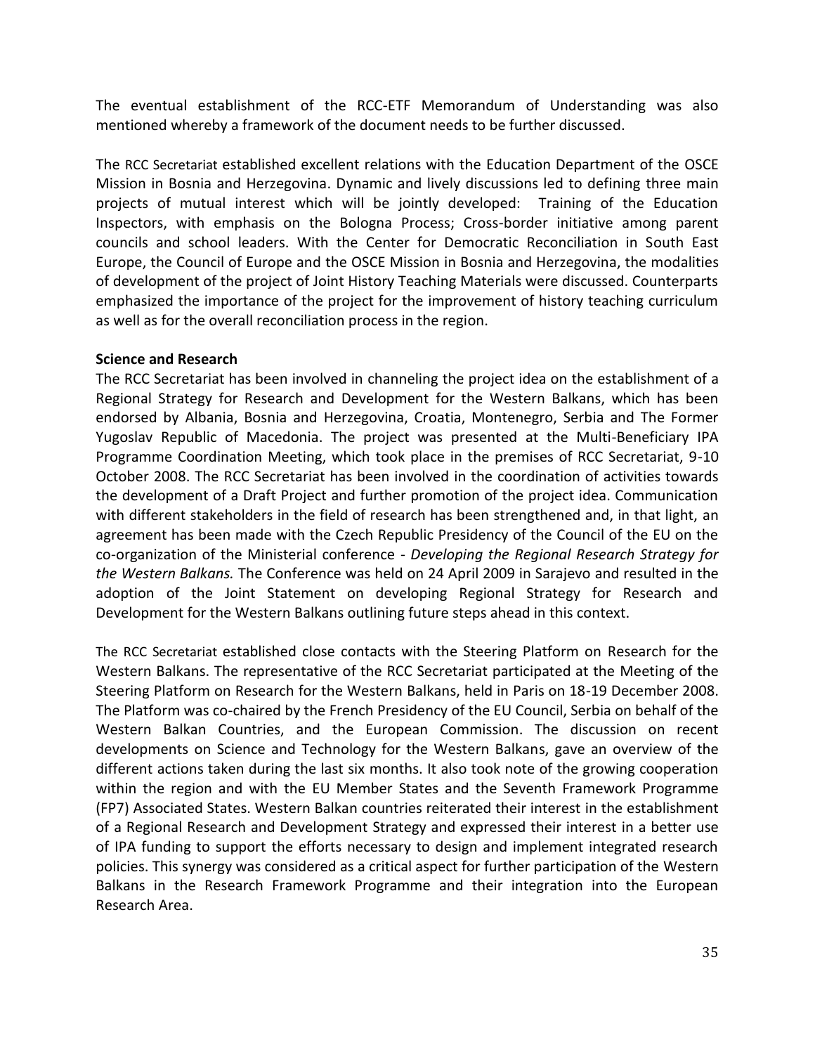The eventual establishment of the RCC-ETF Memorandum of Understanding was also mentioned whereby a framework of the document needs to be further discussed.

The RCC Secretariat established excellent relations with the Education Department of the OSCE Mission in Bosnia and Herzegovina. Dynamic and lively discussions led to defining three main projects of mutual interest which will be jointly developed: Training of the Education Inspectors, with emphasis on the Bologna Process; Cross-border initiative among parent councils and school leaders. With the Center for Democratic Reconciliation in South East Europe, the Council of Europe and the OSCE Mission in Bosnia and Herzegovina, the modalities of development of the project of Joint History Teaching Materials were discussed. Counterparts emphasized the importance of the project for the improvement of history teaching curriculum as well as for the overall reconciliation process in the region.

**Science and Research**

The RCC Secretariat has been involved in channeling the project idea on the establishment of a Regional Strategy for Research and Development for the Western Balkans, which has been endorsed by Albania, Bosnia and Herzegovina, Croatia, Montenegro, Serbia and The Former Yugoslav Republic of Macedonia. The project was presented at the Multi-Beneficiary IPA Programme Coordination Meeting, which took place in the premises of RCC Secretariat, 9-10 October 2008. The RCC Secretariat has been involved in the coordination of activities towards the development of a Draft Project and further promotion of the project idea. Communication with different stakeholders in the field of research has been strengthened and, in that light, an agreement has been made with the Czech Republic Presidency of the Council of the EU on the co-organization of the Ministerial conference - *Developing the Regional Research Strategy for the Western Balkans.* The Conference was held on 24 April 2009 in Sarajevo and resulted in the adoption of the Joint Statement on developing Regional Strategy for Research and Development for the Western Balkans outlining future steps ahead in this context.

The RCC Secretariat established close contacts with the Steering Platform on Research for the Western Balkans. The representative of the RCC Secretariat participated at the Meeting of the Steering Platform on Research for the Western Balkans, held in Paris on 18-19 December 2008. The Platform was co-chaired by the French Presidency of the EU Council, Serbia on behalf of the Western Balkan Countries, and the European Commission. The discussion on recent developments on Science and Technology for the Western Balkans, gave an overview of the different actions taken during the last six months. It also took note of the growing cooperation within the region and with the EU Member States and the Seventh Framework Programme (FP7) Associated States. Western Balkan countries reiterated their interest in the establishment of a Regional Research and Development Strategy and expressed their interest in a better use of IPA funding to support the efforts necessary to design and implement integrated research policies. This synergy was considered as a critical aspect for further participation of the Western Balkans in the Research Framework Programme and their integration into the European Research Area.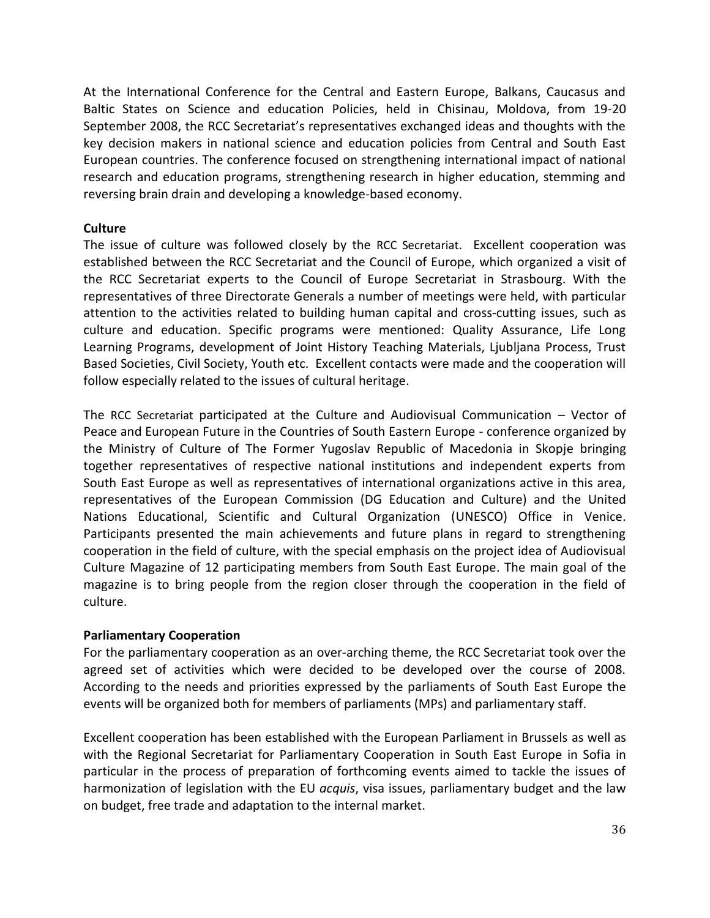At the International Conference for the Central and Eastern Europe, Balkans, Caucasus and Baltic States on Science and education Policies, held in Chisinau, Moldova, from 19-20 September 2008, the RCC Secretariat's representatives exchanged ideas and thoughts with the key decision makers in national science and education policies from Central and South East European countries. The conference focused on strengthening international impact of national research and education programs, strengthening research in higher education, stemming and reversing brain drain and developing a knowledge-based economy.

**Culture**

The issue of culture was followed closely by the RCC Secretariat. Excellent cooperation was established between the RCC Secretariat and the Council of Europe, which organized a visit of the RCC Secretariat experts to the Council of Europe Secretariat in Strasbourg. With the representatives of three Directorate Generals a number of meetings were held, with particular attention to the activities related to building human capital and cross-cutting issues, such as culture and education. Specific programs were mentioned: Quality Assurance, Life Long Learning Programs, development of Joint History Teaching Materials, Ljubljana Process, Trust Based Societies, Civil Society, Youth etc. Excellent contacts were made and the cooperation will follow especially related to the issues of cultural heritage.

The RCC Secretariat participated at the Culture and Audiovisual Communication – Vector of Peace and European Future in the Countries of South Eastern Europe - conference organized by the Ministry of Culture of The Former Yugoslav Republic of Macedonia in Skopje bringing together representatives of respective national institutions and independent experts from South East Europe as well as representatives of international organizations active in this area, representatives of the European Commission (DG Education and Culture) and the United Nations Educational, Scientific and Cultural Organization (UNESCO) Office in Venice. Participants presented the main achievements and future plans in regard to strengthening cooperation in the field of culture, with the special emphasis on the project idea of Audiovisual Culture Magazine of 12 participating members from South East Europe. The main goal of the magazine is to bring people from the region closer through the cooperation in the field of culture.

**Parliamentary Cooperation**

For the parliamentary cooperation as an over-arching theme, the RCC Secretariat took over the agreed set of activities which were decided to be developed over the course of 2008. According to the needs and priorities expressed by the parliaments of South East Europe the events will be organized both for members of parliaments (MPs) and parliamentary staff.

Excellent cooperation has been established with the European Parliament in Brussels as well as with the Regional Secretariat for Parliamentary Cooperation in South East Europe in Sofia in particular in the process of preparation of forthcoming events aimed to tackle the issues of harmonization of legislation with the EU *acquis*, visa issues, parliamentary budget and the law on budget, free trade and adaptation to the internal market.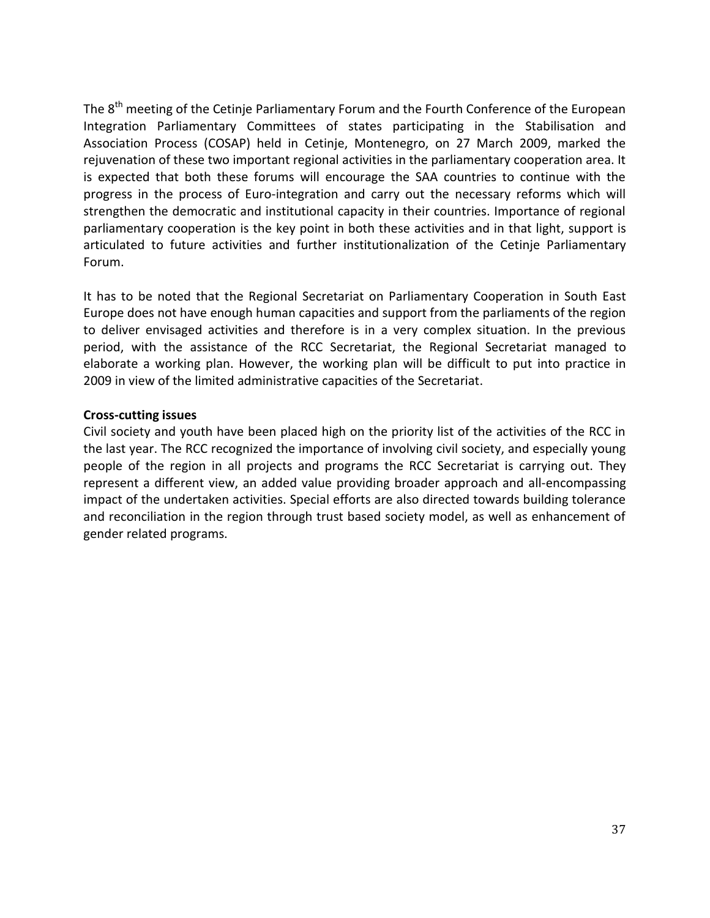The 8th meeting of the Cetinje Parliamentary Forum and the Fourth Conference of the European Integration Parliamentary Committees of states participating in the Stabilisation and Association Process (COSAP) held in Cetinje, Montenegro, on 27 March 2009, marked the rejuvenation of these two important regional activities in the parliamentary cooperation area. It is expected that both these forums will encourage the SAA countries to continue with the progress in the process of Euro-integration and carry out the necessary reforms which will strengthen the democratic and institutional capacity in their countries. Importance of regional parliamentary cooperation is the key point in both these activities and in that light, support is articulated to future activities and further institutionalization of the Cetinje Parliamentary Forum.

It has to be noted that the Regional Secretariat on Parliamentary Cooperation in South East Europe does not have enough human capacities and support from the parliaments of the region to deliver envisaged activities and therefore is in a very complex situation. In the previous period, with the assistance of the RCC Secretariat, the Regional Secretariat managed to elaborate a working plan. However, the working plan will be difficult to put into practice in 2009 in view of the limited administrative capacities of the Secretariat.

**Cross-cutting issues**

Civil society and youth have been placed high on the priority list of the activities of the RCC in the last year. The RCC recognized the importance of involving civil society, and especially young people of the region in all projects and programs the RCC Secretariat is carrying out. They represent a different view, an added value providing broader approach and all-encompassing impact of the undertaken activities. Special efforts are also directed towards building tolerance and reconciliation in the region through trust based society model, as well as enhancement of gender related programs.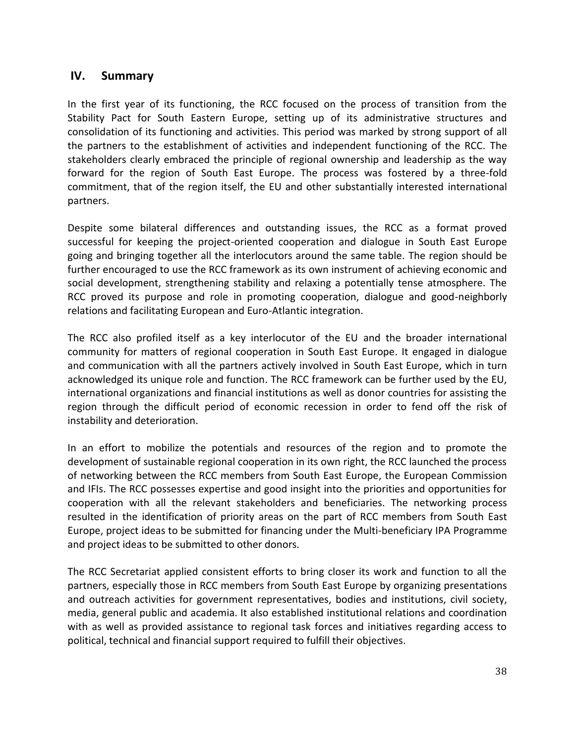## IV. Summary

In the first year of its functioning, the RCC focused on the process of transition from the Stability Pact for South Eastern Europe, setting up of its administrative structures and consolidation of its functioning and activities. This period was marked by strong support of all the partners to the establishment of activities and independent functioning of the RCC. The stakeholders clearly embraced the principle of regional ownership and leadership as the way forward for the region of South East Europe. The process was fostered by a three-fold commitment, that of the region itself, the EU and other substantially interested international partners.

Despite some bilateral differences and outstanding issues, the RCC as a format proved successful for keeping the project-oriented cooperation and dialogue in South East Europe going and bringing together all the interlocutors around the same table. The region should be further encouraged to use the RCC framework as its own instrument of achieving economic and social development, strengthening stability and relaxing a potentially tense atmosphere. The RCC proved its purpose and role in promoting cooperation, dialogue and good-neighborly relations and facilitating European and Euro-Atlantic integration.

The RCC also profiled itself as a key interlocutor of the EU and the broader international community for matters of regional cooperation in South East Europe. It engaged in dialogue and communication with all the partners actively involved in South East Europe, which in turn acknowledged its unique role and function. The RCC framework can be further used by the EU, international organizations and financial institutions as well as donor countries for assisting the region through the difficult period of economic recession in order to fend off the risk of instability and deterioration.

In an effort to mobilize the potentials and resources of the region and to promote the development of sustainable regional cooperation in its own right, the RCC launched the process of networking between the RCC members from South East Europe, the European Commission and IFIs. The RCC possesses expertise and good insight into the priorities and opportunities for cooperation with all the relevant stakeholders and beneficiaries. The networking process resulted in the identification of priority areas on the part of RCC members from South East Europe, project ideas to be submitted for financing under the Multi-beneficiary IPA Programme and project ideas to be submitted to other donors.

The RCC Secretariat applied consistent efforts to bring closer its work and function to all the partners, especially those in RCC members from South East Europe by organizing presentations and outreach activities for government representatives, bodies and institutions, civil society, media, general public and academia. It also established institutional relations and coordination with as well as provided assistance to regional task forces and initiatives regarding access to political, technical and financial support required to fulfill their objectives.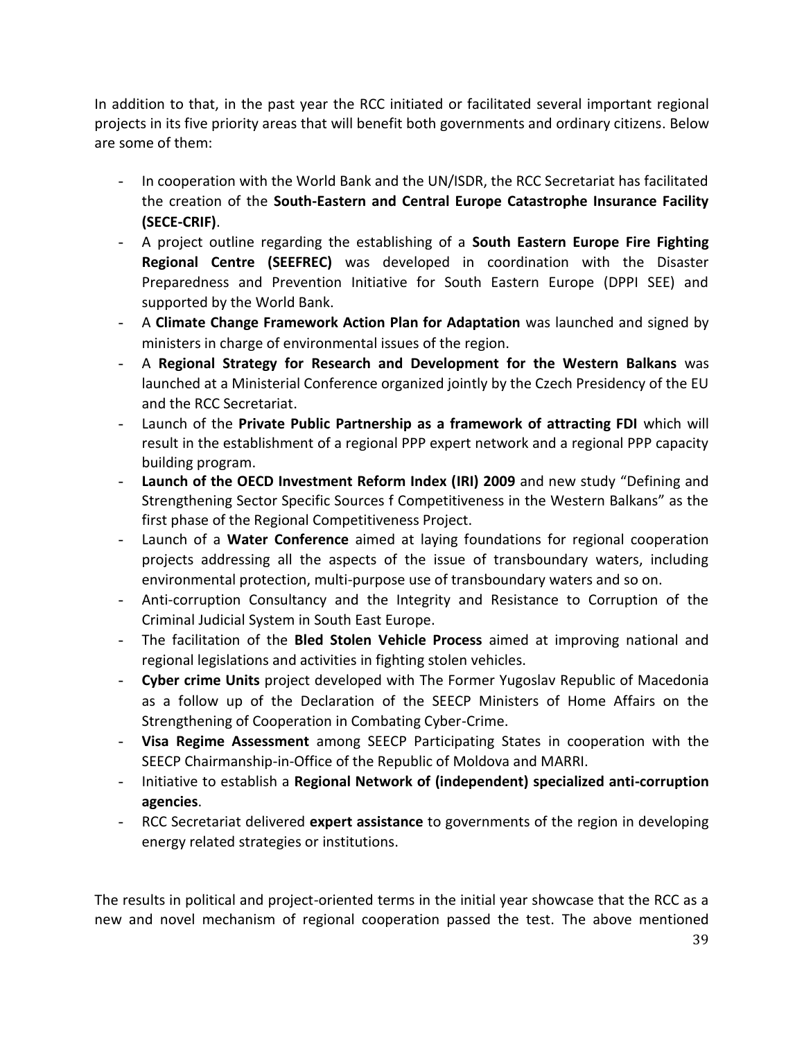In addition to that, in the past year the RCC initiated or facilitated several important regional projects in its five priority areas that will benefit both governments and ordinary citizens. Below are some of them:

- In cooperation with the World Bank and the UN/ISDR, the RCC Secretariat has facilitated the creation of the **South-Eastern and Central Europe Catastrophe Insurance Facility (SECE-CRIF)**.
- A project outline regarding the establishing of a **South Eastern Europe Fire Fighting Regional Centre (SEEFREC)** was developed in coordination with the Disaster Preparedness and Prevention Initiative for South Eastern Europe (DPPI SEE) and supported by the World Bank.
- A **Climate Change Framework Action Plan for Adaptation** was launched and signed by ministers in charge of environmental issues of the region.
- A **Regional Strategy for Research and Development for the Western Balkans** was launched at a Ministerial Conference organized jointly by the Czech Presidency of the EU and the RCC Secretariat.
- Launch of the **Private Public Partnership as a framework of attracting FDI** which will result in the establishment of a regional PPP expert network and a regional PPP capacity building program.
- **Launch of the OECD Investment Reform Index (IRI) 2009** and new study "Defining and Strengthening Sector Specific Sources f Competitiveness in the Western Balkans" as the first phase of the Regional Competitiveness Project.
- Launch of a **Water Conference** aimed at laying foundations for regional cooperation projects addressing all the aspects of the issue of transboundary waters, including environmental protection, multi-purpose use of transboundary waters and so on.
- Anti-corruption Consultancy and the Integrity and Resistance to Corruption of the Criminal Judicial System in South East Europe.
- The facilitation of the **Bled Stolen Vehicle Process** aimed at improving national and regional legislations and activities in fighting stolen vehicles.
- **Cyber crime Units** project developed with The Former Yugoslav Republic of Macedonia as a follow up of the Declaration of the SEECP Ministers of Home Affairs on the Strengthening of Cooperation in Combating Cyber-Crime.
- **Visa Regime Assessment** among SEECP Participating States in cooperation with the SEECP Chairmanship-in-Office of the Republic of Moldova and MARRI.
- Initiative to establish a **Regional Network of (independent) specialized anti-corruption agencies**.
- RCC Secretariat delivered **expert assistance** to governments of the region in developing energy related strategies or institutions.

The results in political and project-oriented terms in the initial year showcase that the RCC as a new and novel mechanism of regional cooperation passed the test. The above mentioned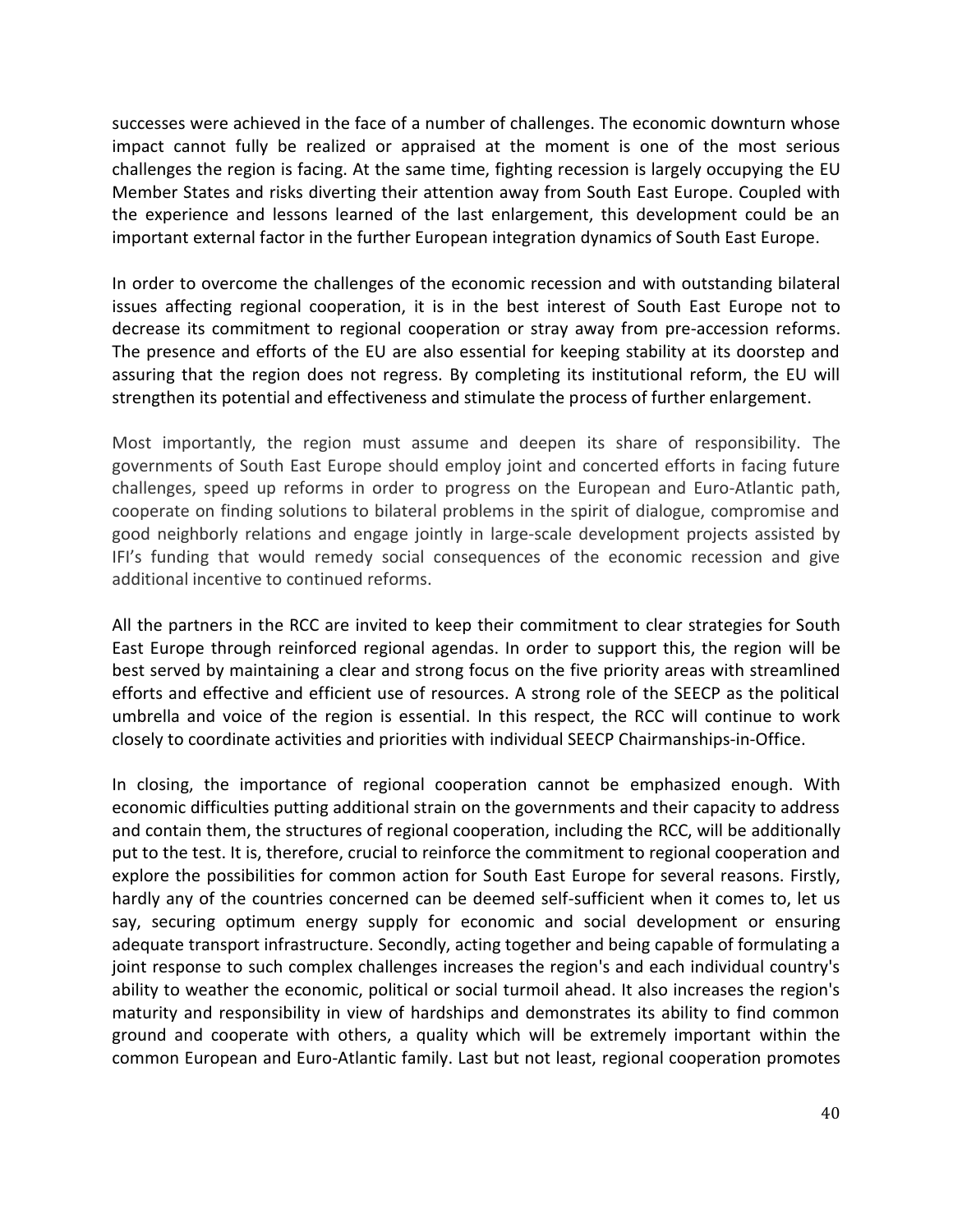successes were achieved in the face of a number of challenges. The economic downturn whose impact cannot fully be realized or appraised at the moment is one of the most serious challenges the region is facing. At the same time, fighting recession is largely occupying the EU Member States and risks diverting their attention away from South East Europe. Coupled with the experience and lessons learned of the last enlargement, this development could be an important external factor in the further European integration dynamics of South East Europe.

In order to overcome the challenges of the economic recession and with outstanding bilateral issues affecting regional cooperation, it is in the best interest of South East Europe not to decrease its commitment to regional cooperation or stray away from pre-accession reforms. The presence and efforts of the EU are also essential for keeping stability at its doorstep and assuring that the region does not regress. By completing its institutional reform, the EU will strengthen its potential and effectiveness and stimulate the process of further enlargement.

Most importantly, the region must assume and deepen its share of responsibility. The governments of South East Europe should employ joint and concerted efforts in facing future challenges, speed up reforms in order to progress on the European and Euro-Atlantic path, cooperate on finding solutions to bilateral problems in the spirit of dialogue, compromise and good neighborly relations and engage jointly in large-scale development projects assisted by IFI's funding that would remedy social consequences of the economic recession and give additional incentive to continued reforms.

All the partners in the RCC are invited to keep their commitment to clear strategies for South East Europe through reinforced regional agendas. In order to support this, the region will be best served by maintaining a clear and strong focus on the five priority areas with streamlined efforts and effective and efficient use of resources. A strong role of the SEECP as the political umbrella and voice of the region is essential. In this respect, the RCC will continue to work closely to coordinate activities and priorities with individual SEECP Chairmanships-in-Office.

In closing, the importance of regional cooperation cannot be emphasized enough. With economic difficulties putting additional strain on the governments and their capacity to address and contain them, the structures of regional cooperation, including the RCC, will be additionally put to the test. It is, therefore, crucial to reinforce the commitment to regional cooperation and explore the possibilities for common action for South East Europe for several reasons. Firstly, hardly any of the countries concerned can be deemed self-sufficient when it comes to, let us say, securing optimum energy supply for economic and social development or ensuring adequate transport infrastructure. Secondly, acting together and being capable of formulating a joint response to such complex challenges increases the region's and each individual country's ability to weather the economic, political or social turmoil ahead. It also increases the region's maturity and responsibility in view of hardships and demonstrates its ability to find common ground and cooperate with others, a quality which will be extremely important within the common European and Euro-Atlantic family. Last but not least, regional cooperation promotes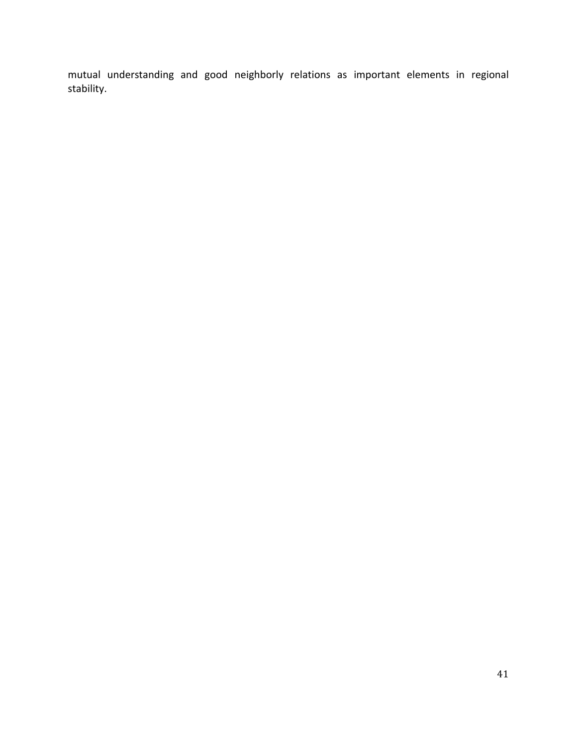mutual understanding and good neighborly relations as important elements in regional stability.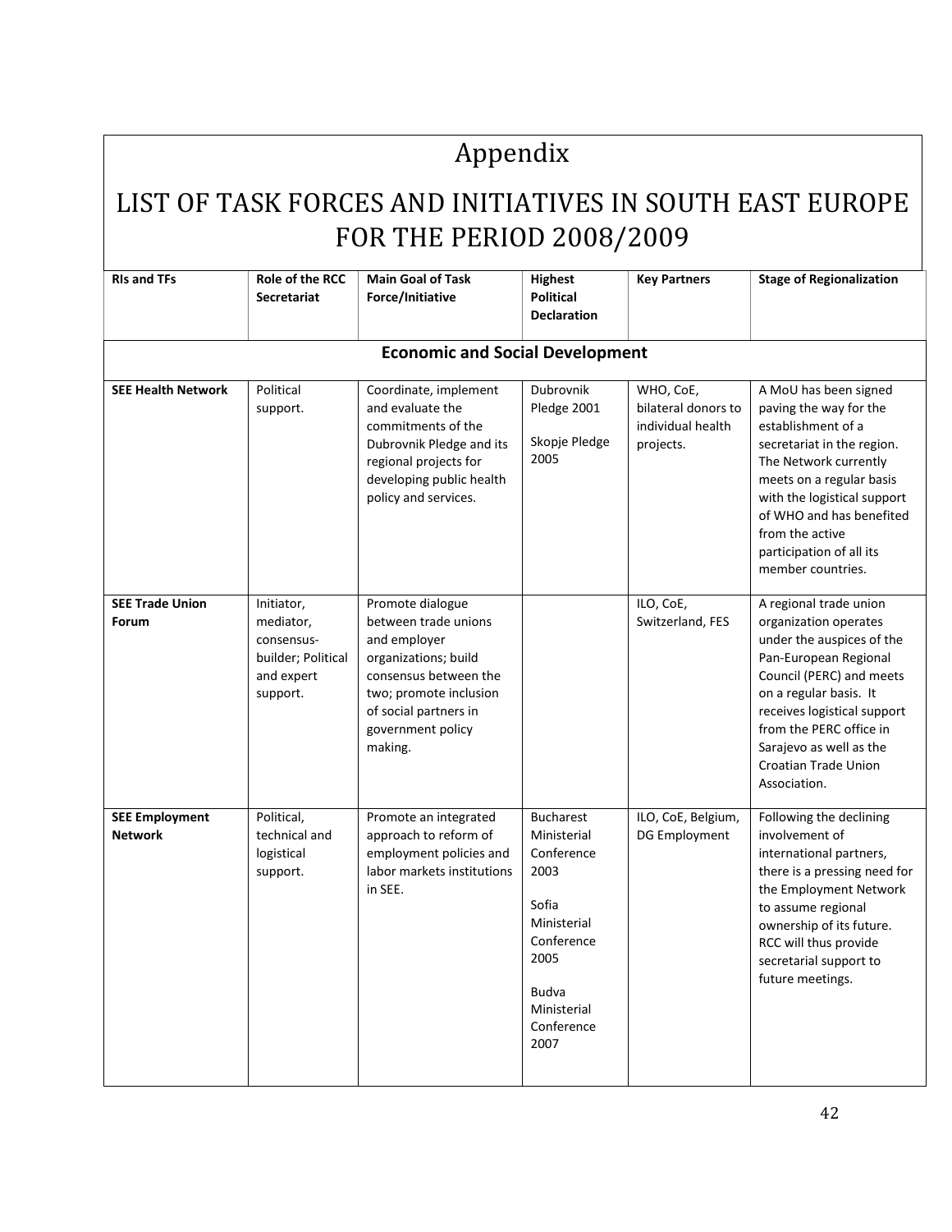# Appendix

# LIST OF TASK FORCES AND INITIATIVES IN SOUTH EAST EUROPE FOR THE PERIOD 2008/2009

| RIs and TFs | Role of the RCC Secretariat | Main Goal of Task Force/Initiative | Highest Political Declaration | Key Partners | Stage of Regionalization |
|---|---|---|---|---|---|
| **Economic and Social Development** | | | | | |
| **SEE Health Network** | Political support. | Coordinate, implement and evaluate the commitments of the Dubrovnik Pledge and its regional projects for developing public health policy and services. | Dubrovnik Pledge 2001<br><br>Skopje Pledge 2005 | WHO, CoE, bilateral donors to individual health projects. | A MoU has been signed paving the way for the establishment of a secretariat in the region. The Network currently meets on a regular basis with the logistical support of WHO and has benefited from the active participation of all its member countries. |
| **SEE Trade Union Forum** | Initiator, mediator, consensus-builder; Political and expert support. | Promote dialogue between trade unions and employer organizations; build consensus between the two; promote inclusion of social partners in government policy making. | | ILO, CoE, Switzerland, FES | A regional trade union organization operates under the auspices of the Pan-European Regional Council (PERC) and meets on a regular basis. It receives logistical support from the PERC office in Sarajevo as well as the Croatian Trade Union Association. |
| **SEE Employment Network** | Political, technical and logistical support. | Promote an integrated approach to reform of employment policies and labor markets institutions in SEE. | Bucharest Ministerial Conference 2003<br><br>Sofia Ministerial Conference 2005<br><br>Budva Ministerial Conference 2007 | ILO, CoE, Belgium, DG Employment | Following the declining involvement of international partners, there is a pressing need for the Employment Network to assume regional ownership of its future. RCC will thus provide secretarial support to future meetings. |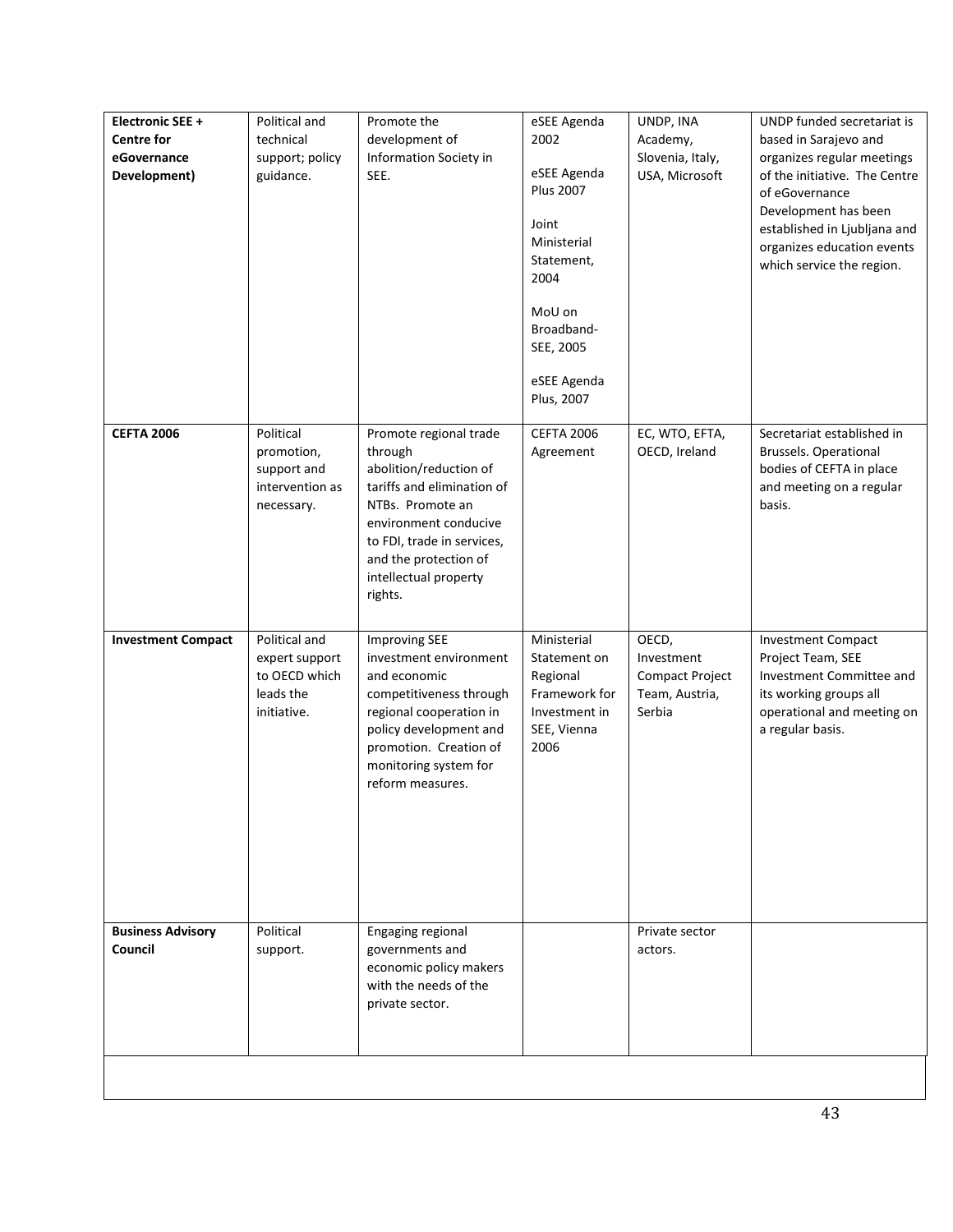| **Electronic SEE + Centre for eGovernance Development)** | Political and technical support; policy guidance. | Promote the development of Information Society in SEE. | eSEE Agenda 2002<br><br>eSEE Agenda Plus 2007<br><br>Joint Ministerial Statement, 2004<br><br>MoU on Broadband-SEE, 2005<br><br>eSEE Agenda Plus, 2007 | UNDP, INA Academy, Slovenia, Italy, USA, Microsoft | UNDP funded secretariat is based in Sarajevo and organizes regular meetings of the initiative. The Centre of eGovernance Development has been established in Ljubljana and organizes education events which service the region. |
|---|---|---|---|---|---|
| **CEFTA 2006** | Political promotion, support and intervention as necessary. | Promote regional trade through abolition/reduction of tariffs and elimination of NTBs. Promote an environment conducive to FDI, trade in services, and the protection of intellectual property rights. | CEFTA 2006 Agreement | EC, WTO, EFTA, OECD, Ireland | Secretariat established in Brussels. Operational bodies of CEFTA in place and meeting on a regular basis. |
| **Investment Compact** | Political and expert support to OECD which leads the initiative. | Improving SEE investment environment and economic competitiveness through regional cooperation in policy development and promotion. Creation of monitoring system for reform measures. | Ministerial Statement on Regional Framework for Investment in SEE, Vienna 2006 | OECD, Investment Compact Project Team, Austria, Serbia | Investment Compact Project Team, SEE Investment Committee and its working groups all operational and meeting on a regular basis. |
| **Business Advisory Council** | Political support. | Engaging regional governments and economic policy makers with the needs of the private sector. | | Private sector actors. | |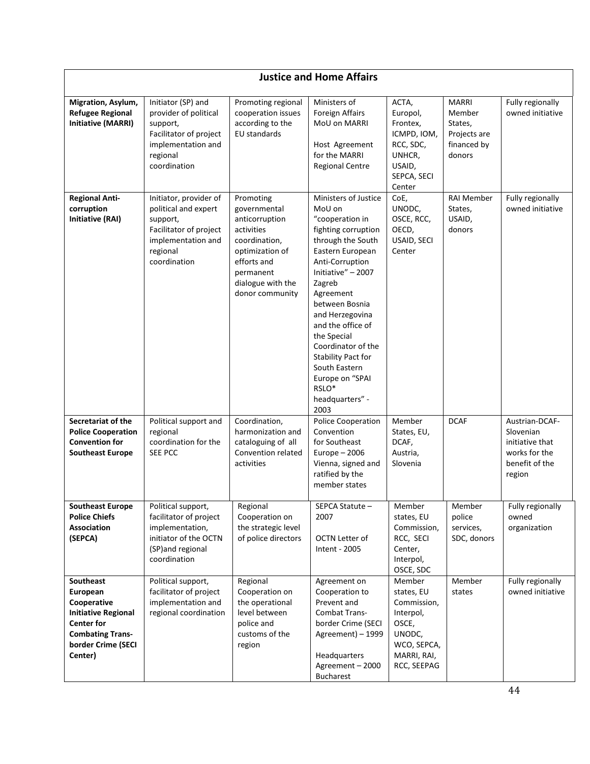| **Justice and Home Affairs** | | | | | | |
|---|---|---|---|---|---|---|
| **Migration, Asylum, Refugee Regional Initiative (MARRI)** | Initiator (SP) and provider of political support, Facilitator of project implementation and regional coordination | Promoting regional cooperation issues according to the EU standards | Ministers of Foreign Affairs MoU on MARRI<br><br>Host Agreement for the MARRI Regional Centre | ACTA, Europol, Frontex, ICMPD, IOM, RCC, SDC, UNHCR, USAID, SEPCA, SECI Center | MARRI Member States, Projects are financed by donors | Fully regionally owned initiative |
| **Regional Anti-corruption Initiative (RAI)** | Initiator, provider of political and expert support, Facilitator of project implementation and regional coordination | Promoting governmental anticorruption activities coordination, optimization of efforts and permanent dialogue with the donor community | Ministers of Justice MoU on "cooperation in fighting corruption through the South Eastern European Anti-Corruption Initiative" – 2007 Zagreb<br>Agreement between Bosnia and Herzegovina and the office of the Special Coordinator of the Stability Pact for South Eastern Europe on "SPAI RSLO* headquarters" - 2003 | CoE, UNODC, OSCE, RCC, OECD, USAID, SECI Center | RAI Member States, USAID, donors | Fully regionally owned initiative |
| **Secretariat of the Police Cooperation Convention for Southeast Europe** | Political support and regional coordination for the SEE PCC | Coordination, harmonization and cataloguing of all Convention related activities | Police Cooperation Convention for Southeast Europe – 2006 Vienna, signed and ratified by the member states | Member States, EU, DCAF, Austria, Slovenia | DCAF | Austrian-DCAF-Slovenian initiative that works for the benefit of the region |
| **Southeast Europe Police Chiefs Association (SEPCA)** | Political support, facilitator of project implementation, initiator of the OCTN (SP)and regional coordination | Regional Cooperation on the strategic level of police directors | SEPCA Statute – 2007<br><br>OCTN Letter of Intent - 2005 | Member states, EU Commission, RCC, SECI Center, Interpol, OSCE, SDC | Member police services, SDC, donors | Fully regionally owned organization |
| **Southeast European Cooperative Initiative Regional Center for Combating Trans-border Crime (SECI Center)** | Political support, facilitator of project implementation and regional coordination | Regional Cooperation on the operational level between police and customs of the region | Agreement on Cooperation to Prevent and Combat Trans-border Crime (SECI Agreement) – 1999<br><br>Headquarters Agreement – 2000 Bucharest | Member states, EU Commission, Interpol, OSCE, UNODC, WCO, SEPCA, MARRI, RAI, RCC, SEEPAG | Member states | Fully regionally owned initiative |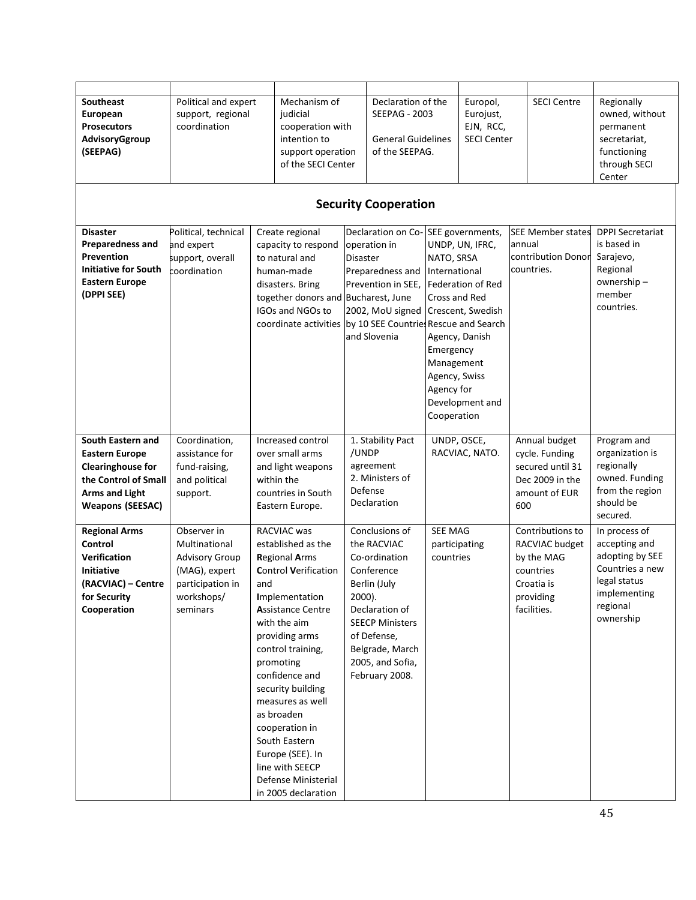| | | | | | | |
|---|---|---|---|---|---|---|
| **Southeast European Prosecutors AdvisoryGgroup (SEEPAG)** | Political and expert support, regional coordination | Mechanism of judicial cooperation with intention to support operation of the SECI Center | Declaration of the SEEPAG - 2003<br><br>General Guidelines of the SEEPAG. | Europol, Eurojust, EJN, RCC, SECI Center | SECI Centre | Regionally owned, without permanent secretariat, functioning through SECI Center |

## Security Cooperation

| | | | | | | |
|---|---|---|---|---|---|---|
| **Disaster Preparedness and Prevention Initiative for South Eastern Europe (DPPI SEE)** | Political, technical and expert support, overall coordination | Create regional capacity to respond to natural and human-made disasters. Bring together donors and IGOs and NGOs to coordinate activities | Declaration on Co-operation in Disaster Preparedness and Prevention in SEE, Bucharest, June 2002, MoU signed by 10 SEE Countries and Slovenia | SEE governments, UNDP, UN, IFRC, NATO, SRSA International Federation of Red Cross and Red Crescent, Swedish Rescue and Search Agency, Danish Emergency Management Agency, Swiss Agency for Development and Cooperation | SEE Member states annual contribution Donor countries. | DPPI Secretariat is based in Sarajevo, Regional ownership – member countries. |
| **South Eastern and Eastern Europe Clearinghouse for the Control of Small Arms and Light Weapons (SEESAC)** | Coordination, assistance for fund-raising, and political support. | Increased control over small arms and light weapons within the countries in South Eastern Europe. | 1. Stability Pact /UNDP agreement<br>2. Ministers of Defense Declaration | UNDP, OSCE, RACVIAC, NATO. | Annual budget cycle. Funding secured until 31 Dec 2009 in the amount of EUR 600 | Program and organization is regionally owned. Funding from the region should be secured. |
| **Regional Arms Control Verification Initiative (RACVIAC) – Centre for Security Cooperation** | Observer in Multinational Advisory Group (MAG), expert participation in workshops/ seminars | RACVIAC was established as the **R**egional **A**rms **C**ontrol **V**erification and **I**mplementation **A**ssistance Centre with the aim providing arms control training, promoting confidence and security building measures as well as broaden cooperation in South Eastern Europe (SEE). In line with SEECP Defense Ministerial in 2005 declaration | Conclusions of the RACVIAC Co-ordination Conference Berlin (July 2000).<br>Declaration of SEECP Ministers of Defense, Belgrade, March 2005, and Sofia, February 2008. | SEE MAG participating countries | Contributions to RACVIAC budget by the MAG countries Croatia is providing facilities. | In process of accepting and adopting by SEE Countries a new legal status implementing regional ownership |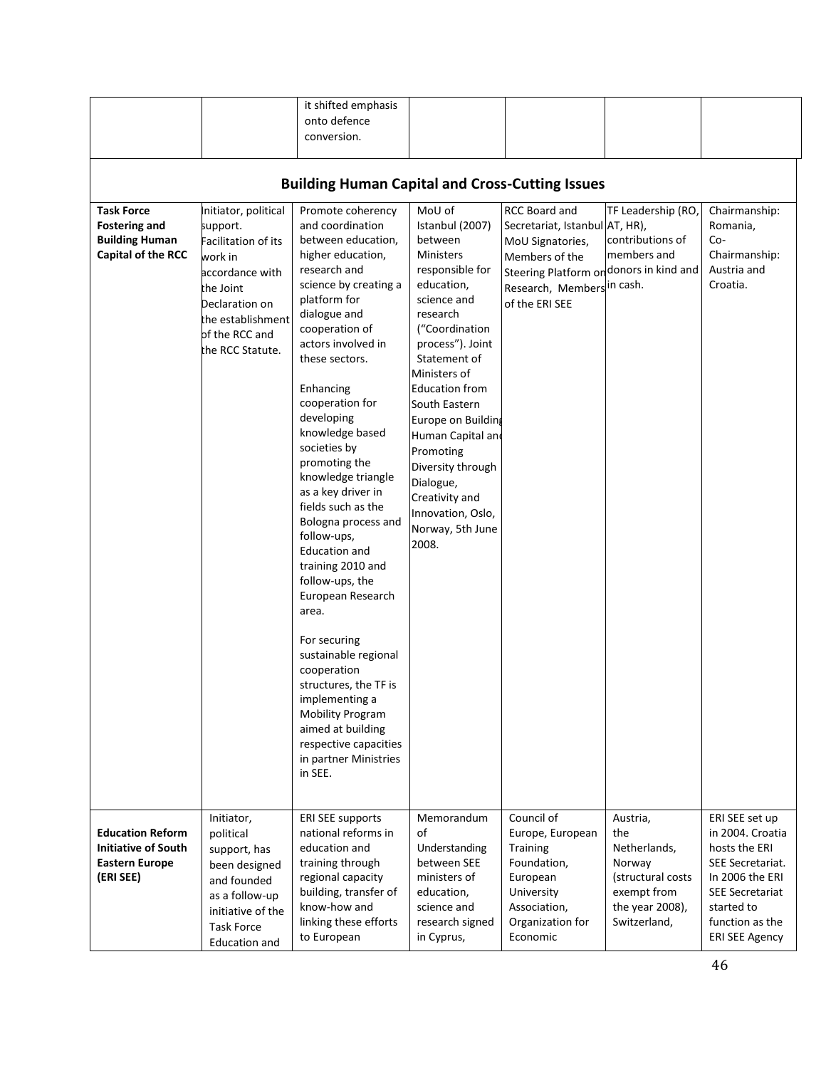| | | it shifted emphasis onto defence conversion. | | | | |
|---|---|---|---|---|---|---|

## Building Human Capital and Cross-Cutting Issues

| | | | | | | |
|---|---|---|---|---|---|---|
| **Task Force Fostering and Building Human Capital of the RCC** | Initiator, political support. Facilitation of its work in accordance with the Joint Declaration on the establishment of the RCC and the RCC Statute. | Promote coherency and coordination between education, higher education, research and science by creating a platform for dialogue and cooperation of actors involved in these sectors.<br><br>Enhancing cooperation for developing knowledge based societies by promoting the knowledge triangle as a key driver in fields such as the Bologna process and follow-ups, Education and training 2010 and follow-ups, the European Research area.<br><br>For securing sustainable regional cooperation structures, the TF is implementing a Mobility Program aimed at building respective capacities in partner Ministries in SEE. | MoU of Istanbul (2007) between Ministers responsible for education, science and research ("Coordination process"). Joint Statement of Ministers of Education from South Eastern Europe on Building Human Capital and Promoting Diversity through Dialogue, Creativity and Innovation, Oslo, Norway, 5th June 2008. | RCC Board and Secretariat, Istanbul MoU Signatories, Members of the Steering Platform on Research, Members of the ERI SEE | TF Leadership (RO, AT, HR), contributions of members and donors in kind and in cash. | Chairmanship: Romania, Co-Chairmanship: Austria and Croatia. |
| **Education Reform Initiative of South Eastern Europe (ERI SEE)** | Initiator, political support, has been designed and founded as a follow-up initiative of the Task Force Education and | ERI SEE supports national reforms in education and training through regional capacity building, transfer of know-how and linking these efforts to European | Memorandum of Understanding between SEE ministers of education, science and research signed in Cyprus, | Council of Europe, European Training Foundation, European University Association, Organization for Economic | Austria, the Netherlands, Norway (structural costs exempt from the year 2008), Switzerland, | ERI SEE set up in 2004. Croatia hosts the ERI SEE Secretariat. In 2006 the ERI SEE Secretariat started to function as the ERI SEE Agency |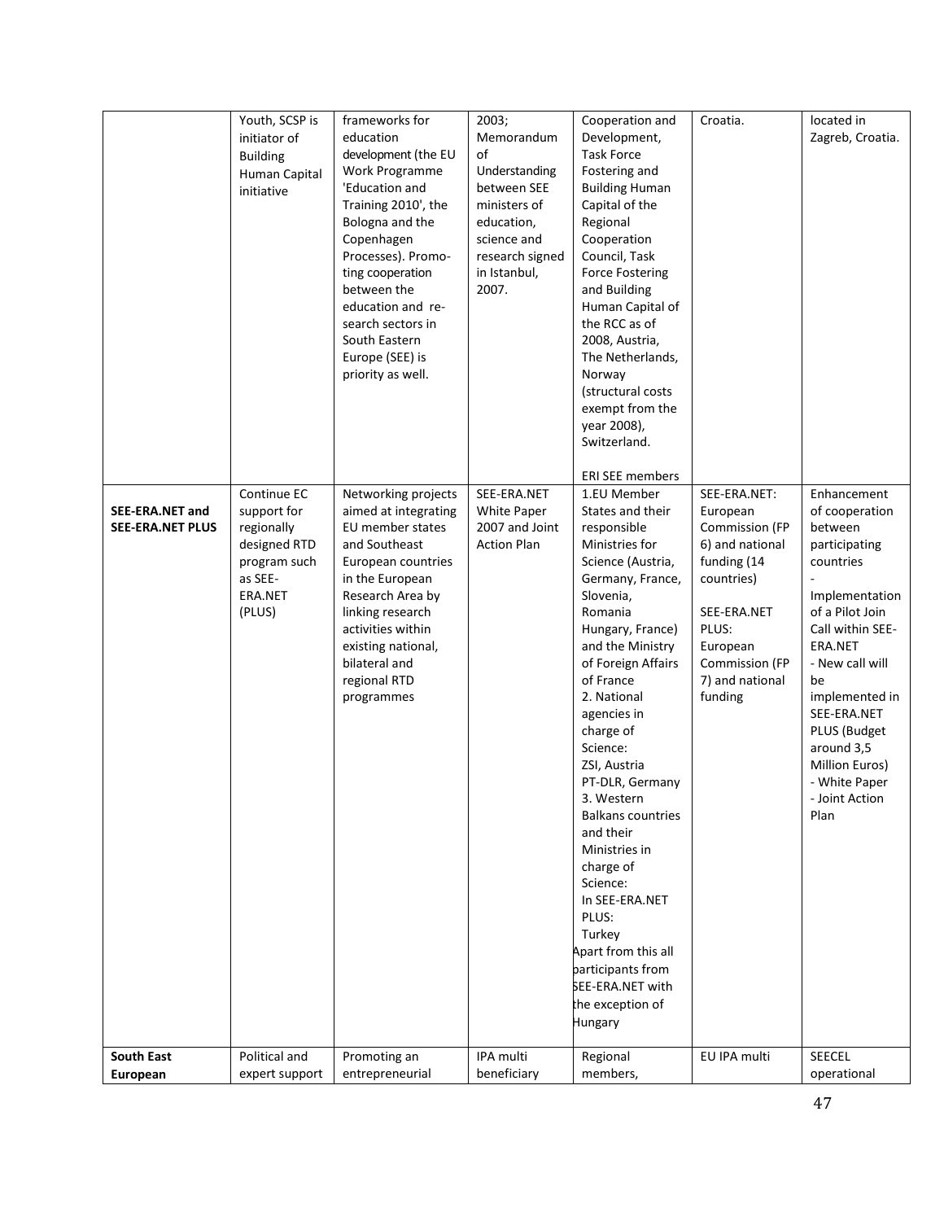| | | | | | | |
|---|---|---|---|---|---|---|
| | Youth, SCSP is initiator of Building Human Capital initiative | frameworks for education development (the EU Work Programme 'Education and Training 2010', the Bologna and the Copenhagen Processes). Promoting cooperation between the education and research sectors in South Eastern Europe (SEE) is priority as well. | 2003; Memorandum of Understanding between SEE ministers of education, science and research signed in Istanbul, 2007. | Cooperation and Development, Task Force Fostering and Building Human Capital of the Regional Cooperation Council, Task Force Fostering and Building Human Capital of the RCC as of 2008, Austria, The Netherlands, Norway (structural costs exempt from the year 2008), Switzerland.<br><br>ERI SEE members | Croatia. | located in Zagreb, Croatia. |
| **SEE-ERA.NET and SEE-ERA.NET PLUS** | Continue EC support for regionally designed RTD program such as SEE-ERA.NET (PLUS) | Networking projects aimed at integrating EU member states and Southeast European countries in the European Research Area by linking research activities within existing national, bilateral and regional RTD programmes | SEE-ERA.NET White Paper 2007 and Joint Action Plan | 1.EU Member States and their responsible Ministries for Science (Austria, Germany, France, Slovenia, Romania Hungary, France) and the Ministry of Foreign Affairs of France<br>2. National agencies in charge of Science:<br>ZSI, Austria<br>PT-DLR, Germany<br>3. Western Balkans countries and their Ministries in charge of Science:<br>In SEE-ERA.NET PLUS:<br>Turkey<br>Apart from this all participants from SEE-ERA.NET with the exception of Hungary | SEE-ERA.NET: European Commission (FP 6) and national funding (14 countries)<br><br>SEE-ERA.NET PLUS: European Commission (FP 7) and national funding | Enhancement of cooperation between participating countries<br>-<br>Implementation of a Pilot Join Call within SEE-ERA.NET<br>- New call will be implemented in SEE-ERA.NET PLUS (Budget around 3,5 Million Euros)<br>- White Paper<br>- Joint Action Plan |
| **South East European** | Political and expert support | Promoting an entrepreneurial | IPA multi beneficiary | Regional members, | EU IPA multi | SEECEL operational |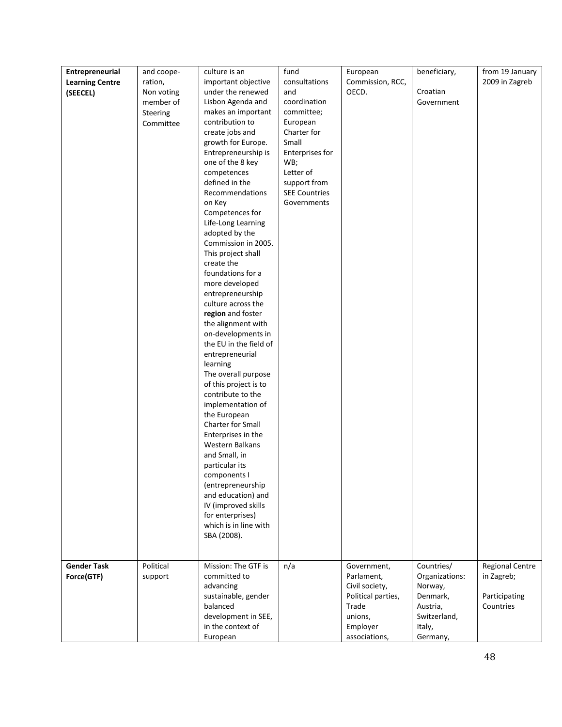| | | | | | | |
|---|---|---|---|---|---|---|
| **Entrepreneurial Learning Centre (SEECEL)** | and coope-ration, Non voting member of Steering Committee | culture is an important objective under the renewed Lisbon Agenda and makes an important contribution to create jobs and growth for Europe. Entrepreneurship is one of the 8 key competences defined in the Recommendations on Key Competences for Life-Long Learning adopted by the Commission in 2005. This project shall create the foundations for a more developed entrepreneurship culture across the **region** and foster the alignment with on-developments in the EU in the field of entrepreneurial learning The overall purpose of this project is to contribute to the implementation of the European Charter for Small Enterprises in the Western Balkans and Small, in particular its components I (entrepreneurship and education) and IV (improved skills for enterprises) which is in line with SBA (2008). | fund consultations and coordination committee; European Charter for Small Enterprises for WB; Letter of support from SEE Countries Governments | European Commission, RCC, OECD. | beneficiary, Croatian Government | from 19 January 2009 in Zagreb |
| **Gender Task Force(GTF)** | Political support | Mission: The GTF is committed to advancing sustainable, gender balanced development in SEE, in the context of European | n/a | Government, Parlament, Civil society, Political parties, Trade unions, Employer associations, | Countries/ Organizations: Norway, Denmark, Austria, Switzerland, Italy, Germany, | Regional Centre in Zagreb; Participating Countries |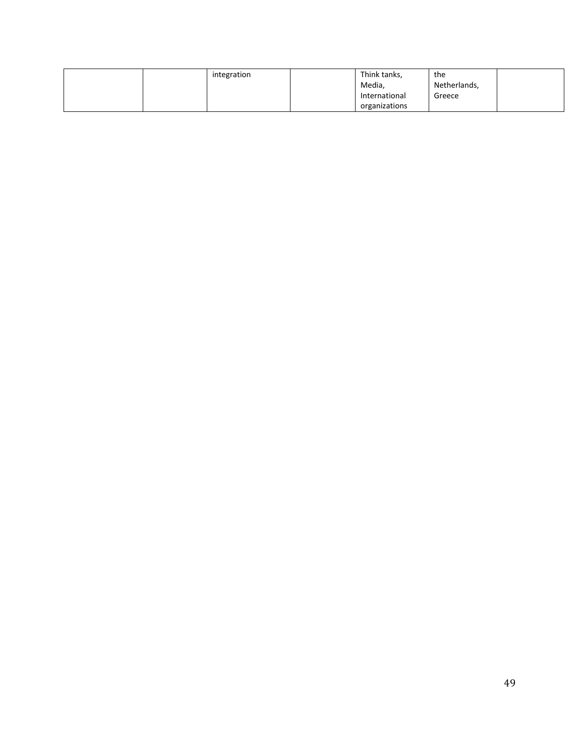| | | | | | | |
|---|---|---|---|---|---|---|
| | | integration | | Think tanks, Media, International organizations | the Netherlands, Greece | |